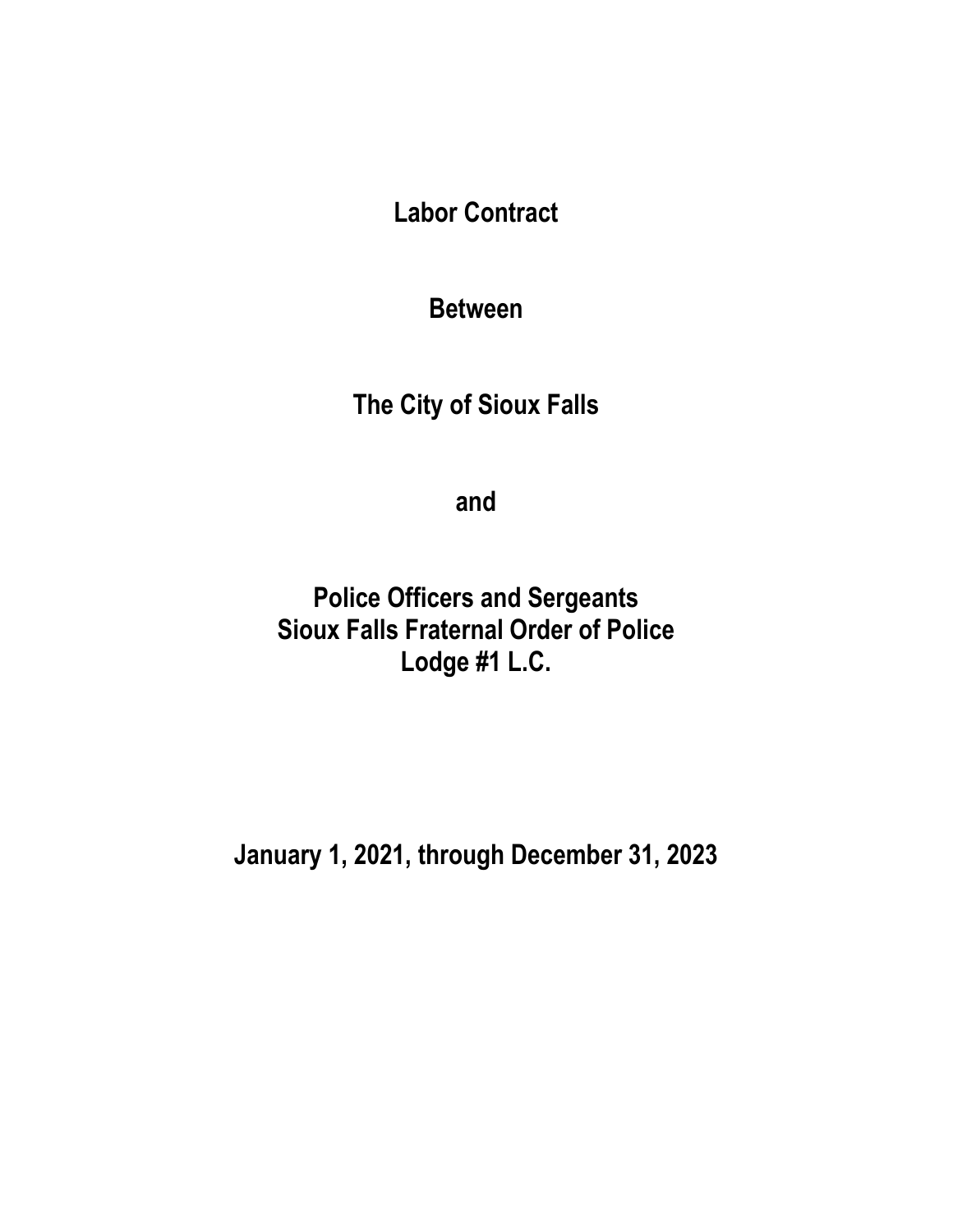# Labor Contract

# Between

# The City of Sioux Falls

# and

# Police Officers and Sergeants
# Sioux Falls Fraternal Order of Police
# Lodge #1 L.C.

# January 1, 2021, through December 31, 2023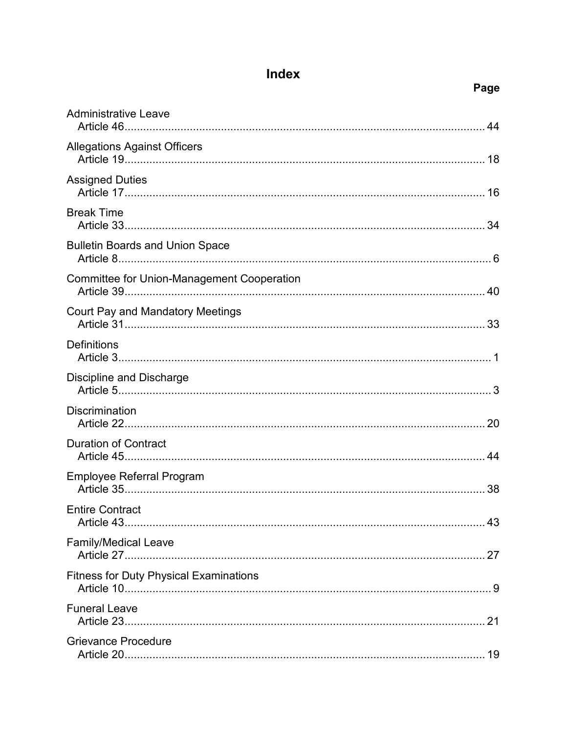# Index

| | Page |
|---|---|
| **Administrative Leave** | |
| Article 46 | 44 |
| **Allegations Against Officers** | |
| Article 19 | 18 |
| **Assigned Duties** | |
| Article 17 | 16 |
| **Break Time** | |
| Article 33 | 34 |
| **Bulletin Boards and Union Space** | |
| Article 8 | 6 |
| **Committee for Union-Management Cooperation** | |
| Article 39 | 40 |
| **Court Pay and Mandatory Meetings** | |
| Article 31 | 33 |
| **Definitions** | |
| Article 3 | 1 |
| **Discipline and Discharge** | |
| Article 5 | 3 |
| **Discrimination** | |
| Article 22 | 20 |
| **Duration of Contract** | |
| Article 45 | 44 |
| **Employee Referral Program** | |
| Article 35 | 38 |
| **Entire Contract** | |
| Article 43 | 43 |
| **Family/Medical Leave** | |
| Article 27 | 27 |
| **Fitness for Duty Physical Examinations** | |
| Article 10 | 9 |
| **Funeral Leave** | |
| Article 23 | 21 |
| **Grievance Procedure** | |
| Article 20 | 19 |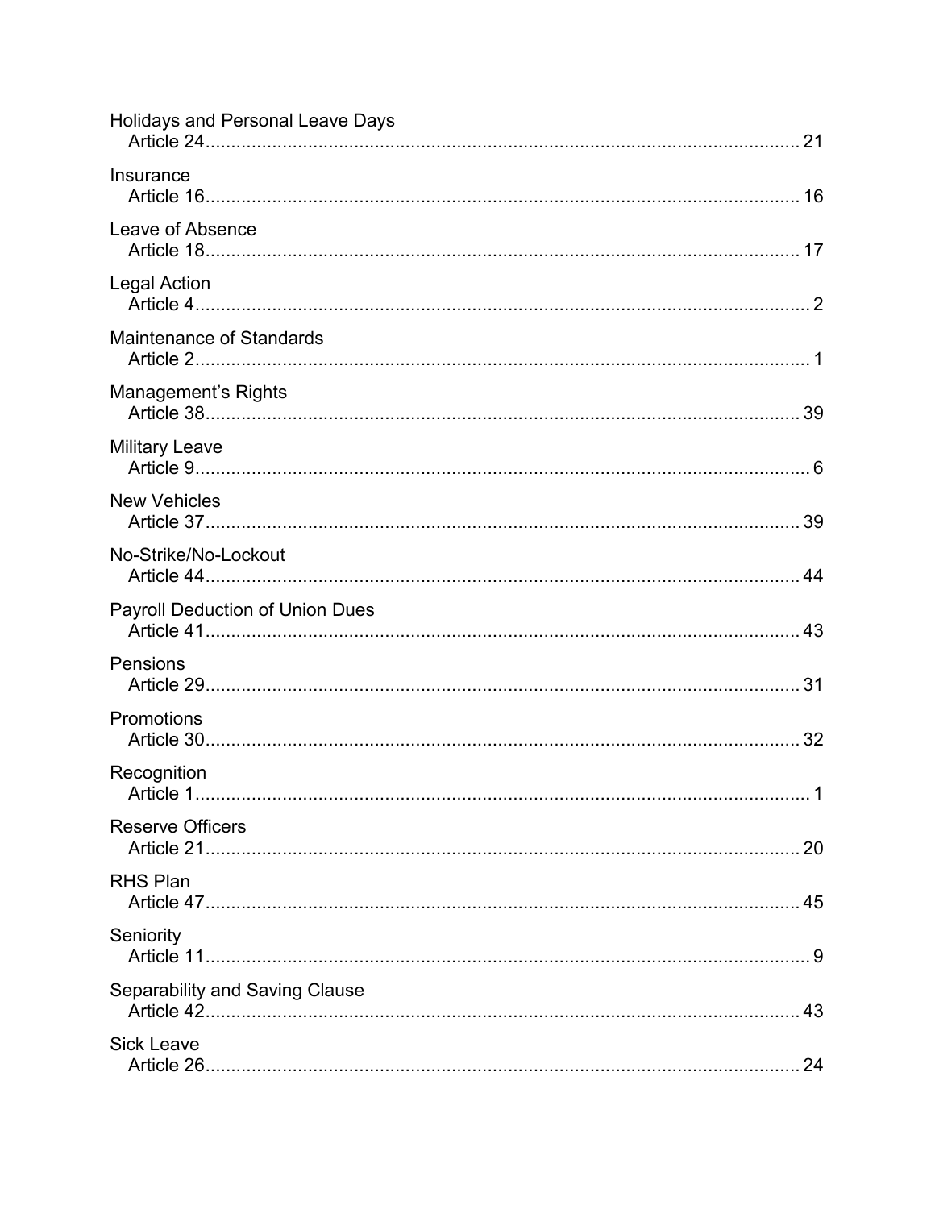Holidays and Personal Leave Days
Article 24 .................................................................................................... 21

Insurance
Article 16 .................................................................................................... 16

Leave of Absence
Article 18 .................................................................................................... 17

Legal Action
Article 4 ........................................................................................................ 2

Maintenance of Standards
Article 2 ........................................................................................................ 1

Management's Rights
Article 38 .................................................................................................... 39

Military Leave
Article 9 ........................................................................................................ 6

New Vehicles
Article 37 .................................................................................................... 39

No-Strike/No-Lockout
Article 44 .................................................................................................... 44

Payroll Deduction of Union Dues
Article 41 .................................................................................................... 43

Pensions
Article 29 .................................................................................................... 31

Promotions
Article 30 .................................................................................................... 32

Recognition
Article 1 ........................................................................................................ 1

Reserve Officers
Article 21 .................................................................................................... 20

RHS Plan
Article 47 .................................................................................................... 45

Seniority
Article 11 ...................................................................................................... 9

Separability and Saving Clause
Article 42 .................................................................................................... 43

Sick Leave
Article 26 .................................................................................................... 24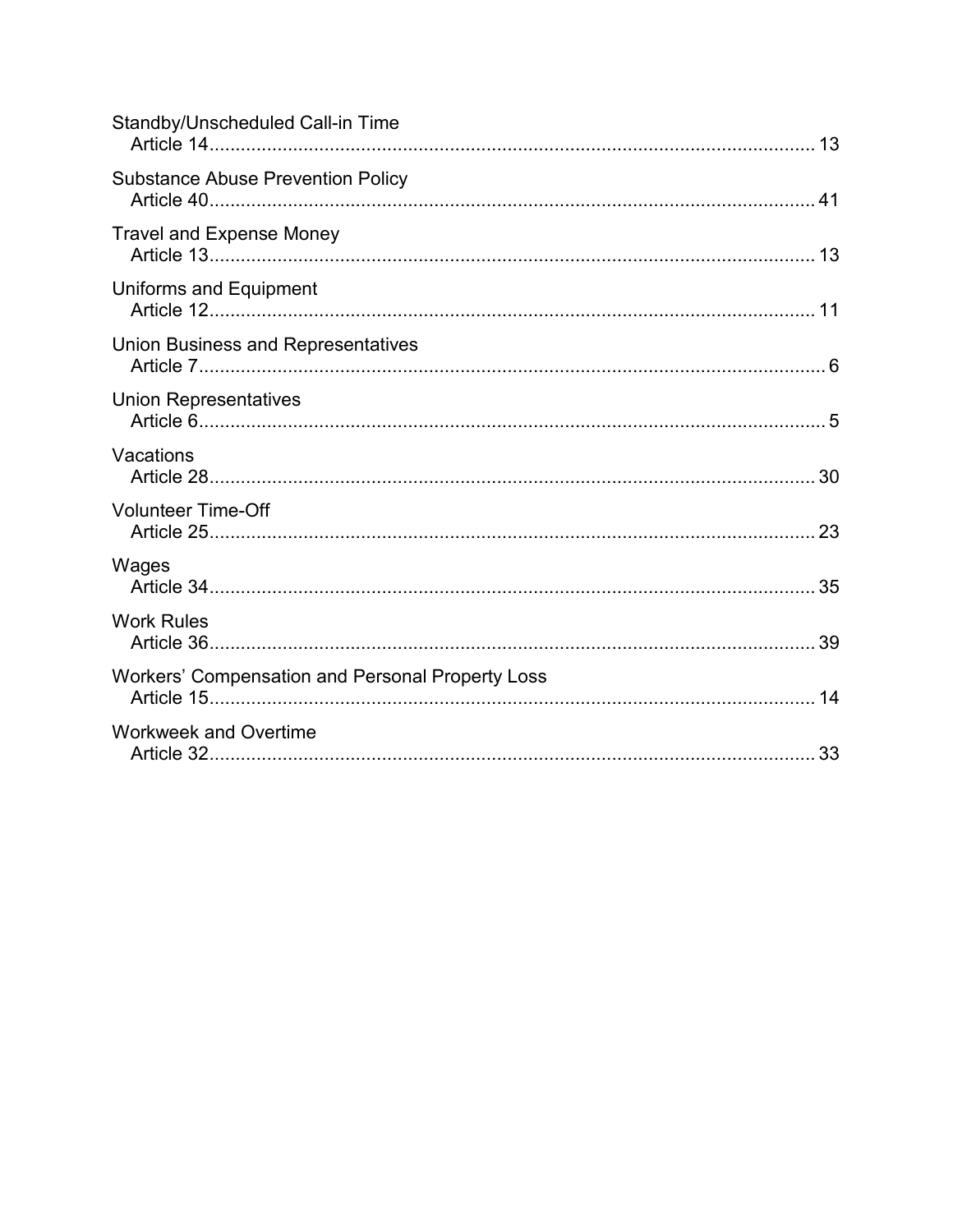Standby/Unscheduled Call-in Time
  Article 14........................................................................................................ 13

Substance Abuse Prevention Policy
  Article 40........................................................................................................ 41

Travel and Expense Money
  Article 13........................................................................................................ 13

Uniforms and Equipment
  Article 12........................................................................................................ 11

Union Business and Representatives
  Article 7.......................................................................................................... 6

Union Representatives
  Article 6.......................................................................................................... 5

Vacations
  Article 28........................................................................................................ 30

Volunteer Time-Off
  Article 25........................................................................................................ 23

Wages
  Article 34........................................................................................................ 35

Work Rules
  Article 36........................................................................................................ 39

Workers' Compensation and Personal Property Loss
  Article 15........................................................................................................ 14

Workweek and Overtime
  Article 32........................................................................................................ 33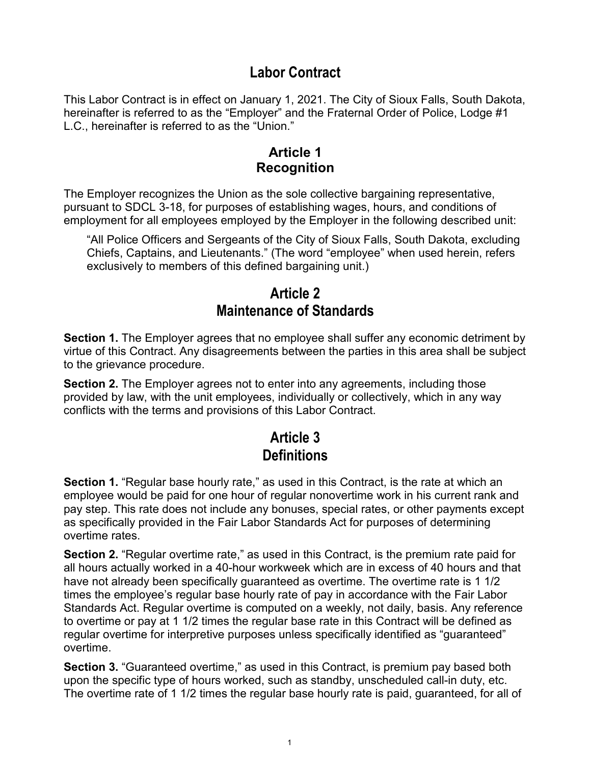# Labor Contract

This Labor Contract is in effect on January 1, 2021. The City of Sioux Falls, South Dakota, hereinafter is referred to as the "Employer" and the Fraternal Order of Police, Lodge #1 L.C., hereinafter is referred to as the "Union."

## Article 1
## Recognition

The Employer recognizes the Union as the sole collective bargaining representative, pursuant to SDCL 3-18, for purposes of establishing wages, hours, and conditions of employment for all employees employed by the Employer in the following described unit:

> "All Police Officers and Sergeants of the City of Sioux Falls, South Dakota, excluding Chiefs, Captains, and Lieutenants." (The word "employee" when used herein, refers exclusively to members of this defined bargaining unit.)

## Article 2
## Maintenance of Standards

**Section 1.** The Employer agrees that no employee shall suffer any economic detriment by virtue of this Contract. Any disagreements between the parties in this area shall be subject to the grievance procedure.

**Section 2.** The Employer agrees not to enter into any agreements, including those provided by law, with the unit employees, individually or collectively, which in any way conflicts with the terms and provisions of this Labor Contract.

## Article 3
## Definitions

**Section 1.** "Regular base hourly rate," as used in this Contract, is the rate at which an employee would be paid for one hour of regular nonovertime work in his current rank and pay step. This rate does not include any bonuses, special rates, or other payments except as specifically provided in the Fair Labor Standards Act for purposes of determining overtime rates.

**Section 2.** "Regular overtime rate," as used in this Contract, is the premium rate paid for all hours actually worked in a 40-hour workweek which are in excess of 40 hours and that have not already been specifically guaranteed as overtime. The overtime rate is 1 1/2 times the employee's regular base hourly rate of pay in accordance with the Fair Labor Standards Act. Regular overtime is computed on a weekly, not daily, basis. Any reference to overtime or pay at 1 1/2 times the regular base rate in this Contract will be defined as regular overtime for interpretive purposes unless specifically identified as "guaranteed" overtime.

**Section 3.** "Guaranteed overtime," as used in this Contract, is premium pay based both upon the specific type of hours worked, such as standby, unscheduled call-in duty, etc. The overtime rate of 1 1/2 times the regular base hourly rate is paid, guaranteed, for all of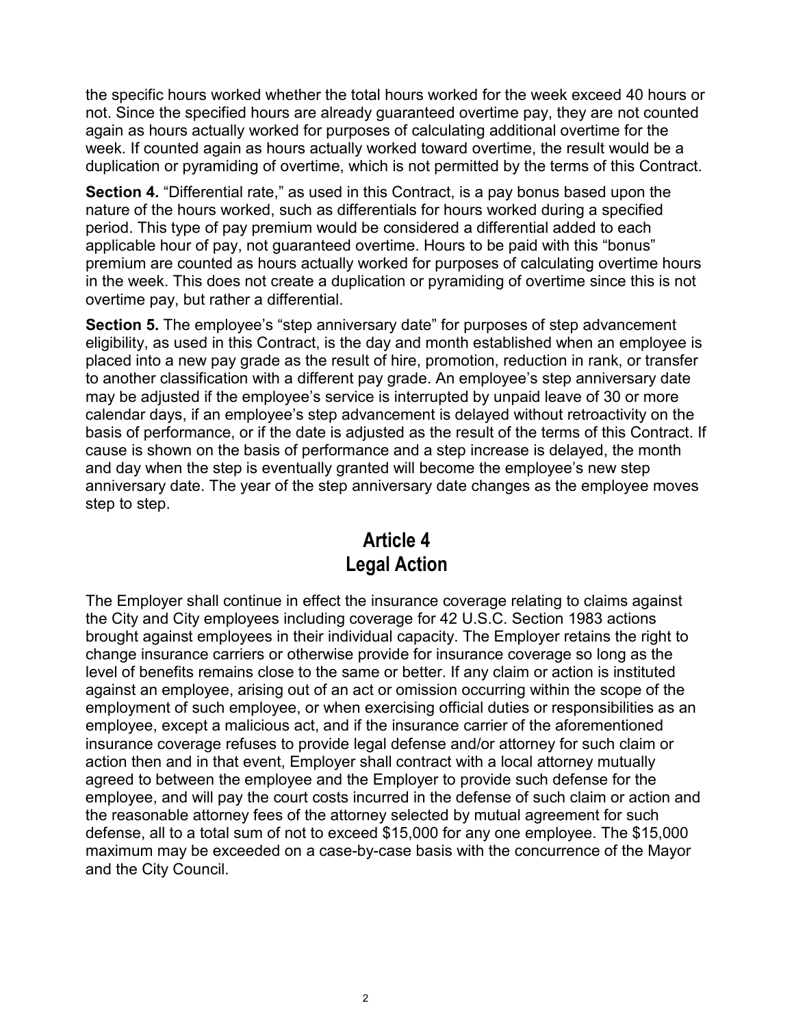the specific hours worked whether the total hours worked for the week exceed 40 hours or not. Since the specified hours are already guaranteed overtime pay, they are not counted again as hours actually worked for purposes of calculating additional overtime for the week. If counted again as hours actually worked toward overtime, the result would be a duplication or pyramiding of overtime, which is not permitted by the terms of this Contract.

**Section 4.** "Differential rate," as used in this Contract, is a pay bonus based upon the nature of the hours worked, such as differentials for hours worked during a specified period. This type of pay premium would be considered a differential added to each applicable hour of pay, not guaranteed overtime. Hours to be paid with this "bonus" premium are counted as hours actually worked for purposes of calculating overtime hours in the week. This does not create a duplication or pyramiding of overtime since this is not overtime pay, but rather a differential.

**Section 5.** The employee's "step anniversary date" for purposes of step advancement eligibility, as used in this Contract, is the day and month established when an employee is placed into a new pay grade as the result of hire, promotion, reduction in rank, or transfer to another classification with a different pay grade. An employee's step anniversary date may be adjusted if the employee's service is interrupted by unpaid leave of 30 or more calendar days, if an employee's step advancement is delayed without retroactivity on the basis of performance, or if the date is adjusted as the result of the terms of this Contract. If cause is shown on the basis of performance and a step increase is delayed, the month and day when the step is eventually granted will become the employee's new step anniversary date. The year of the step anniversary date changes as the employee moves step to step.

## Article 4
## Legal Action

The Employer shall continue in effect the insurance coverage relating to claims against the City and City employees including coverage for 42 U.S.C. Section 1983 actions brought against employees in their individual capacity. The Employer retains the right to change insurance carriers or otherwise provide for insurance coverage so long as the level of benefits remains close to the same or better. If any claim or action is instituted against an employee, arising out of an act or omission occurring within the scope of the employment of such employee, or when exercising official duties or responsibilities as an employee, except a malicious act, and if the insurance carrier of the aforementioned insurance coverage refuses to provide legal defense and/or attorney for such claim or action then and in that event, Employer shall contract with a local attorney mutually agreed to between the employee and the Employer to provide such defense for the employee, and will pay the court costs incurred in the defense of such claim or action and the reasonable attorney fees of the attorney selected by mutual agreement for such defense, all to a total sum of not to exceed $15,000 for any one employee. The $15,000 maximum may be exceeded on a case-by-case basis with the concurrence of the Mayor and the City Council.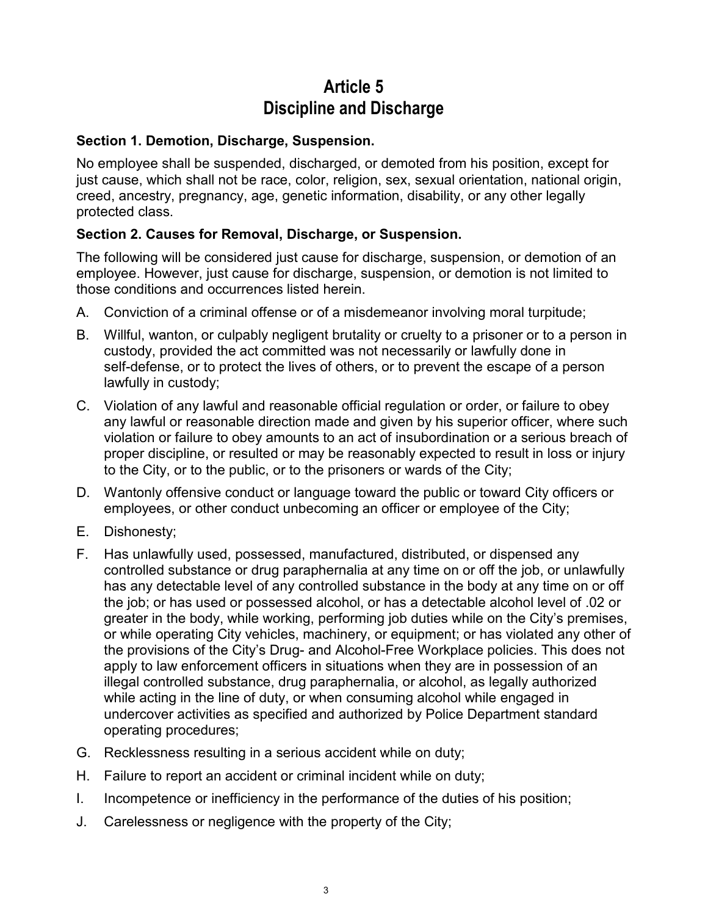# Article 5
# Discipline and Discharge

**Section 1. Demotion, Discharge, Suspension.**

No employee shall be suspended, discharged, or demoted from his position, except for just cause, which shall not be race, color, religion, sex, sexual orientation, national origin, creed, ancestry, pregnancy, age, genetic information, disability, or any other legally protected class.

**Section 2. Causes for Removal, Discharge, or Suspension.**

The following will be considered just cause for discharge, suspension, or demotion of an employee. However, just cause for discharge, suspension, or demotion is not limited to those conditions and occurrences listed herein.

A. Conviction of a criminal offense or of a misdemeanor involving moral turpitude;

B. Willful, wanton, or culpably negligent brutality or cruelty to a prisoner or to a person in custody, provided the act committed was not necessarily or lawfully done in self-defense, or to protect the lives of others, or to prevent the escape of a person lawfully in custody;

C. Violation of any lawful and reasonable official regulation or order, or failure to obey any lawful or reasonable direction made and given by his superior officer, where such violation or failure to obey amounts to an act of insubordination or a serious breach of proper discipline, or resulted or may be reasonably expected to result in loss or injury to the City, or to the public, or to the prisoners or wards of the City;

D. Wantonly offensive conduct or language toward the public or toward City officers or employees, or other conduct unbecoming an officer or employee of the City;

E. Dishonesty;

F. Has unlawfully used, possessed, manufactured, distributed, or dispensed any controlled substance or drug paraphernalia at any time on or off the job, or unlawfully has any detectable level of any controlled substance in the body at any time on or off the job; or has used or possessed alcohol, or has a detectable alcohol level of .02 or greater in the body, while working, performing job duties while on the City's premises, or while operating City vehicles, machinery, or equipment; or has violated any other of the provisions of the City's Drug- and Alcohol-Free Workplace policies. This does not apply to law enforcement officers in situations when they are in possession of an illegal controlled substance, drug paraphernalia, or alcohol, as legally authorized while acting in the line of duty, or when consuming alcohol while engaged in undercover activities as specified and authorized by Police Department standard operating procedures;

G. Recklessness resulting in a serious accident while on duty;

H. Failure to report an accident or criminal incident while on duty;

I. Incompetence or inefficiency in the performance of the duties of his position;

J. Carelessness or negligence with the property of the City;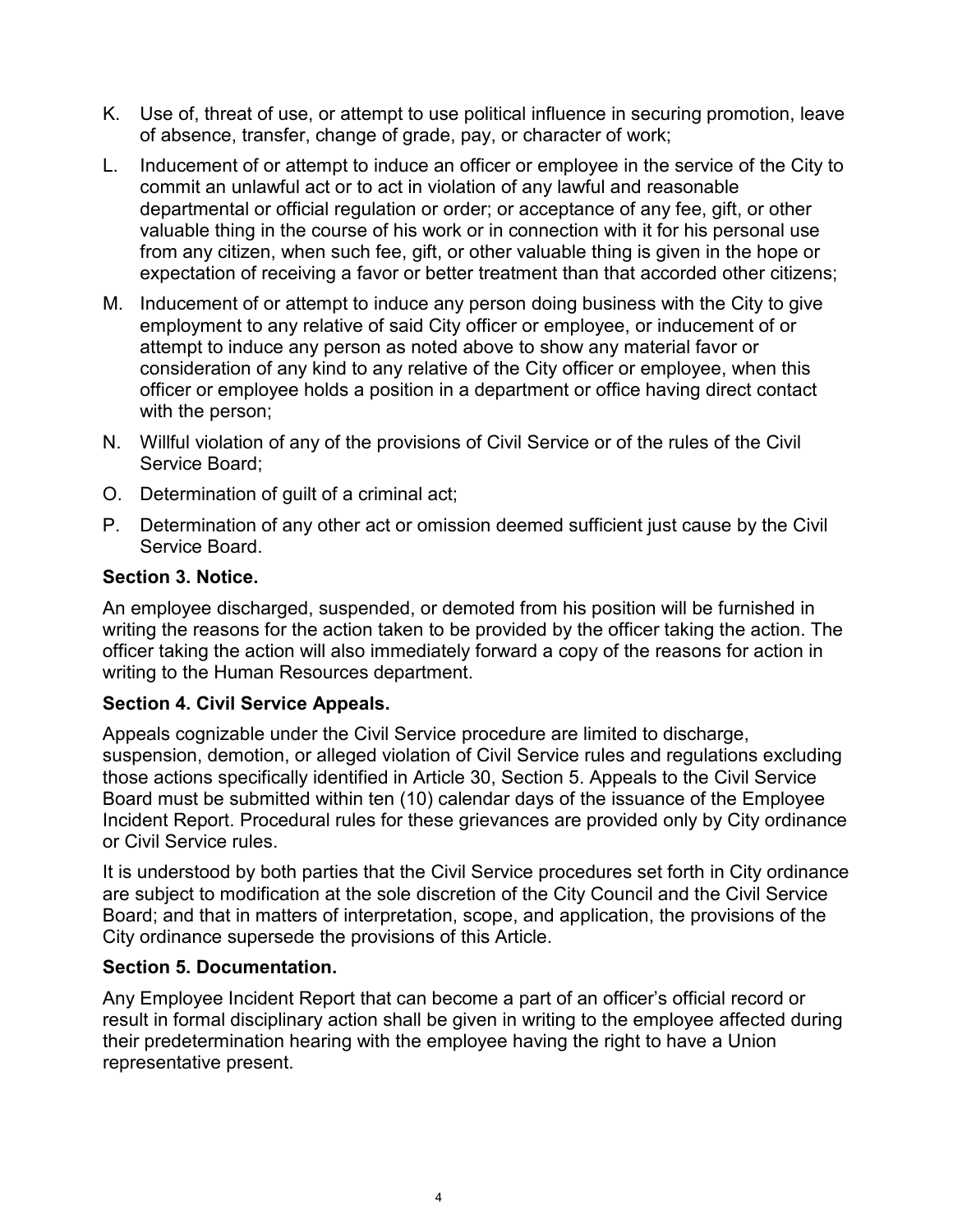K. Use of, threat of use, or attempt to use political influence in securing promotion, leave of absence, transfer, change of grade, pay, or character of work;

L. Inducement of or attempt to induce an officer or employee in the service of the City to commit an unlawful act or to act in violation of any lawful and reasonable departmental or official regulation or order; or acceptance of any fee, gift, or other valuable thing in the course of his work or in connection with it for his personal use from any citizen, when such fee, gift, or other valuable thing is given in the hope or expectation of receiving a favor or better treatment than that accorded other citizens;

M. Inducement of or attempt to induce any person doing business with the City to give employment to any relative of said City officer or employee, or inducement of or attempt to induce any person as noted above to show any material favor or consideration of any kind to any relative of the City officer or employee, when this officer or employee holds a position in a department or office having direct contact with the person;

N. Willful violation of any of the provisions of Civil Service or of the rules of the Civil Service Board;

O. Determination of guilt of a criminal act;

P. Determination of any other act or omission deemed sufficient just cause by the Civil Service Board.

**Section 3. Notice.**

An employee discharged, suspended, or demoted from his position will be furnished in writing the reasons for the action taken to be provided by the officer taking the action. The officer taking the action will also immediately forward a copy of the reasons for action in writing to the Human Resources department.

**Section 4. Civil Service Appeals.**

Appeals cognizable under the Civil Service procedure are limited to discharge, suspension, demotion, or alleged violation of Civil Service rules and regulations excluding those actions specifically identified in Article 30, Section 5. Appeals to the Civil Service Board must be submitted within ten (10) calendar days of the issuance of the Employee Incident Report. Procedural rules for these grievances are provided only by City ordinance or Civil Service rules.

It is understood by both parties that the Civil Service procedures set forth in City ordinance are subject to modification at the sole discretion of the City Council and the Civil Service Board; and that in matters of interpretation, scope, and application, the provisions of the City ordinance supersede the provisions of this Article.

**Section 5. Documentation.**

Any Employee Incident Report that can become a part of an officer's official record or result in formal disciplinary action shall be given in writing to the employee affected during their predetermination hearing with the employee having the right to have a Union representative present.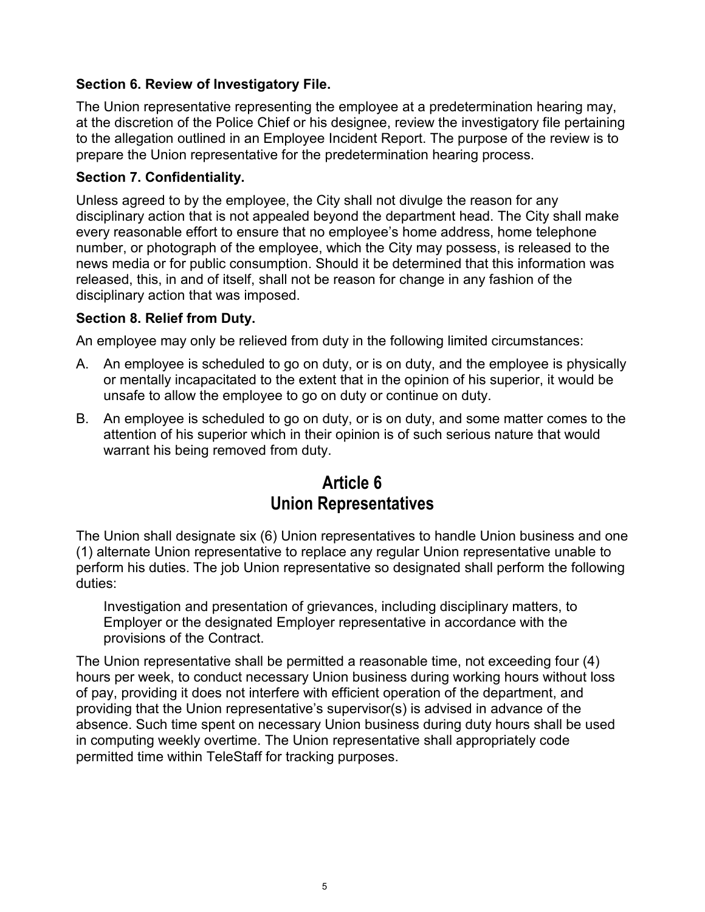**Section 6. Review of Investigatory File.**

The Union representative representing the employee at a predetermination hearing may, at the discretion of the Police Chief or his designee, review the investigatory file pertaining to the allegation outlined in an Employee Incident Report. The purpose of the review is to prepare the Union representative for the predetermination hearing process.

**Section 7. Confidentiality.**

Unless agreed to by the employee, the City shall not divulge the reason for any disciplinary action that is not appealed beyond the department head. The City shall make every reasonable effort to ensure that no employee's home address, home telephone number, or photograph of the employee, which the City may possess, is released to the news media or for public consumption. Should it be determined that this information was released, this, in and of itself, shall not be reason for change in any fashion of the disciplinary action that was imposed.

**Section 8. Relief from Duty.**

An employee may only be relieved from duty in the following limited circumstances:

A. An employee is scheduled to go on duty, or is on duty, and the employee is physically or mentally incapacitated to the extent that in the opinion of his superior, it would be unsafe to allow the employee to go on duty or continue on duty.

B. An employee is scheduled to go on duty, or is on duty, and some matter comes to the attention of his superior which in their opinion is of such serious nature that would warrant his being removed from duty.

# Article 6
# Union Representatives

The Union shall designate six (6) Union representatives to handle Union business and one (1) alternate Union representative to replace any regular Union representative unable to perform his duties. The job Union representative so designated shall perform the following duties:

> Investigation and presentation of grievances, including disciplinary matters, to Employer or the designated Employer representative in accordance with the provisions of the Contract.

The Union representative shall be permitted a reasonable time, not exceeding four (4) hours per week, to conduct necessary Union business during working hours without loss of pay, providing it does not interfere with efficient operation of the department, and providing that the Union representative's supervisor(s) is advised in advance of the absence. Such time spent on necessary Union business during duty hours shall be used in computing weekly overtime. The Union representative shall appropriately code permitted time within TeleStaff for tracking purposes.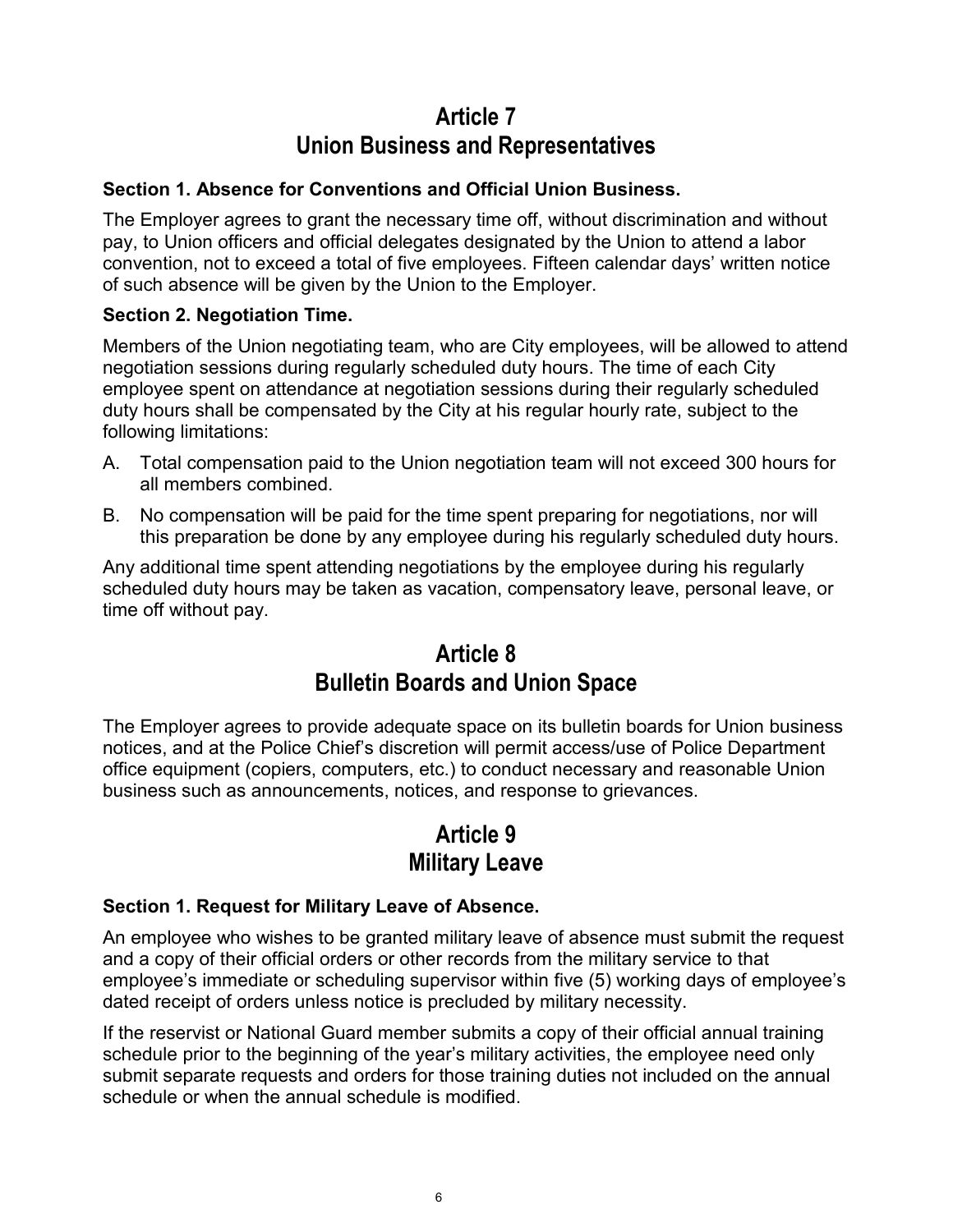# Article 7
# Union Business and Representatives

**Section 1. Absence for Conventions and Official Union Business.**

The Employer agrees to grant the necessary time off, without discrimination and without pay, to Union officers and official delegates designated by the Union to attend a labor convention, not to exceed a total of five employees. Fifteen calendar days' written notice of such absence will be given by the Union to the Employer.

**Section 2. Negotiation Time.**

Members of the Union negotiating team, who are City employees, will be allowed to attend negotiation sessions during regularly scheduled duty hours. The time of each City employee spent on attendance at negotiation sessions during their regularly scheduled duty hours shall be compensated by the City at his regular hourly rate, subject to the following limitations:

A. Total compensation paid to the Union negotiation team will not exceed 300 hours for all members combined.

B. No compensation will be paid for the time spent preparing for negotiations, nor will this preparation be done by any employee during his regularly scheduled duty hours.

Any additional time spent attending negotiations by the employee during his regularly scheduled duty hours may be taken as vacation, compensatory leave, personal leave, or time off without pay.

# Article 8
# Bulletin Boards and Union Space

The Employer agrees to provide adequate space on its bulletin boards for Union business notices, and at the Police Chief's discretion will permit access/use of Police Department office equipment (copiers, computers, etc.) to conduct necessary and reasonable Union business such as announcements, notices, and response to grievances.

# Article 9
# Military Leave

**Section 1. Request for Military Leave of Absence.**

An employee who wishes to be granted military leave of absence must submit the request and a copy of their official orders or other records from the military service to that employee's immediate or scheduling supervisor within five (5) working days of employee's dated receipt of orders unless notice is precluded by military necessity.

If the reservist or National Guard member submits a copy of their official annual training schedule prior to the beginning of the year's military activities, the employee need only submit separate requests and orders for those training duties not included on the annual schedule or when the annual schedule is modified.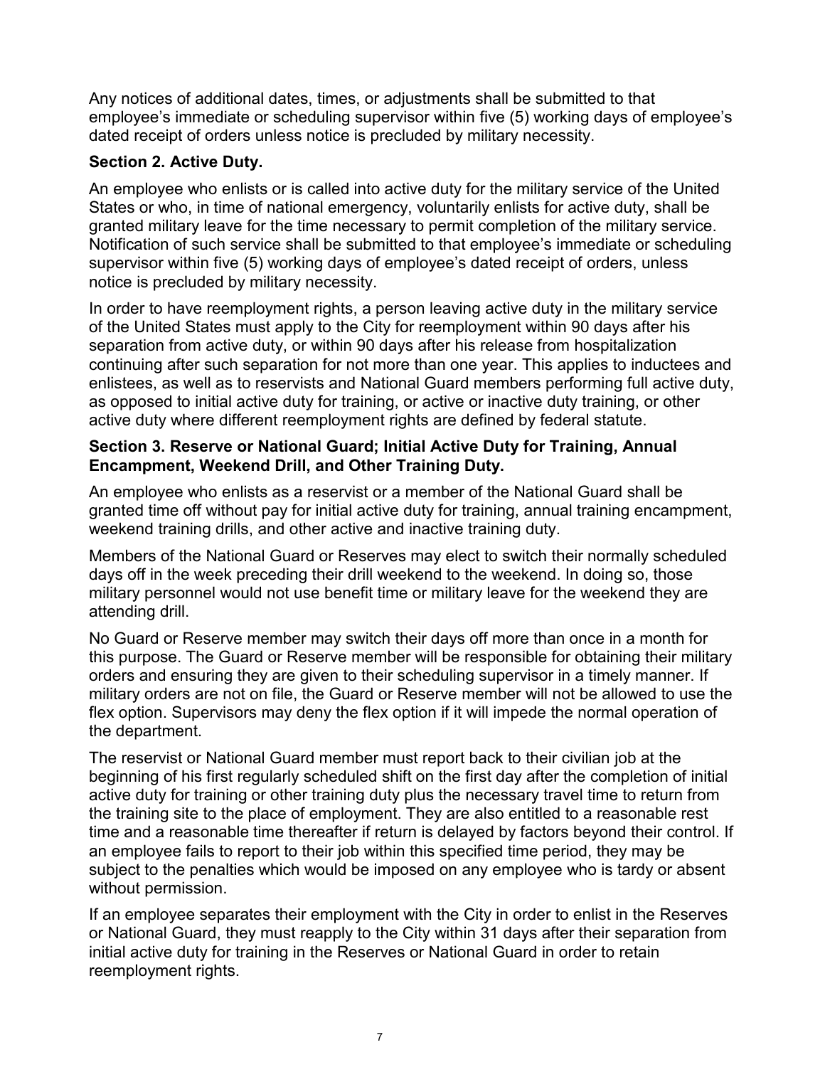Any notices of additional dates, times, or adjustments shall be submitted to that employee's immediate or scheduling supervisor within five (5) working days of employee's dated receipt of orders unless notice is precluded by military necessity.

**Section 2. Active Duty.**

An employee who enlists or is called into active duty for the military service of the United States or who, in time of national emergency, voluntarily enlists for active duty, shall be granted military leave for the time necessary to permit completion of the military service. Notification of such service shall be submitted to that employee's immediate or scheduling supervisor within five (5) working days of employee's dated receipt of orders, unless notice is precluded by military necessity.

In order to have reemployment rights, a person leaving active duty in the military service of the United States must apply to the City for reemployment within 90 days after his separation from active duty, or within 90 days after his release from hospitalization continuing after such separation for not more than one year. This applies to inductees and enlistees, as well as to reservists and National Guard members performing full active duty, as opposed to initial active duty for training, or active or inactive duty training, or other active duty where different reemployment rights are defined by federal statute.

**Section 3. Reserve or National Guard; Initial Active Duty for Training, Annual Encampment, Weekend Drill, and Other Training Duty.**

An employee who enlists as a reservist or a member of the National Guard shall be granted time off without pay for initial active duty for training, annual training encampment, weekend training drills, and other active and inactive training duty.

Members of the National Guard or Reserves may elect to switch their normally scheduled days off in the week preceding their drill weekend to the weekend. In doing so, those military personnel would not use benefit time or military leave for the weekend they are attending drill.

No Guard or Reserve member may switch their days off more than once in a month for this purpose. The Guard or Reserve member will be responsible for obtaining their military orders and ensuring they are given to their scheduling supervisor in a timely manner. If military orders are not on file, the Guard or Reserve member will not be allowed to use the flex option. Supervisors may deny the flex option if it will impede the normal operation of the department.

The reservist or National Guard member must report back to their civilian job at the beginning of his first regularly scheduled shift on the first day after the completion of initial active duty for training or other training duty plus the necessary travel time to return from the training site to the place of employment. They are also entitled to a reasonable rest time and a reasonable time thereafter if return is delayed by factors beyond their control. If an employee fails to report to their job within this specified time period, they may be subject to the penalties which would be imposed on any employee who is tardy or absent without permission.

If an employee separates their employment with the City in order to enlist in the Reserves or National Guard, they must reapply to the City within 31 days after their separation from initial active duty for training in the Reserves or National Guard in order to retain reemployment rights.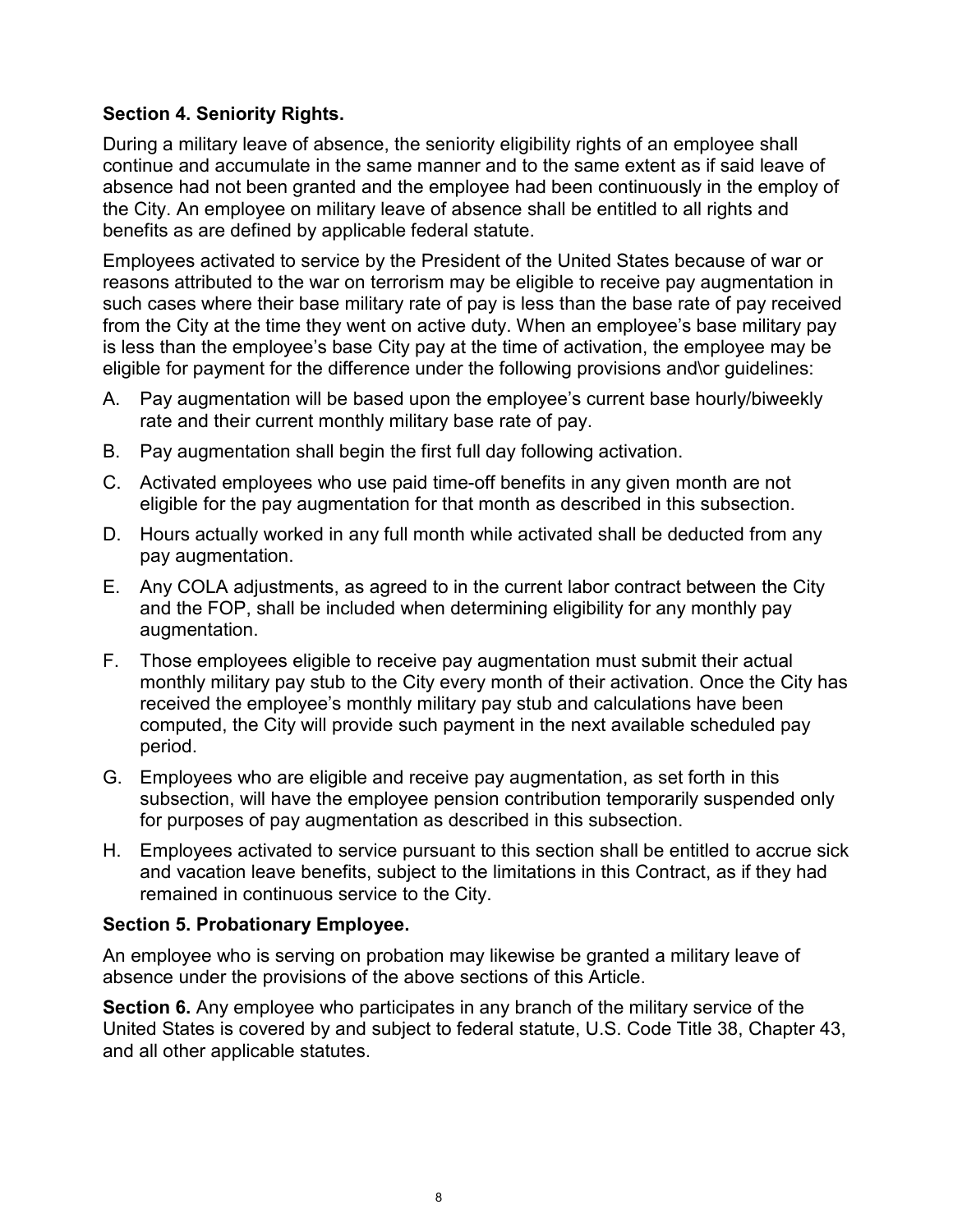**Section 4. Seniority Rights.**

During a military leave of absence, the seniority eligibility rights of an employee shall continue and accumulate in the same manner and to the same extent as if said leave of absence had not been granted and the employee had been continuously in the employ of the City. An employee on military leave of absence shall be entitled to all rights and benefits as are defined by applicable federal statute.

Employees activated to service by the President of the United States because of war or reasons attributed to the war on terrorism may be eligible to receive pay augmentation in such cases where their base military rate of pay is less than the base rate of pay received from the City at the time they went on active duty. When an employee's base military pay is less than the employee's base City pay at the time of activation, the employee may be eligible for payment for the difference under the following provisions and\or guidelines:

A. Pay augmentation will be based upon the employee's current base hourly/biweekly rate and their current monthly military base rate of pay.

B. Pay augmentation shall begin the first full day following activation.

C. Activated employees who use paid time-off benefits in any given month are not eligible for the pay augmentation for that month as described in this subsection.

D. Hours actually worked in any full month while activated shall be deducted from any pay augmentation.

E. Any COLA adjustments, as agreed to in the current labor contract between the City and the FOP, shall be included when determining eligibility for any monthly pay augmentation.

F. Those employees eligible to receive pay augmentation must submit their actual monthly military pay stub to the City every month of their activation. Once the City has received the employee's monthly military pay stub and calculations have been computed, the City will provide such payment in the next available scheduled pay period.

G. Employees who are eligible and receive pay augmentation, as set forth in this subsection, will have the employee pension contribution temporarily suspended only for purposes of pay augmentation as described in this subsection.

H. Employees activated to service pursuant to this section shall be entitled to accrue sick and vacation leave benefits, subject to the limitations in this Contract, as if they had remained in continuous service to the City.

**Section 5. Probationary Employee.**

An employee who is serving on probation may likewise be granted a military leave of absence under the provisions of the above sections of this Article.

**Section 6.** Any employee who participates in any branch of the military service of the United States is covered by and subject to federal statute, U.S. Code Title 38, Chapter 43, and all other applicable statutes.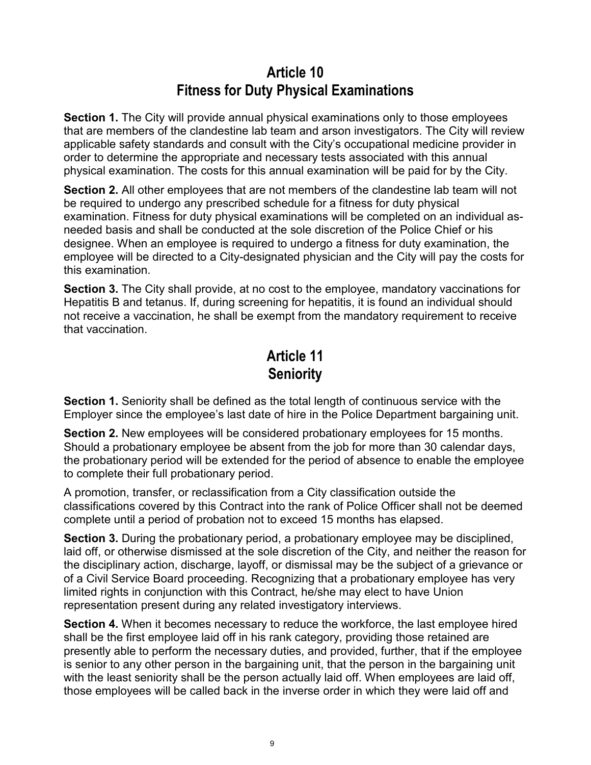# Article 10
# Fitness for Duty Physical Examinations

**Section 1.** The City will provide annual physical examinations only to those employees that are members of the clandestine lab team and arson investigators. The City will review applicable safety standards and consult with the City's occupational medicine provider in order to determine the appropriate and necessary tests associated with this annual physical examination. The costs for this annual examination will be paid for by the City.

**Section 2.** All other employees that are not members of the clandestine lab team will not be required to undergo any prescribed schedule for a fitness for duty physical examination. Fitness for duty physical examinations will be completed on an individual as-needed basis and shall be conducted at the sole discretion of the Police Chief or his designee. When an employee is required to undergo a fitness for duty examination, the employee will be directed to a City-designated physician and the City will pay the costs for this examination.

**Section 3.** The City shall provide, at no cost to the employee, mandatory vaccinations for Hepatitis B and tetanus. If, during screening for hepatitis, it is found an individual should not receive a vaccination, he shall be exempt from the mandatory requirement to receive that vaccination.

# Article 11
# Seniority

**Section 1.** Seniority shall be defined as the total length of continuous service with the Employer since the employee's last date of hire in the Police Department bargaining unit.

**Section 2.** New employees will be considered probationary employees for 15 months. Should a probationary employee be absent from the job for more than 30 calendar days, the probationary period will be extended for the period of absence to enable the employee to complete their full probationary period.

A promotion, transfer, or reclassification from a City classification outside the classifications covered by this Contract into the rank of Police Officer shall not be deemed complete until a period of probation not to exceed 15 months has elapsed.

**Section 3.** During the probationary period, a probationary employee may be disciplined, laid off, or otherwise dismissed at the sole discretion of the City, and neither the reason for the disciplinary action, discharge, layoff, or dismissal may be the subject of a grievance or of a Civil Service Board proceeding. Recognizing that a probationary employee has very limited rights in conjunction with this Contract, he/she may elect to have Union representation present during any related investigatory interviews.

**Section 4.** When it becomes necessary to reduce the workforce, the last employee hired shall be the first employee laid off in his rank category, providing those retained are presently able to perform the necessary duties, and provided, further, that if the employee is senior to any other person in the bargaining unit, that the person in the bargaining unit with the least seniority shall be the person actually laid off. When employees are laid off, those employees will be called back in the inverse order in which they were laid off and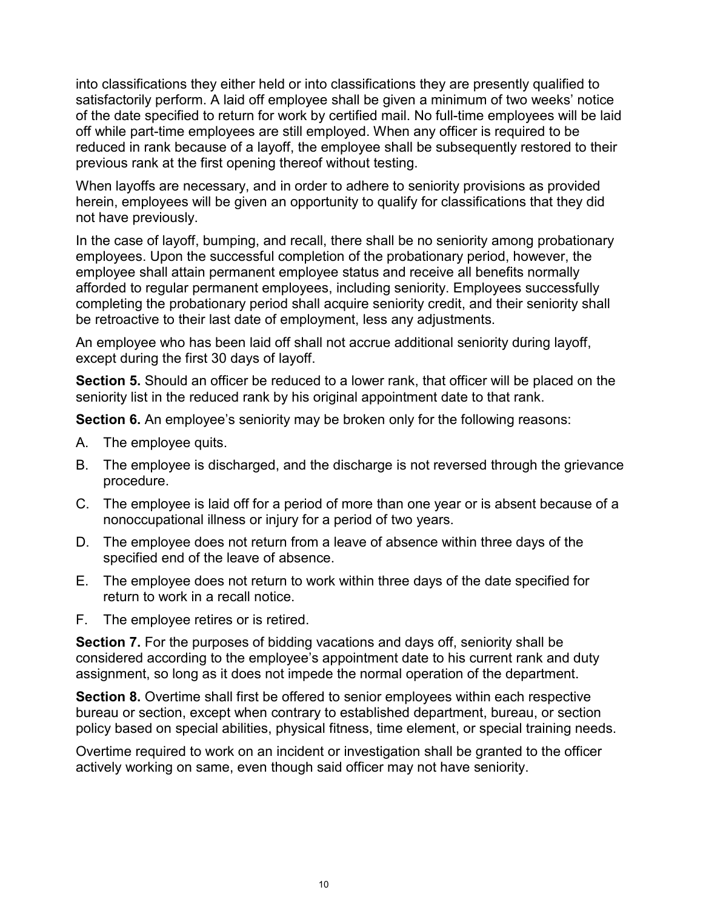into classifications they either held or into classifications they are presently qualified to satisfactorily perform. A laid off employee shall be given a minimum of two weeks' notice of the date specified to return for work by certified mail. No full-time employees will be laid off while part-time employees are still employed. When any officer is required to be reduced in rank because of a layoff, the employee shall be subsequently restored to their previous rank at the first opening thereof without testing.

When layoffs are necessary, and in order to adhere to seniority provisions as provided herein, employees will be given an opportunity to qualify for classifications that they did not have previously.

In the case of layoff, bumping, and recall, there shall be no seniority among probationary employees. Upon the successful completion of the probationary period, however, the employee shall attain permanent employee status and receive all benefits normally afforded to regular permanent employees, including seniority. Employees successfully completing the probationary period shall acquire seniority credit, and their seniority shall be retroactive to their last date of employment, less any adjustments.

An employee who has been laid off shall not accrue additional seniority during layoff, except during the first 30 days of layoff.

**Section 5.** Should an officer be reduced to a lower rank, that officer will be placed on the seniority list in the reduced rank by his original appointment date to that rank.

**Section 6.** An employee's seniority may be broken only for the following reasons:

A. The employee quits.

B. The employee is discharged, and the discharge is not reversed through the grievance procedure.

C. The employee is laid off for a period of more than one year or is absent because of a nonoccupational illness or injury for a period of two years.

D. The employee does not return from a leave of absence within three days of the specified end of the leave of absence.

E. The employee does not return to work within three days of the date specified for return to work in a recall notice.

F. The employee retires or is retired.

**Section 7.** For the purposes of bidding vacations and days off, seniority shall be considered according to the employee's appointment date to his current rank and duty assignment, so long as it does not impede the normal operation of the department.

**Section 8.** Overtime shall first be offered to senior employees within each respective bureau or section, except when contrary to established department, bureau, or section policy based on special abilities, physical fitness, time element, or special training needs.

Overtime required to work on an incident or investigation shall be granted to the officer actively working on same, even though said officer may not have seniority.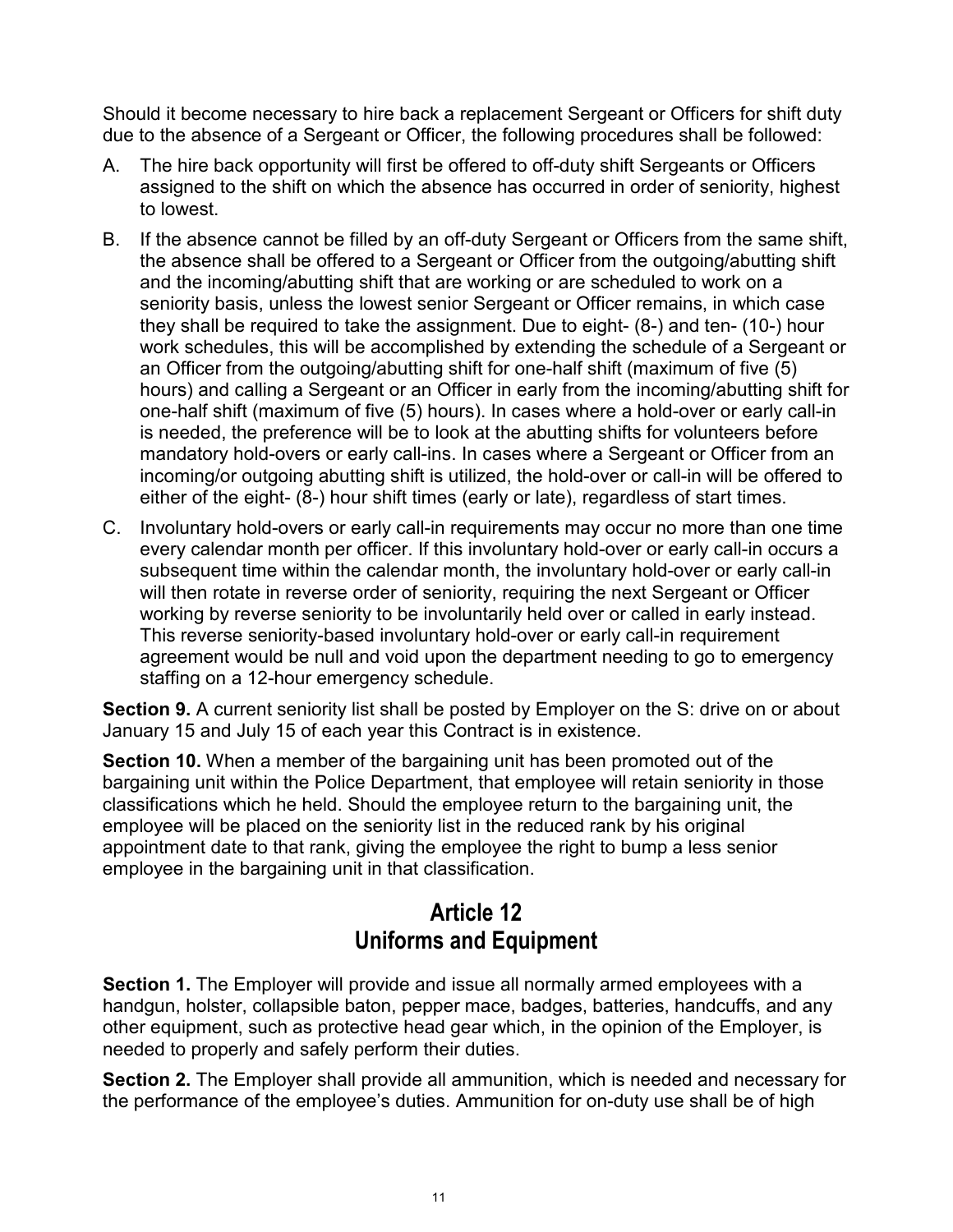Should it become necessary to hire back a replacement Sergeant or Officers for shift duty due to the absence of a Sergeant or Officer, the following procedures shall be followed:

A. The hire back opportunity will first be offered to off-duty shift Sergeants or Officers assigned to the shift on which the absence has occurred in order of seniority, highest to lowest.

B. If the absence cannot be filled by an off-duty Sergeant or Officers from the same shift, the absence shall be offered to a Sergeant or Officer from the outgoing/abutting shift and the incoming/abutting shift that are working or are scheduled to work on a seniority basis, unless the lowest senior Sergeant or Officer remains, in which case they shall be required to take the assignment. Due to eight- (8-) and ten- (10-) hour work schedules, this will be accomplished by extending the schedule of a Sergeant or an Officer from the outgoing/abutting shift for one-half shift (maximum of five (5) hours) and calling a Sergeant or an Officer in early from the incoming/abutting shift for one-half shift (maximum of five (5) hours). In cases where a hold-over or early call-in is needed, the preference will be to look at the abutting shifts for volunteers before mandatory hold-overs or early call-ins. In cases where a Sergeant or Officer from an incoming/or outgoing abutting shift is utilized, the hold-over or call-in will be offered to either of the eight- (8-) hour shift times (early or late), regardless of start times.

C. Involuntary hold-overs or early call-in requirements may occur no more than one time every calendar month per officer. If this involuntary hold-over or early call-in occurs a subsequent time within the calendar month, the involuntary hold-over or early call-in will then rotate in reverse order of seniority, requiring the next Sergeant or Officer working by reverse seniority to be involuntarily held over or called in early instead. This reverse seniority-based involuntary hold-over or early call-in requirement agreement would be null and void upon the department needing to go to emergency staffing on a 12-hour emergency schedule.

**Section 9.** A current seniority list shall be posted by Employer on the S: drive on or about January 15 and July 15 of each year this Contract is in existence.

**Section 10.** When a member of the bargaining unit has been promoted out of the bargaining unit within the Police Department, that employee will retain seniority in those classifications which he held. Should the employee return to the bargaining unit, the employee will be placed on the seniority list in the reduced rank by his original appointment date to that rank, giving the employee the right to bump a less senior employee in the bargaining unit in that classification.

## Article 12
## Uniforms and Equipment

**Section 1.** The Employer will provide and issue all normally armed employees with a handgun, holster, collapsible baton, pepper mace, badges, batteries, handcuffs, and any other equipment, such as protective head gear which, in the opinion of the Employer, is needed to properly and safely perform their duties.

**Section 2.** The Employer shall provide all ammunition, which is needed and necessary for the performance of the employee's duties. Ammunition for on-duty use shall be of high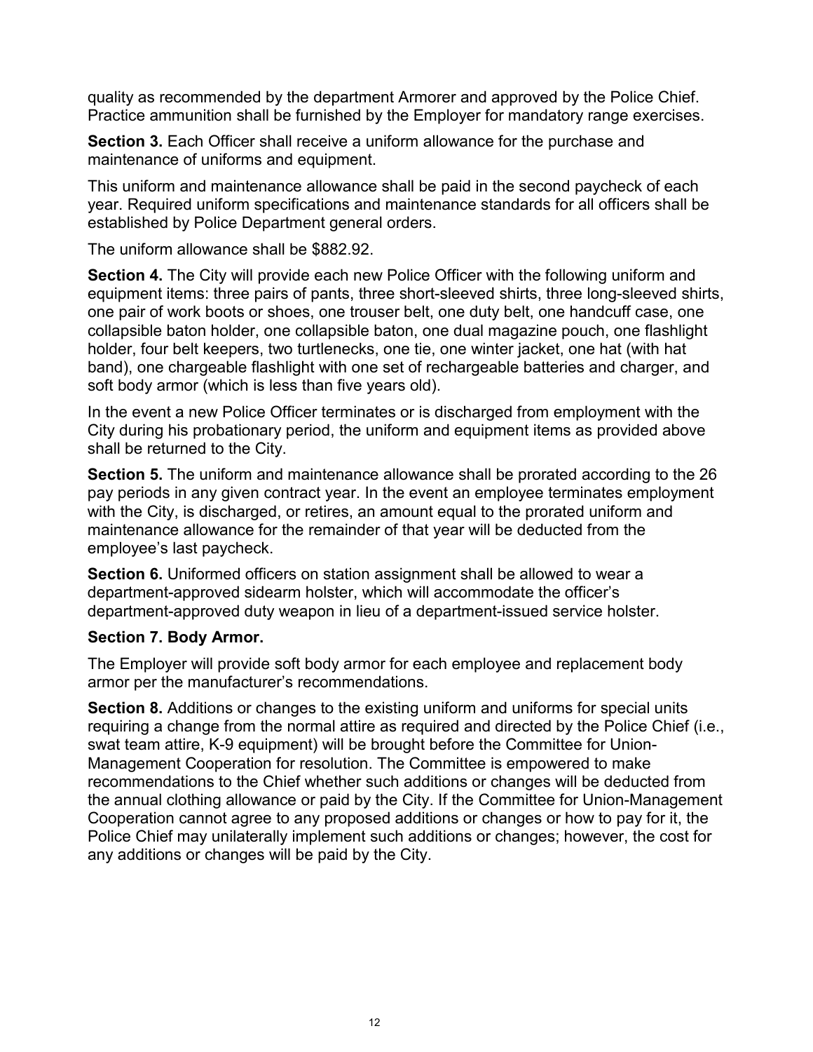quality as recommended by the department Armorer and approved by the Police Chief. Practice ammunition shall be furnished by the Employer for mandatory range exercises.

**Section 3.** Each Officer shall receive a uniform allowance for the purchase and maintenance of uniforms and equipment.

This uniform and maintenance allowance shall be paid in the second paycheck of each year. Required uniform specifications and maintenance standards for all officers shall be established by Police Department general orders.

The uniform allowance shall be $882.92.

**Section 4.** The City will provide each new Police Officer with the following uniform and equipment items: three pairs of pants, three short-sleeved shirts, three long-sleeved shirts, one pair of work boots or shoes, one trouser belt, one duty belt, one handcuff case, one collapsible baton holder, one collapsible baton, one dual magazine pouch, one flashlight holder, four belt keepers, two turtlenecks, one tie, one winter jacket, one hat (with hat band), one chargeable flashlight with one set of rechargeable batteries and charger, and soft body armor (which is less than five years old).

In the event a new Police Officer terminates or is discharged from employment with the City during his probationary period, the uniform and equipment items as provided above shall be returned to the City.

**Section 5.** The uniform and maintenance allowance shall be prorated according to the 26 pay periods in any given contract year. In the event an employee terminates employment with the City, is discharged, or retires, an amount equal to the prorated uniform and maintenance allowance for the remainder of that year will be deducted from the employee's last paycheck.

**Section 6.** Uniformed officers on station assignment shall be allowed to wear a department-approved sidearm holster, which will accommodate the officer's department-approved duty weapon in lieu of a department-issued service holster.

**Section 7. Body Armor.**

The Employer will provide soft body armor for each employee and replacement body armor per the manufacturer's recommendations.

**Section 8.** Additions or changes to the existing uniform and uniforms for special units requiring a change from the normal attire as required and directed by the Police Chief (i.e., swat team attire, K-9 equipment) will be brought before the Committee for Union-Management Cooperation for resolution. The Committee is empowered to make recommendations to the Chief whether such additions or changes will be deducted from the annual clothing allowance or paid by the City. If the Committee for Union-Management Cooperation cannot agree to any proposed additions or changes or how to pay for it, the Police Chief may unilaterally implement such additions or changes; however, the cost for any additions or changes will be paid by the City.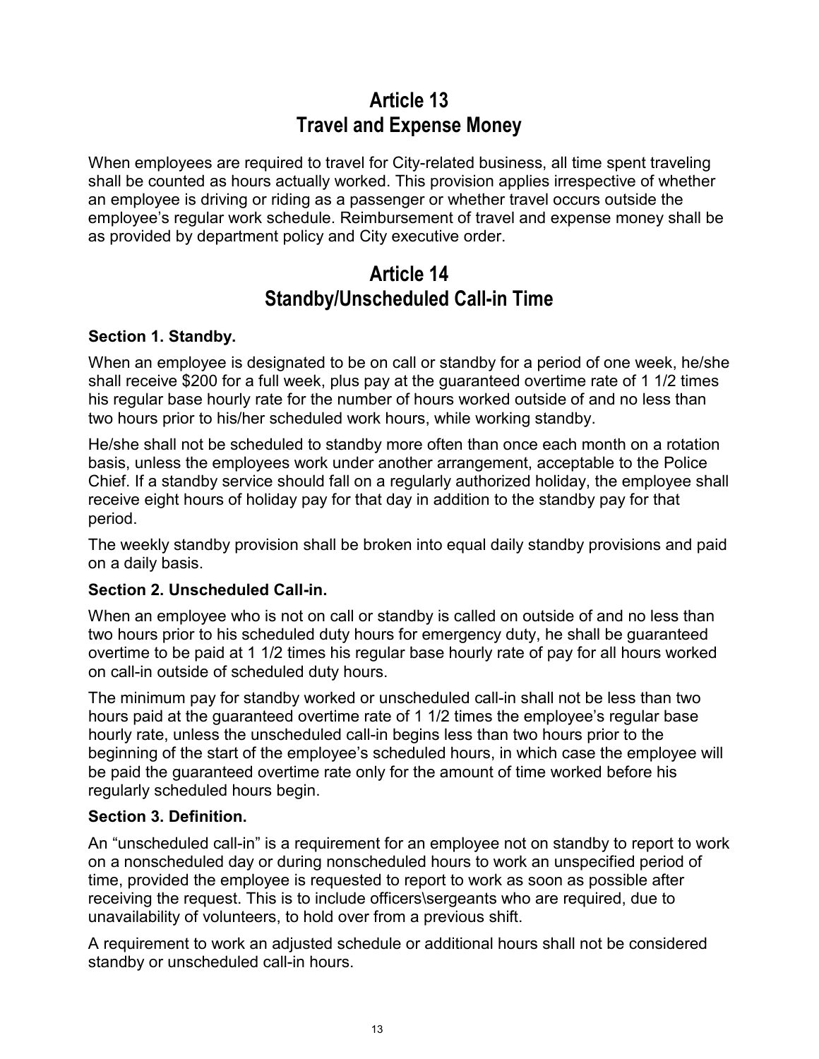# Article 13
# Travel and Expense Money

When employees are required to travel for City-related business, all time spent traveling shall be counted as hours actually worked. This provision applies irrespective of whether an employee is driving or riding as a passenger or whether travel occurs outside the employee's regular work schedule. Reimbursement of travel and expense money shall be as provided by department policy and City executive order.

# Article 14
# Standby/Unscheduled Call-in Time

**Section 1. Standby.**

When an employee is designated to be on call or standby for a period of one week, he/she shall receive $200 for a full week, plus pay at the guaranteed overtime rate of 1 1/2 times his regular base hourly rate for the number of hours worked outside of and no less than two hours prior to his/her scheduled work hours, while working standby.

He/she shall not be scheduled to standby more often than once each month on a rotation basis, unless the employees work under another arrangement, acceptable to the Police Chief. If a standby service should fall on a regularly authorized holiday, the employee shall receive eight hours of holiday pay for that day in addition to the standby pay for that period.

The weekly standby provision shall be broken into equal daily standby provisions and paid on a daily basis.

**Section 2. Unscheduled Call-in.**

When an employee who is not on call or standby is called on outside of and no less than two hours prior to his scheduled duty hours for emergency duty, he shall be guaranteed overtime to be paid at 1 1/2 times his regular base hourly rate of pay for all hours worked on call-in outside of scheduled duty hours.

The minimum pay for standby worked or unscheduled call-in shall not be less than two hours paid at the guaranteed overtime rate of 1 1/2 times the employee's regular base hourly rate, unless the unscheduled call-in begins less than two hours prior to the beginning of the start of the employee's scheduled hours, in which case the employee will be paid the guaranteed overtime rate only for the amount of time worked before his regularly scheduled hours begin.

**Section 3. Definition.**

An "unscheduled call-in" is a requirement for an employee not on standby to report to work on a nonscheduled day or during nonscheduled hours to work an unspecified period of time, provided the employee is requested to report to work as soon as possible after receiving the request. This is to include officers\sergeants who are required, due to unavailability of volunteers, to hold over from a previous shift.

A requirement to work an adjusted schedule or additional hours shall not be considered standby or unscheduled call-in hours.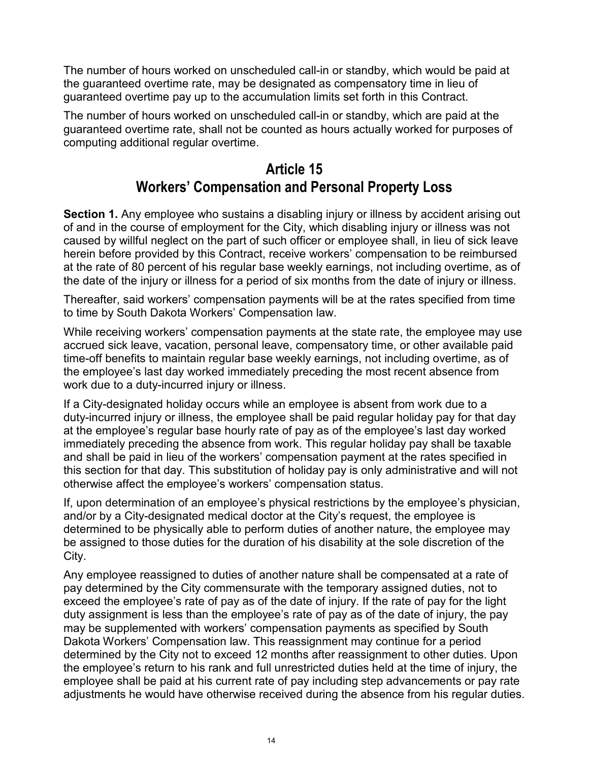The number of hours worked on unscheduled call-in or standby, which would be paid at the guaranteed overtime rate, may be designated as compensatory time in lieu of guaranteed overtime pay up to the accumulation limits set forth in this Contract.

The number of hours worked on unscheduled call-in or standby, which are paid at the guaranteed overtime rate, shall not be counted as hours actually worked for purposes of computing additional regular overtime.

## Article 15
## Workers' Compensation and Personal Property Loss

**Section 1.** Any employee who sustains a disabling injury or illness by accident arising out of and in the course of employment for the City, which disabling injury or illness was not caused by willful neglect on the part of such officer or employee shall, in lieu of sick leave herein before provided by this Contract, receive workers' compensation to be reimbursed at the rate of 80 percent of his regular base weekly earnings, not including overtime, as of the date of the injury or illness for a period of six months from the date of injury or illness.

Thereafter, said workers' compensation payments will be at the rates specified from time to time by South Dakota Workers' Compensation law.

While receiving workers' compensation payments at the state rate, the employee may use accrued sick leave, vacation, personal leave, compensatory time, or other available paid time-off benefits to maintain regular base weekly earnings, not including overtime, as of the employee's last day worked immediately preceding the most recent absence from work due to a duty-incurred injury or illness.

If a City-designated holiday occurs while an employee is absent from work due to a duty-incurred injury or illness, the employee shall be paid regular holiday pay for that day at the employee's regular base hourly rate of pay as of the employee's last day worked immediately preceding the absence from work. This regular holiday pay shall be taxable and shall be paid in lieu of the workers' compensation payment at the rates specified in this section for that day. This substitution of holiday pay is only administrative and will not otherwise affect the employee's workers' compensation status.

If, upon determination of an employee's physical restrictions by the employee's physician, and/or by a City-designated medical doctor at the City's request, the employee is determined to be physically able to perform duties of another nature, the employee may be assigned to those duties for the duration of his disability at the sole discretion of the City.

Any employee reassigned to duties of another nature shall be compensated at a rate of pay determined by the City commensurate with the temporary assigned duties, not to exceed the employee's rate of pay as of the date of injury. If the rate of pay for the light duty assignment is less than the employee's rate of pay as of the date of injury, the pay may be supplemented with workers' compensation payments as specified by South Dakota Workers' Compensation law. This reassignment may continue for a period determined by the City not to exceed 12 months after reassignment to other duties. Upon the employee's return to his rank and full unrestricted duties held at the time of injury, the employee shall be paid at his current rate of pay including step advancements or pay rate adjustments he would have otherwise received during the absence from his regular duties.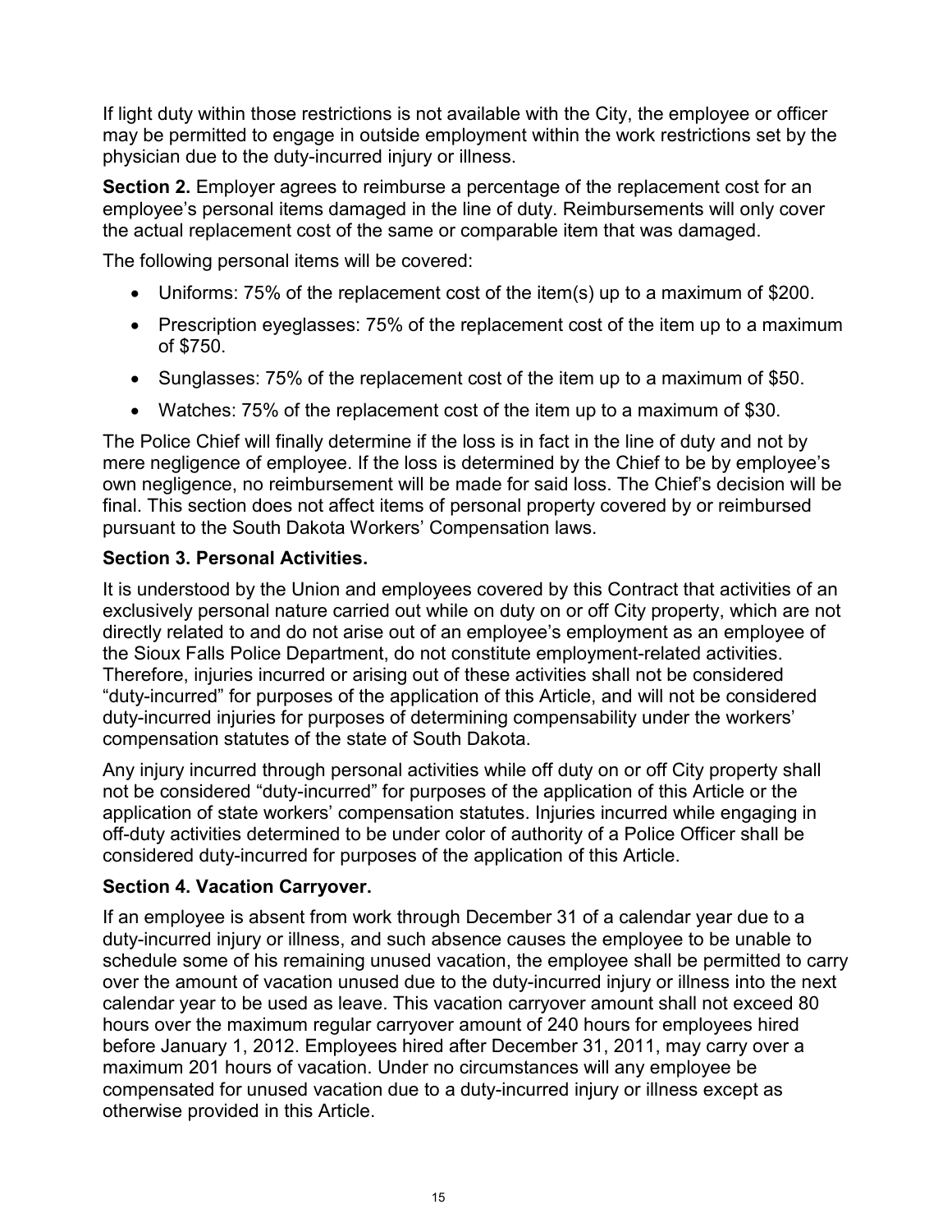If light duty within those restrictions is not available with the City, the employee or officer may be permitted to engage in outside employment within the work restrictions set by the physician due to the duty-incurred injury or illness.

**Section 2.** Employer agrees to reimburse a percentage of the replacement cost for an employee's personal items damaged in the line of duty. Reimbursements will only cover the actual replacement cost of the same or comparable item that was damaged.

The following personal items will be covered:

- Uniforms: 75% of the replacement cost of the item(s) up to a maximum of $200.
- Prescription eyeglasses: 75% of the replacement cost of the item up to a maximum of $750.
- Sunglasses: 75% of the replacement cost of the item up to a maximum of $50.
- Watches: 75% of the replacement cost of the item up to a maximum of $30.

The Police Chief will finally determine if the loss is in fact in the line of duty and not by mere negligence of employee. If the loss is determined by the Chief to be by employee's own negligence, no reimbursement will be made for said loss. The Chief's decision will be final. This section does not affect items of personal property covered by or reimbursed pursuant to the South Dakota Workers' Compensation laws.

**Section 3. Personal Activities.**

It is understood by the Union and employees covered by this Contract that activities of an exclusively personal nature carried out while on duty on or off City property, which are not directly related to and do not arise out of an employee's employment as an employee of the Sioux Falls Police Department, do not constitute employment-related activities. Therefore, injuries incurred or arising out of these activities shall not be considered "duty-incurred" for purposes of the application of this Article, and will not be considered duty-incurred injuries for purposes of determining compensability under the workers' compensation statutes of the state of South Dakota.

Any injury incurred through personal activities while off duty on or off City property shall not be considered "duty-incurred" for purposes of the application of this Article or the application of state workers' compensation statutes. Injuries incurred while engaging in off-duty activities determined to be under color of authority of a Police Officer shall be considered duty-incurred for purposes of the application of this Article.

**Section 4. Vacation Carryover.**

If an employee is absent from work through December 31 of a calendar year due to a duty-incurred injury or illness, and such absence causes the employee to be unable to schedule some of his remaining unused vacation, the employee shall be permitted to carry over the amount of vacation unused due to the duty-incurred injury or illness into the next calendar year to be used as leave. This vacation carryover amount shall not exceed 80 hours over the maximum regular carryover amount of 240 hours for employees hired before January 1, 2012. Employees hired after December 31, 2011, may carry over a maximum 201 hours of vacation. Under no circumstances will any employee be compensated for unused vacation due to a duty-incurred injury or illness except as otherwise provided in this Article.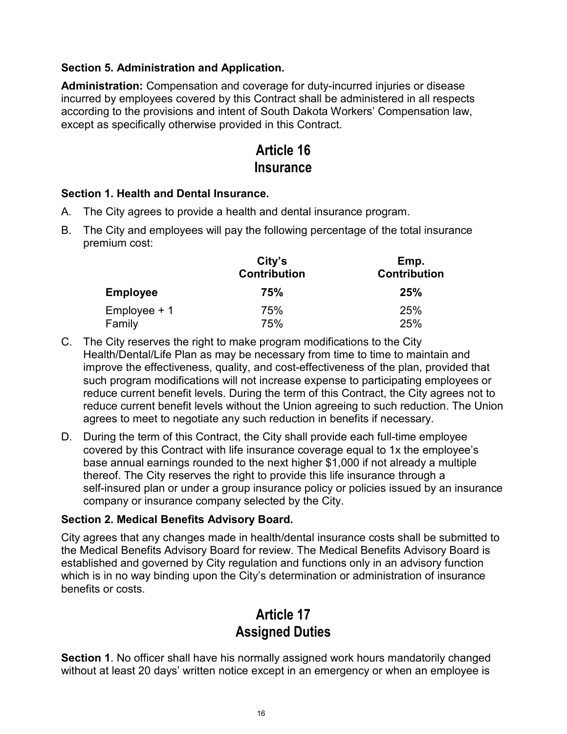**Section 5. Administration and Application.**

**Administration:** Compensation and coverage for duty-incurred injuries or disease incurred by employees covered by this Contract shall be administered in all respects according to the provisions and intent of South Dakota Workers' Compensation law, except as specifically otherwise provided in this Contract.

# Article 16
# Insurance

**Section 1. Health and Dental Insurance.**

A. The City agrees to provide a health and dental insurance program.

B. The City and employees will pay the following percentage of the total insurance premium cost:

| | City's Contribution | Emp. Contribution |
|---|---|---|
| **Employee** | **75%** | **25%** |
| Employee + 1 | 75% | 25% |
| Family | 75% | 25% |

C. The City reserves the right to make program modifications to the City Health/Dental/Life Plan as may be necessary from time to time to maintain and improve the effectiveness, quality, and cost-effectiveness of the plan, provided that such program modifications will not increase expense to participating employees or reduce current benefit levels. During the term of this Contract, the City agrees not to reduce current benefit levels without the Union agreeing to such reduction. The Union agrees to meet to negotiate any such reduction in benefits if necessary.

D. During the term of this Contract, the City shall provide each full-time employee covered by this Contract with life insurance coverage equal to 1x the employee's base annual earnings rounded to the next higher $1,000 if not already a multiple thereof. The City reserves the right to provide this life insurance through a self-insured plan or under a group insurance policy or policies issued by an insurance company or insurance company selected by the City.

**Section 2. Medical Benefits Advisory Board.**

City agrees that any changes made in health/dental insurance costs shall be submitted to the Medical Benefits Advisory Board for review. The Medical Benefits Advisory Board is established and governed by City regulation and functions only in an advisory function which is in no way binding upon the City's determination or administration of insurance benefits or costs.

# Article 17
# Assigned Duties

**Section 1**. No officer shall have his normally assigned work hours mandatorily changed without at least 20 days' written notice except in an emergency or when an employee is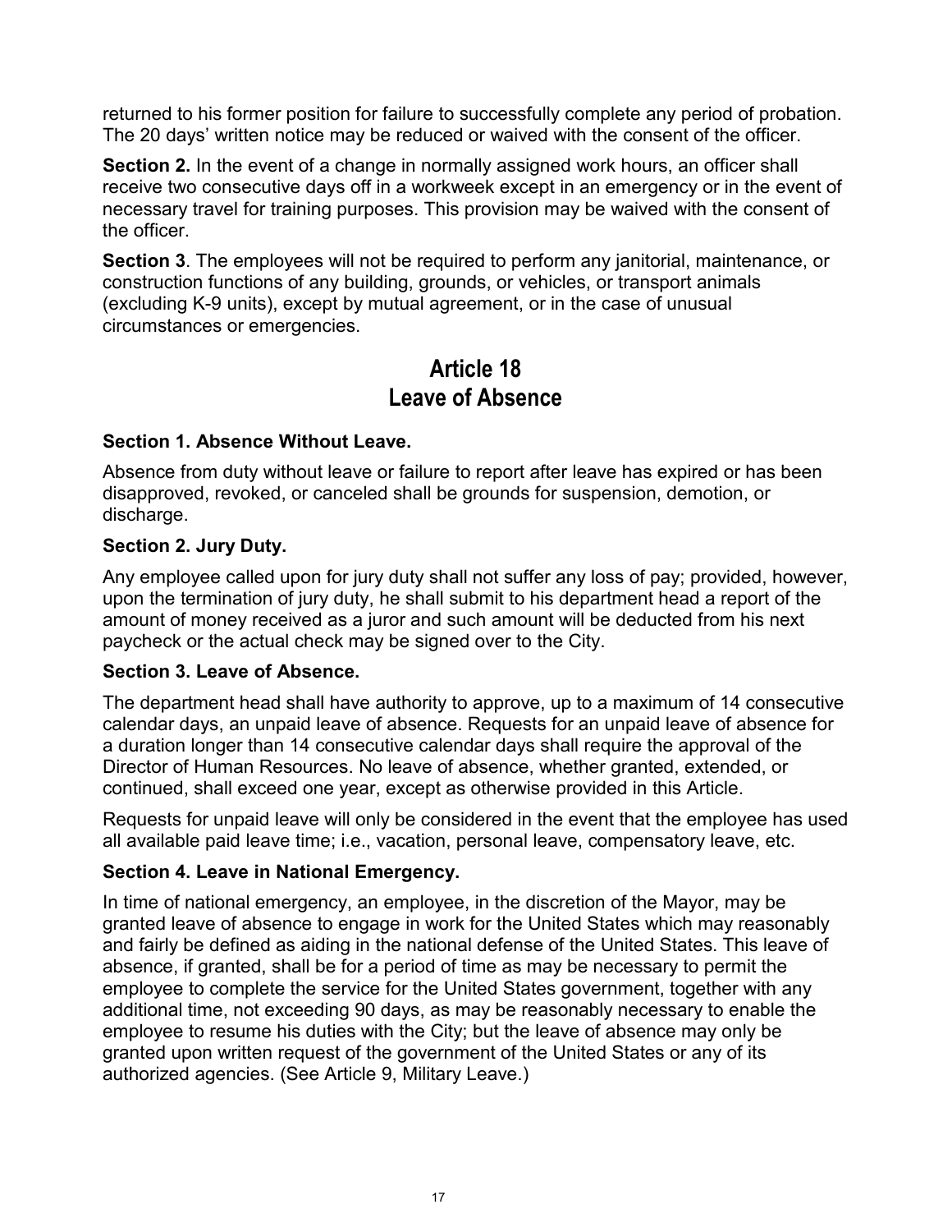returned to his former position for failure to successfully complete any period of probation. The 20 days' written notice may be reduced or waived with the consent of the officer.

**Section 2.** In the event of a change in normally assigned work hours, an officer shall receive two consecutive days off in a workweek except in an emergency or in the event of necessary travel for training purposes. This provision may be waived with the consent of the officer.

**Section 3**. The employees will not be required to perform any janitorial, maintenance, or construction functions of any building, grounds, or vehicles, or transport animals (excluding K-9 units), except by mutual agreement, or in the case of unusual circumstances or emergencies.

## Article 18
## Leave of Absence

### Section 1. Absence Without Leave.

Absence from duty without leave or failure to report after leave has expired or has been disapproved, revoked, or canceled shall be grounds for suspension, demotion, or discharge.

### Section 2. Jury Duty.

Any employee called upon for jury duty shall not suffer any loss of pay; provided, however, upon the termination of jury duty, he shall submit to his department head a report of the amount of money received as a juror and such amount will be deducted from his next paycheck or the actual check may be signed over to the City.

### Section 3. Leave of Absence.

The department head shall have authority to approve, up to a maximum of 14 consecutive calendar days, an unpaid leave of absence. Requests for an unpaid leave of absence for a duration longer than 14 consecutive calendar days shall require the approval of the Director of Human Resources. No leave of absence, whether granted, extended, or continued, shall exceed one year, except as otherwise provided in this Article.

Requests for unpaid leave will only be considered in the event that the employee has used all available paid leave time; i.e., vacation, personal leave, compensatory leave, etc.

### Section 4. Leave in National Emergency.

In time of national emergency, an employee, in the discretion of the Mayor, may be granted leave of absence to engage in work for the United States which may reasonably and fairly be defined as aiding in the national defense of the United States. This leave of absence, if granted, shall be for a period of time as may be necessary to permit the employee to complete the service for the United States government, together with any additional time, not exceeding 90 days, as may be reasonably necessary to enable the employee to resume his duties with the City; but the leave of absence may only be granted upon written request of the government of the United States or any of its authorized agencies. (See Article 9, Military Leave.)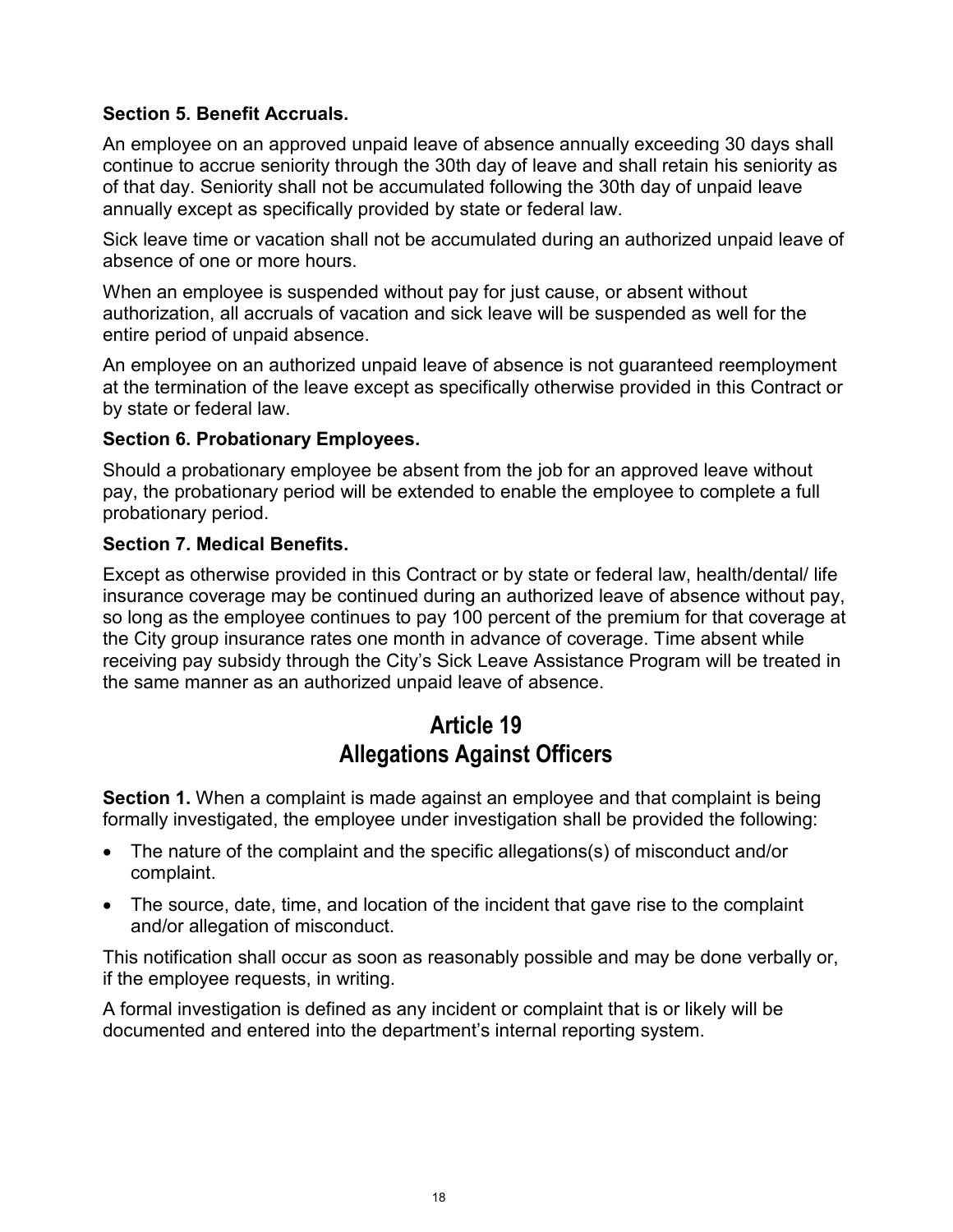### Section 5. Benefit Accruals.

An employee on an approved unpaid leave of absence annually exceeding 30 days shall continue to accrue seniority through the 30th day of leave and shall retain his seniority as of that day. Seniority shall not be accumulated following the 30th day of unpaid leave annually except as specifically provided by state or federal law.

Sick leave time or vacation shall not be accumulated during an authorized unpaid leave of absence of one or more hours.

When an employee is suspended without pay for just cause, or absent without authorization, all accruals of vacation and sick leave will be suspended as well for the entire period of unpaid absence.

An employee on an authorized unpaid leave of absence is not guaranteed reemployment at the termination of the leave except as specifically otherwise provided in this Contract or by state or federal law.

### Section 6. Probationary Employees.

Should a probationary employee be absent from the job for an approved leave without pay, the probationary period will be extended to enable the employee to complete a full probationary period.

### Section 7. Medical Benefits.

Except as otherwise provided in this Contract or by state or federal law, health/dental/ life insurance coverage may be continued during an authorized leave of absence without pay, so long as the employee continues to pay 100 percent of the premium for that coverage at the City group insurance rates one month in advance of coverage. Time absent while receiving pay subsidy through the City's Sick Leave Assistance Program will be treated in the same manner as an authorized unpaid leave of absence.

## Article 19
## Allegations Against Officers

**Section 1.** When a complaint is made against an employee and that complaint is being formally investigated, the employee under investigation shall be provided the following:

- The nature of the complaint and the specific allegations(s) of misconduct and/or complaint.
- The source, date, time, and location of the incident that gave rise to the complaint and/or allegation of misconduct.

This notification shall occur as soon as reasonably possible and may be done verbally or, if the employee requests, in writing.

A formal investigation is defined as any incident or complaint that is or likely will be documented and entered into the department's internal reporting system.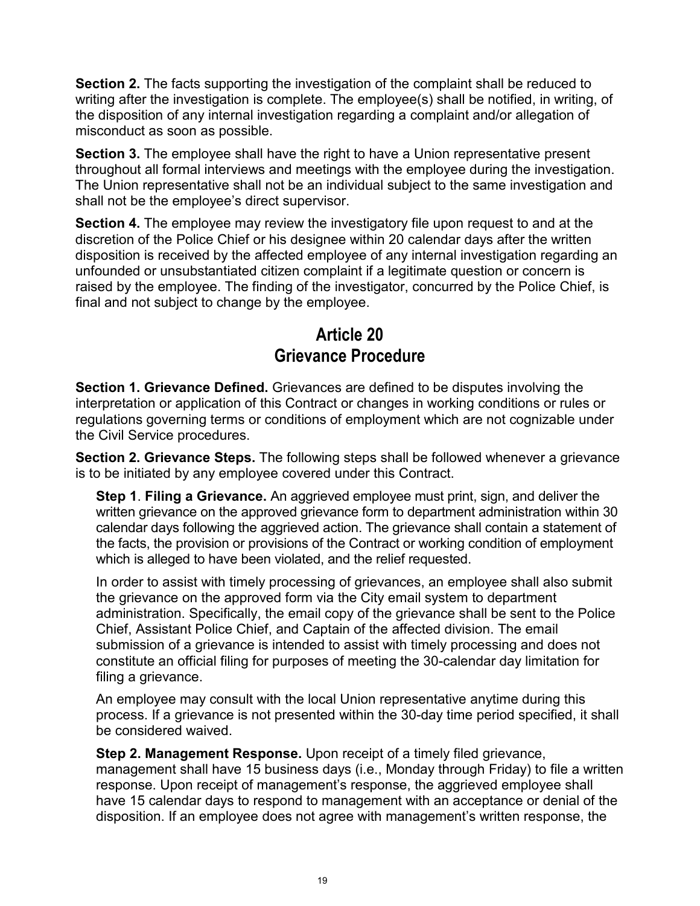**Section 2.** The facts supporting the investigation of the complaint shall be reduced to writing after the investigation is complete. The employee(s) shall be notified, in writing, of the disposition of any internal investigation regarding a complaint and/or allegation of misconduct as soon as possible.

**Section 3.** The employee shall have the right to have a Union representative present throughout all formal interviews and meetings with the employee during the investigation. The Union representative shall not be an individual subject to the same investigation and shall not be the employee's direct supervisor.

**Section 4.** The employee may review the investigatory file upon request to and at the discretion of the Police Chief or his designee within 20 calendar days after the written disposition is received by the affected employee of any internal investigation regarding an unfounded or unsubstantiated citizen complaint if a legitimate question or concern is raised by the employee. The finding of the investigator, concurred by the Police Chief, is final and not subject to change by the employee.

## Article 20
## Grievance Procedure

**Section 1. Grievance Defined.** Grievances are defined to be disputes involving the interpretation or application of this Contract or changes in working conditions or rules or regulations governing terms or conditions of employment which are not cognizable under the Civil Service procedures.

**Section 2. Grievance Steps.** The following steps shall be followed whenever a grievance is to be initiated by any employee covered under this Contract.

**Step 1**. **Filing a Grievance.** An aggrieved employee must print, sign, and deliver the written grievance on the approved grievance form to department administration within 30 calendar days following the aggrieved action. The grievance shall contain a statement of the facts, the provision or provisions of the Contract or working condition of employment which is alleged to have been violated, and the relief requested.

In order to assist with timely processing of grievances, an employee shall also submit the grievance on the approved form via the City email system to department administration. Specifically, the email copy of the grievance shall be sent to the Police Chief, Assistant Police Chief, and Captain of the affected division. The email submission of a grievance is intended to assist with timely processing and does not constitute an official filing for purposes of meeting the 30-calendar day limitation for filing a grievance.

An employee may consult with the local Union representative anytime during this process. If a grievance is not presented within the 30-day time period specified, it shall be considered waived.

**Step 2. Management Response.** Upon receipt of a timely filed grievance, management shall have 15 business days (i.e., Monday through Friday) to file a written response. Upon receipt of management's response, the aggrieved employee shall have 15 calendar days to respond to management with an acceptance or denial of the disposition. If an employee does not agree with management's written response, the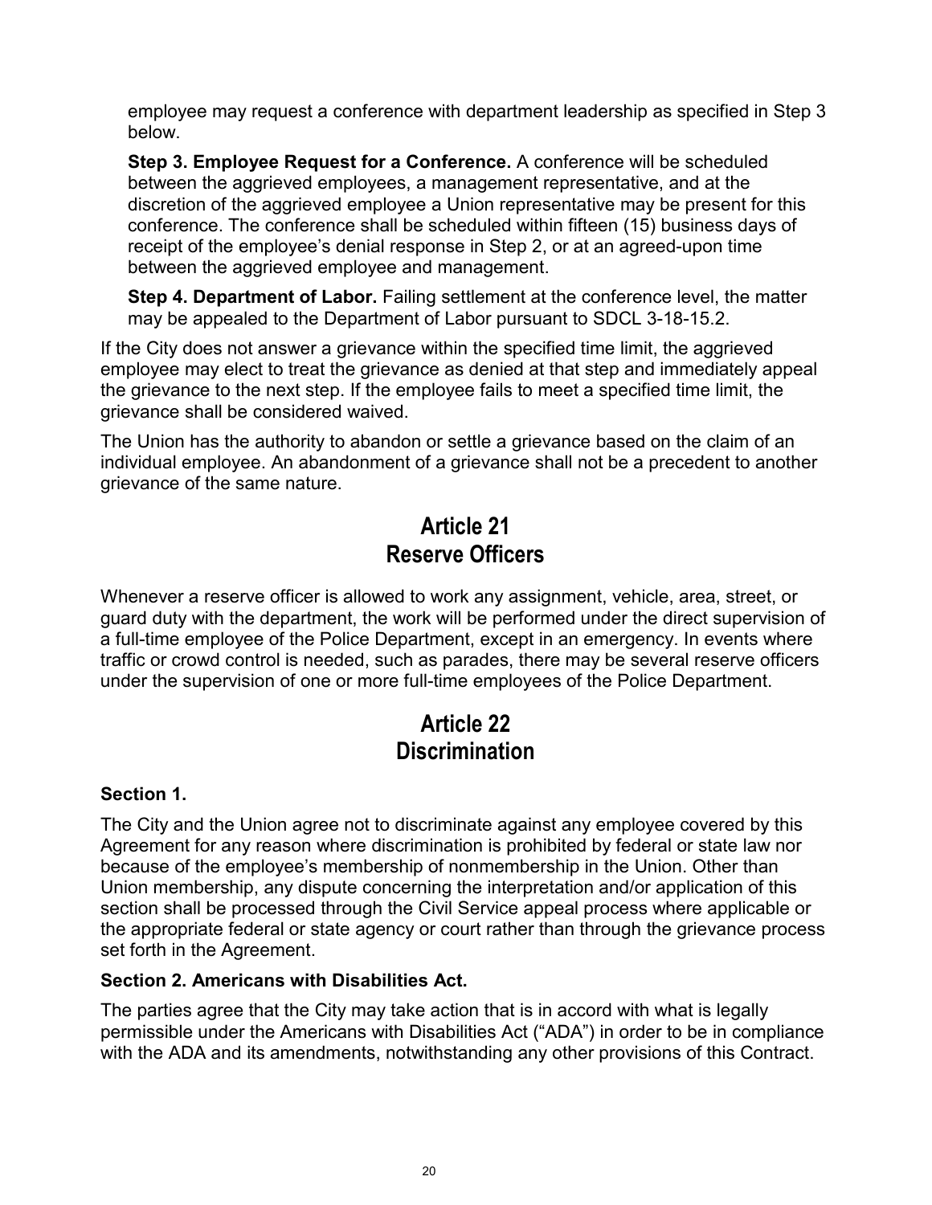employee may request a conference with department leadership as specified in Step 3 below.

**Step 3. Employee Request for a Conference.** A conference will be scheduled between the aggrieved employees, a management representative, and at the discretion of the aggrieved employee a Union representative may be present for this conference. The conference shall be scheduled within fifteen (15) business days of receipt of the employee's denial response in Step 2, or at an agreed-upon time between the aggrieved employee and management.

**Step 4. Department of Labor.** Failing settlement at the conference level, the matter may be appealed to the Department of Labor pursuant to SDCL 3-18-15.2.

If the City does not answer a grievance within the specified time limit, the aggrieved employee may elect to treat the grievance as denied at that step and immediately appeal the grievance to the next step. If the employee fails to meet a specified time limit, the grievance shall be considered waived.

The Union has the authority to abandon or settle a grievance based on the claim of an individual employee. An abandonment of a grievance shall not be a precedent to another grievance of the same nature.

# Article 21
# Reserve Officers

Whenever a reserve officer is allowed to work any assignment, vehicle, area, street, or guard duty with the department, the work will be performed under the direct supervision of a full-time employee of the Police Department, except in an emergency. In events where traffic or crowd control is needed, such as parades, there may be several reserve officers under the supervision of one or more full-time employees of the Police Department.

# Article 22
# Discrimination

### Section 1.

The City and the Union agree not to discriminate against any employee covered by this Agreement for any reason where discrimination is prohibited by federal or state law nor because of the employee's membership of nonmembership in the Union. Other than Union membership, any dispute concerning the interpretation and/or application of this section shall be processed through the Civil Service appeal process where applicable or the appropriate federal or state agency or court rather than through the grievance process set forth in the Agreement.

### Section 2. Americans with Disabilities Act.

The parties agree that the City may take action that is in accord with what is legally permissible under the Americans with Disabilities Act ("ADA") in order to be in compliance with the ADA and its amendments, notwithstanding any other provisions of this Contract.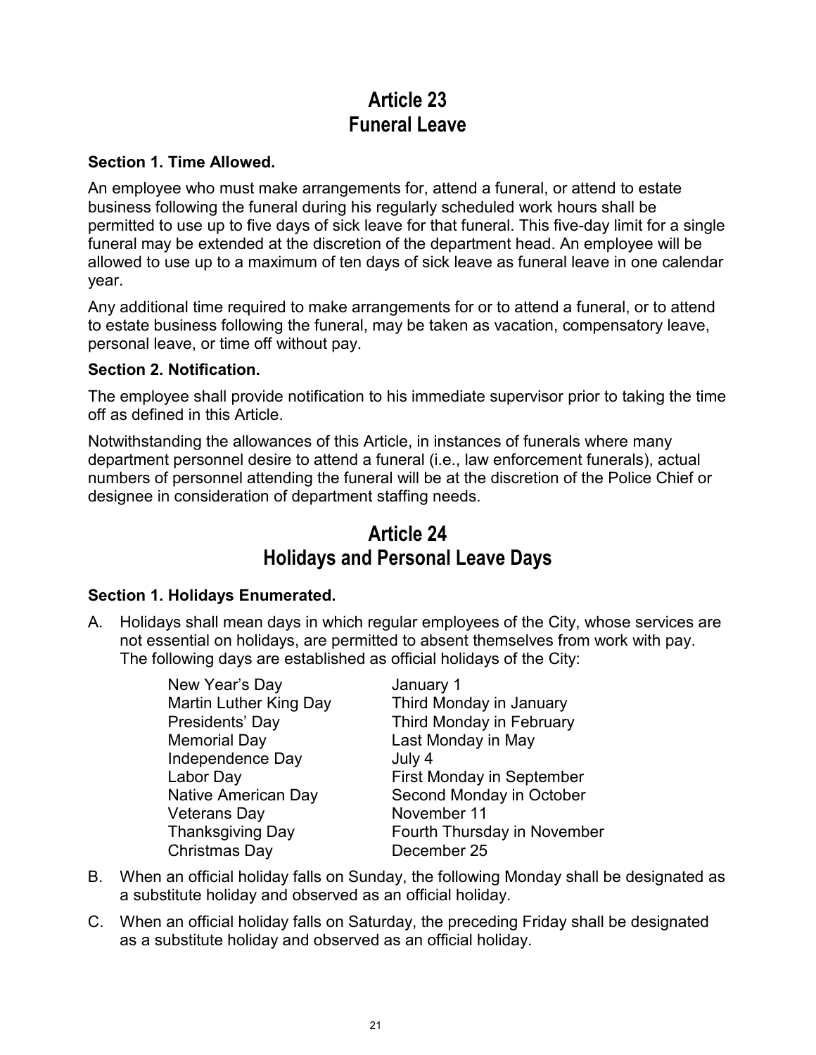# Article 23
# Funeral Leave

**Section 1. Time Allowed.**

An employee who must make arrangements for, attend a funeral, or attend to estate business following the funeral during his regularly scheduled work hours shall be permitted to use up to five days of sick leave for that funeral. This five-day limit for a single funeral may be extended at the discretion of the department head. An employee will be allowed to use up to a maximum of ten days of sick leave as funeral leave in one calendar year.

Any additional time required to make arrangements for or to attend a funeral, or to attend to estate business following the funeral, may be taken as vacation, compensatory leave, personal leave, or time off without pay.

**Section 2. Notification.**

The employee shall provide notification to his immediate supervisor prior to taking the time off as defined in this Article.

Notwithstanding the allowances of this Article, in instances of funerals where many department personnel desire to attend a funeral (i.e., law enforcement funerals), actual numbers of personnel attending the funeral will be at the discretion of the Police Chief or designee in consideration of department staffing needs.

# Article 24
# Holidays and Personal Leave Days

**Section 1. Holidays Enumerated.**

A. Holidays shall mean days in which regular employees of the City, whose services are not essential on holidays, are permitted to absent themselves from work with pay. The following days are established as official holidays of the City:

| | |
|---|---|
| New Year's Day | January 1 |
| Martin Luther King Day | Third Monday in January |
| Presidents' Day | Third Monday in February |
| Memorial Day | Last Monday in May |
| Independence Day | July 4 |
| Labor Day | First Monday in September |
| Native American Day | Second Monday in October |
| Veterans Day | November 11 |
| Thanksgiving Day | Fourth Thursday in November |
| Christmas Day | December 25 |

B. When an official holiday falls on Sunday, the following Monday shall be designated as a substitute holiday and observed as an official holiday.

C. When an official holiday falls on Saturday, the preceding Friday shall be designated as a substitute holiday and observed as an official holiday.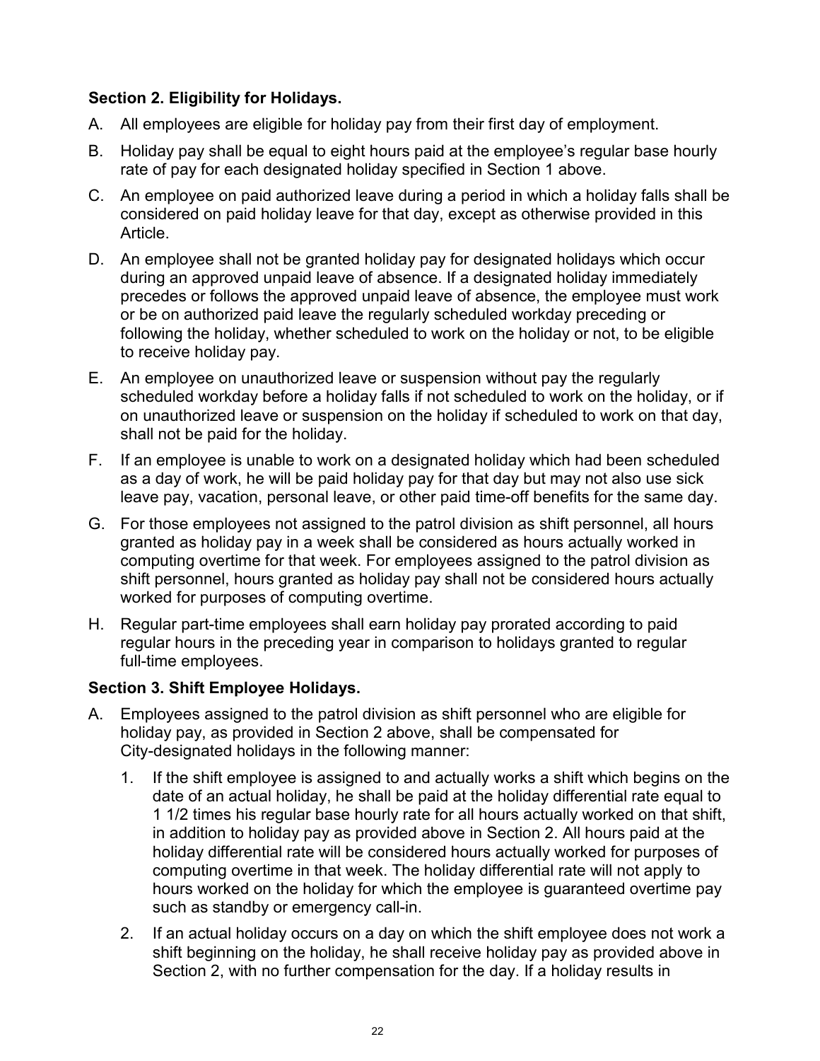**Section 2. Eligibility for Holidays.**

A. All employees are eligible for holiday pay from their first day of employment.

B. Holiday pay shall be equal to eight hours paid at the employee's regular base hourly rate of pay for each designated holiday specified in Section 1 above.

C. An employee on paid authorized leave during a period in which a holiday falls shall be considered on paid holiday leave for that day, except as otherwise provided in this Article.

D. An employee shall not be granted holiday pay for designated holidays which occur during an approved unpaid leave of absence. If a designated holiday immediately precedes or follows the approved unpaid leave of absence, the employee must work or be on authorized paid leave the regularly scheduled workday preceding or following the holiday, whether scheduled to work on the holiday or not, to be eligible to receive holiday pay.

E. An employee on unauthorized leave or suspension without pay the regularly scheduled workday before a holiday falls if not scheduled to work on the holiday, or if on unauthorized leave or suspension on the holiday if scheduled to work on that day, shall not be paid for the holiday.

F. If an employee is unable to work on a designated holiday which had been scheduled as a day of work, he will be paid holiday pay for that day but may not also use sick leave pay, vacation, personal leave, or other paid time-off benefits for the same day.

G. For those employees not assigned to the patrol division as shift personnel, all hours granted as holiday pay in a week shall be considered as hours actually worked in computing overtime for that week. For employees assigned to the patrol division as shift personnel, hours granted as holiday pay shall not be considered hours actually worked for purposes of computing overtime.

H. Regular part-time employees shall earn holiday pay prorated according to paid regular hours in the preceding year in comparison to holidays granted to regular full-time employees.

**Section 3. Shift Employee Holidays.**

A. Employees assigned to the patrol division as shift personnel who are eligible for holiday pay, as provided in Section 2 above, shall be compensated for City-designated holidays in the following manner:

   1. If the shift employee is assigned to and actually works a shift which begins on the date of an actual holiday, he shall be paid at the holiday differential rate equal to 1 1/2 times his regular base hourly rate for all hours actually worked on that shift, in addition to holiday pay as provided above in Section 2. All hours paid at the holiday differential rate will be considered hours actually worked for purposes of computing overtime in that week. The holiday differential rate will not apply to hours worked on the holiday for which the employee is guaranteed overtime pay such as standby or emergency call-in.

   2. If an actual holiday occurs on a day on which the shift employee does not work a shift beginning on the holiday, he shall receive holiday pay as provided above in Section 2, with no further compensation for the day. If a holiday results in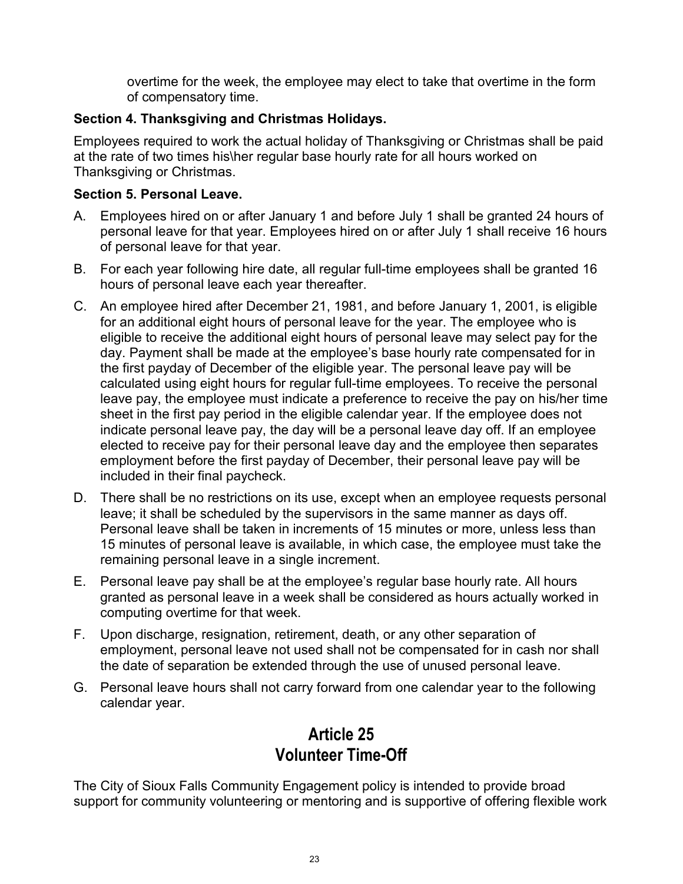overtime for the week, the employee may elect to take that overtime in the form of compensatory time.

**Section 4. Thanksgiving and Christmas Holidays.**

Employees required to work the actual holiday of Thanksgiving or Christmas shall be paid at the rate of two times his\her regular base hourly rate for all hours worked on Thanksgiving or Christmas.

**Section 5. Personal Leave.**

A. Employees hired on or after January 1 and before July 1 shall be granted 24 hours of personal leave for that year. Employees hired on or after July 1 shall receive 16 hours of personal leave for that year.

B. For each year following hire date, all regular full-time employees shall be granted 16 hours of personal leave each year thereafter.

C. An employee hired after December 21, 1981, and before January 1, 2001, is eligible for an additional eight hours of personal leave for the year. The employee who is eligible to receive the additional eight hours of personal leave may select pay for the day. Payment shall be made at the employee's base hourly rate compensated for in the first payday of December of the eligible year. The personal leave pay will be calculated using eight hours for regular full-time employees. To receive the personal leave pay, the employee must indicate a preference to receive the pay on his/her time sheet in the first pay period in the eligible calendar year. If the employee does not indicate personal leave pay, the day will be a personal leave day off. If an employee elected to receive pay for their personal leave day and the employee then separates employment before the first payday of December, their personal leave pay will be included in their final paycheck.

D. There shall be no restrictions on its use, except when an employee requests personal leave; it shall be scheduled by the supervisors in the same manner as days off. Personal leave shall be taken in increments of 15 minutes or more, unless less than 15 minutes of personal leave is available, in which case, the employee must take the remaining personal leave in a single increment.

E. Personal leave pay shall be at the employee's regular base hourly rate. All hours granted as personal leave in a week shall be considered as hours actually worked in computing overtime for that week.

F. Upon discharge, resignation, retirement, death, or any other separation of employment, personal leave not used shall not be compensated for in cash nor shall the date of separation be extended through the use of unused personal leave.

G. Personal leave hours shall not carry forward from one calendar year to the following calendar year.

# Article 25
# Volunteer Time-Off

The City of Sioux Falls Community Engagement policy is intended to provide broad support for community volunteering or mentoring and is supportive of offering flexible work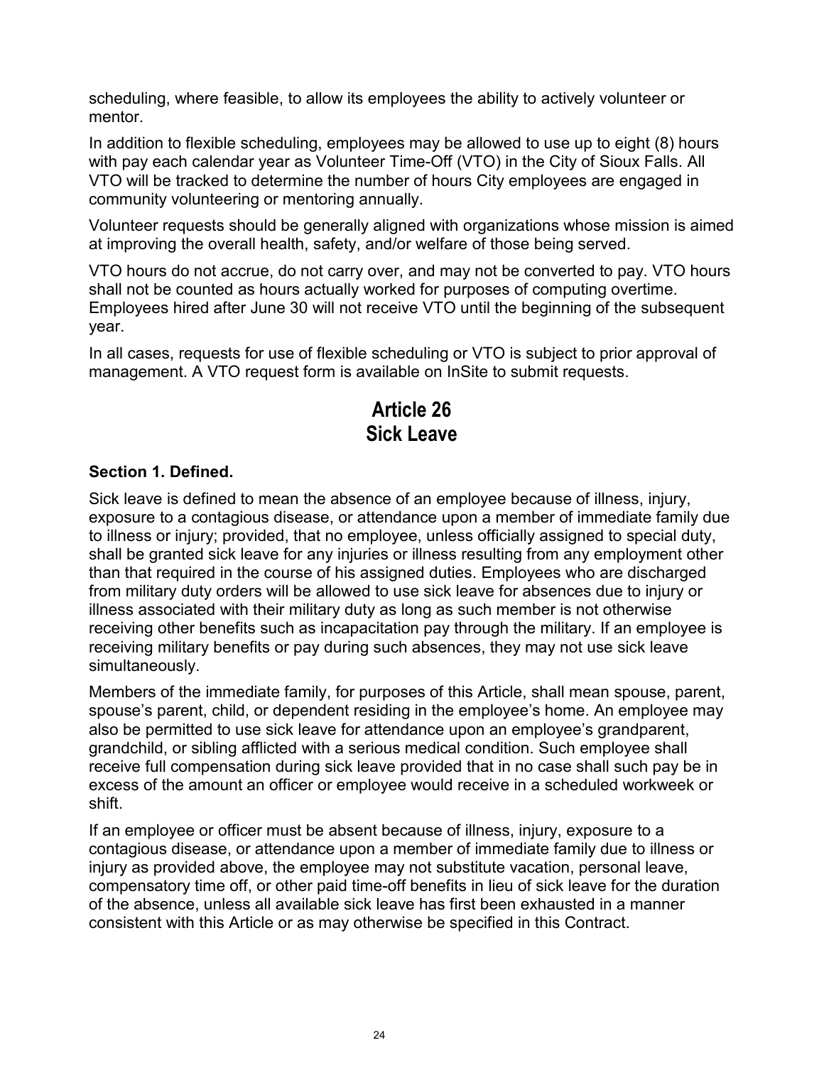scheduling, where feasible, to allow its employees the ability to actively volunteer or mentor.

In addition to flexible scheduling, employees may be allowed to use up to eight (8) hours with pay each calendar year as Volunteer Time-Off (VTO) in the City of Sioux Falls. All VTO will be tracked to determine the number of hours City employees are engaged in community volunteering or mentoring annually.

Volunteer requests should be generally aligned with organizations whose mission is aimed at improving the overall health, safety, and/or welfare of those being served.

VTO hours do not accrue, do not carry over, and may not be converted to pay. VTO hours shall not be counted as hours actually worked for purposes of computing overtime. Employees hired after June 30 will not receive VTO until the beginning of the subsequent year.

In all cases, requests for use of flexible scheduling or VTO is subject to prior approval of management. A VTO request form is available on InSite to submit requests.

# Article 26
# Sick Leave

### Section 1. Defined.

Sick leave is defined to mean the absence of an employee because of illness, injury, exposure to a contagious disease, or attendance upon a member of immediate family due to illness or injury; provided, that no employee, unless officially assigned to special duty, shall be granted sick leave for any injuries or illness resulting from any employment other than that required in the course of his assigned duties. Employees who are discharged from military duty orders will be allowed to use sick leave for absences due to injury or illness associated with their military duty as long as such member is not otherwise receiving other benefits such as incapacitation pay through the military. If an employee is receiving military benefits or pay during such absences, they may not use sick leave simultaneously.

Members of the immediate family, for purposes of this Article, shall mean spouse, parent, spouse's parent, child, or dependent residing in the employee's home. An employee may also be permitted to use sick leave for attendance upon an employee's grandparent, grandchild, or sibling afflicted with a serious medical condition. Such employee shall receive full compensation during sick leave provided that in no case shall such pay be in excess of the amount an officer or employee would receive in a scheduled workweek or shift.

If an employee or officer must be absent because of illness, injury, exposure to a contagious disease, or attendance upon a member of immediate family due to illness or injury as provided above, the employee may not substitute vacation, personal leave, compensatory time off, or other paid time-off benefits in lieu of sick leave for the duration of the absence, unless all available sick leave has first been exhausted in a manner consistent with this Article or as may otherwise be specified in this Contract.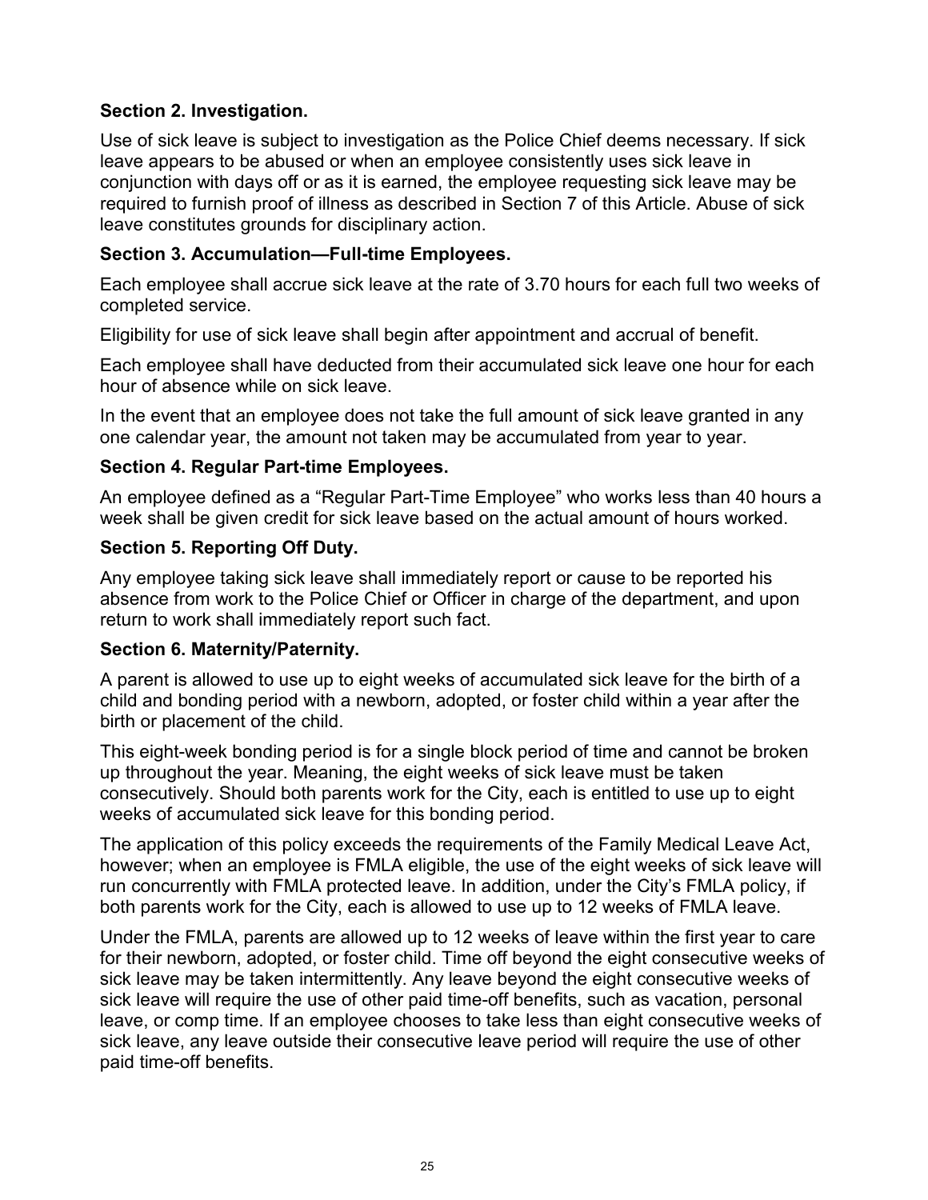**Section 2. Investigation.**

Use of sick leave is subject to investigation as the Police Chief deems necessary. If sick leave appears to be abused or when an employee consistently uses sick leave in conjunction with days off or as it is earned, the employee requesting sick leave may be required to furnish proof of illness as described in Section 7 of this Article. Abuse of sick leave constitutes grounds for disciplinary action.

**Section 3. Accumulation—Full-time Employees.**

Each employee shall accrue sick leave at the rate of 3.70 hours for each full two weeks of completed service.

Eligibility for use of sick leave shall begin after appointment and accrual of benefit.

Each employee shall have deducted from their accumulated sick leave one hour for each hour of absence while on sick leave.

In the event that an employee does not take the full amount of sick leave granted in any one calendar year, the amount not taken may be accumulated from year to year.

**Section 4. Regular Part-time Employees.**

An employee defined as a "Regular Part-Time Employee" who works less than 40 hours a week shall be given credit for sick leave based on the actual amount of hours worked.

**Section 5. Reporting Off Duty.**

Any employee taking sick leave shall immediately report or cause to be reported his absence from work to the Police Chief or Officer in charge of the department, and upon return to work shall immediately report such fact.

**Section 6. Maternity/Paternity.**

A parent is allowed to use up to eight weeks of accumulated sick leave for the birth of a child and bonding period with a newborn, adopted, or foster child within a year after the birth or placement of the child.

This eight-week bonding period is for a single block period of time and cannot be broken up throughout the year. Meaning, the eight weeks of sick leave must be taken consecutively. Should both parents work for the City, each is entitled to use up to eight weeks of accumulated sick leave for this bonding period.

The application of this policy exceeds the requirements of the Family Medical Leave Act, however; when an employee is FMLA eligible, the use of the eight weeks of sick leave will run concurrently with FMLA protected leave. In addition, under the City's FMLA policy, if both parents work for the City, each is allowed to use up to 12 weeks of FMLA leave.

Under the FMLA, parents are allowed up to 12 weeks of leave within the first year to care for their newborn, adopted, or foster child. Time off beyond the eight consecutive weeks of sick leave may be taken intermittently. Any leave beyond the eight consecutive weeks of sick leave will require the use of other paid time-off benefits, such as vacation, personal leave, or comp time. If an employee chooses to take less than eight consecutive weeks of sick leave, any leave outside their consecutive leave period will require the use of other paid time-off benefits.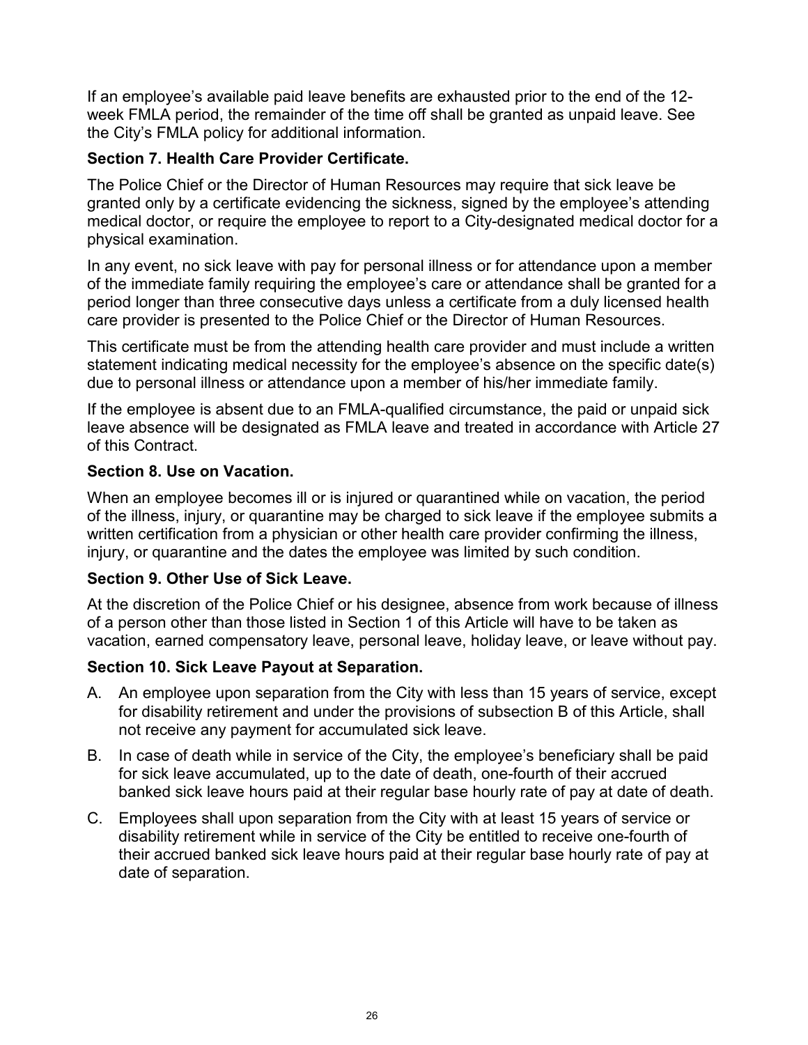If an employee's available paid leave benefits are exhausted prior to the end of the 12-week FMLA period, the remainder of the time off shall be granted as unpaid leave. See the City's FMLA policy for additional information.

**Section 7. Health Care Provider Certificate.**

The Police Chief or the Director of Human Resources may require that sick leave be granted only by a certificate evidencing the sickness, signed by the employee's attending medical doctor, or require the employee to report to a City-designated medical doctor for a physical examination.

In any event, no sick leave with pay for personal illness or for attendance upon a member of the immediate family requiring the employee's care or attendance shall be granted for a period longer than three consecutive days unless a certificate from a duly licensed health care provider is presented to the Police Chief or the Director of Human Resources.

This certificate must be from the attending health care provider and must include a written statement indicating medical necessity for the employee's absence on the specific date(s) due to personal illness or attendance upon a member of his/her immediate family.

If the employee is absent due to an FMLA-qualified circumstance, the paid or unpaid sick leave absence will be designated as FMLA leave and treated in accordance with Article 27 of this Contract.

**Section 8. Use on Vacation.**

When an employee becomes ill or is injured or quarantined while on vacation, the period of the illness, injury, or quarantine may be charged to sick leave if the employee submits a written certification from a physician or other health care provider confirming the illness, injury, or quarantine and the dates the employee was limited by such condition.

**Section 9. Other Use of Sick Leave.**

At the discretion of the Police Chief or his designee, absence from work because of illness of a person other than those listed in Section 1 of this Article will have to be taken as vacation, earned compensatory leave, personal leave, holiday leave, or leave without pay.

**Section 10. Sick Leave Payout at Separation.**

A. An employee upon separation from the City with less than 15 years of service, except for disability retirement and under the provisions of subsection B of this Article, shall not receive any payment for accumulated sick leave.

B. In case of death while in service of the City, the employee's beneficiary shall be paid for sick leave accumulated, up to the date of death, one-fourth of their accrued banked sick leave hours paid at their regular base hourly rate of pay at date of death.

C. Employees shall upon separation from the City with at least 15 years of service or disability retirement while in service of the City be entitled to receive one-fourth of their accrued banked sick leave hours paid at their regular base hourly rate of pay at date of separation.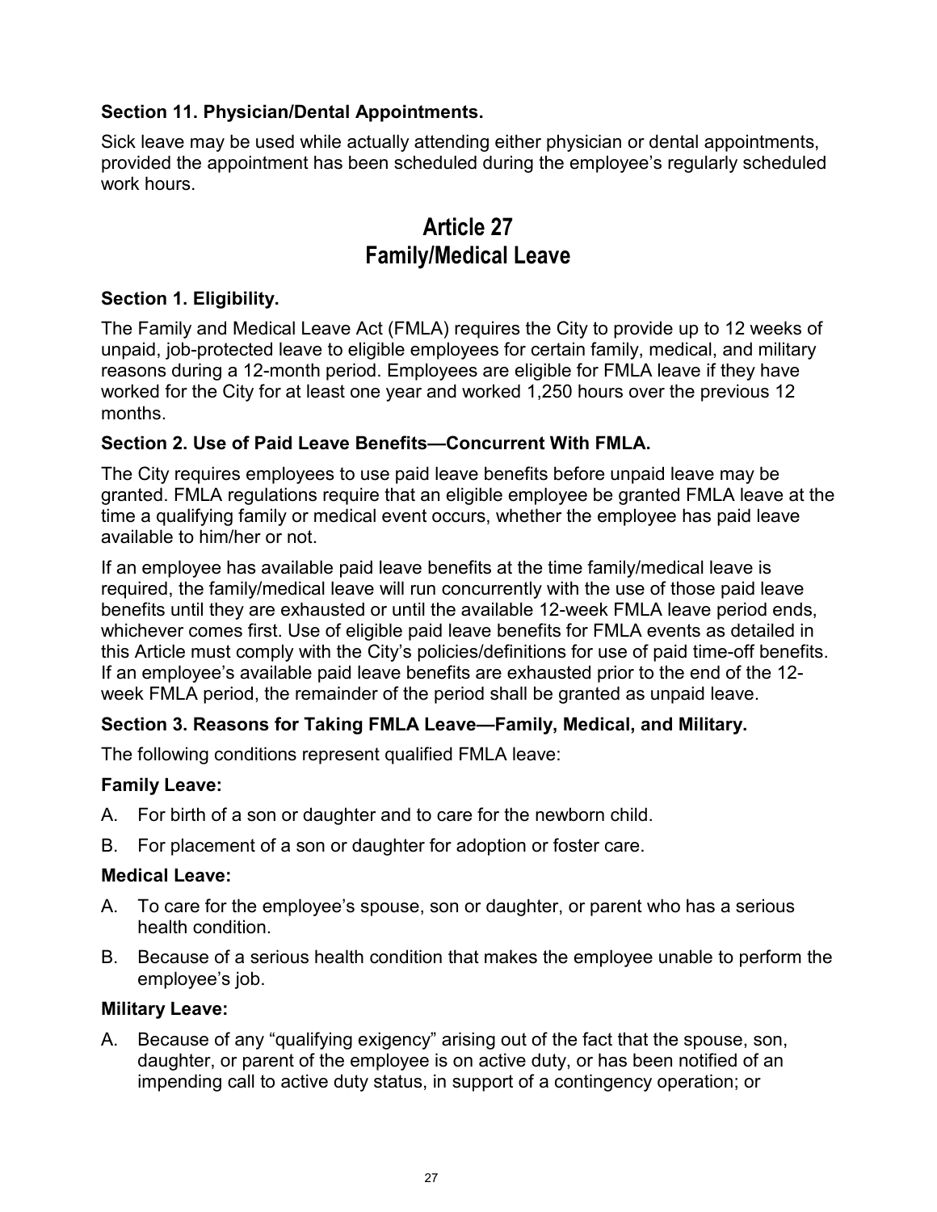### Section 11. Physician/Dental Appointments.

Sick leave may be used while actually attending either physician or dental appointments, provided the appointment has been scheduled during the employee's regularly scheduled work hours.

## Article 27
## Family/Medical Leave

### Section 1. Eligibility.

The Family and Medical Leave Act (FMLA) requires the City to provide up to 12 weeks of unpaid, job-protected leave to eligible employees for certain family, medical, and military reasons during a 12-month period. Employees are eligible for FMLA leave if they have worked for the City for at least one year and worked 1,250 hours over the previous 12 months.

### Section 2. Use of Paid Leave Benefits—Concurrent With FMLA.

The City requires employees to use paid leave benefits before unpaid leave may be granted. FMLA regulations require that an eligible employee be granted FMLA leave at the time a qualifying family or medical event occurs, whether the employee has paid leave available to him/her or not.

If an employee has available paid leave benefits at the time family/medical leave is required, the family/medical leave will run concurrently with the use of those paid leave benefits until they are exhausted or until the available 12-week FMLA leave period ends, whichever comes first. Use of eligible paid leave benefits for FMLA events as detailed in this Article must comply with the City's policies/definitions for use of paid time-off benefits. If an employee's available paid leave benefits are exhausted prior to the end of the 12-week FMLA period, the remainder of the period shall be granted as unpaid leave.

### Section 3. Reasons for Taking FMLA Leave—Family, Medical, and Military.

The following conditions represent qualified FMLA leave:

**Family Leave:**

A. For birth of a son or daughter and to care for the newborn child.

B. For placement of a son or daughter for adoption or foster care.

**Medical Leave:**

A. To care for the employee's spouse, son or daughter, or parent who has a serious health condition.

B. Because of a serious health condition that makes the employee unable to perform the employee's job.

**Military Leave:**

A. Because of any "qualifying exigency" arising out of the fact that the spouse, son, daughter, or parent of the employee is on active duty, or has been notified of an impending call to active duty status, in support of a contingency operation; or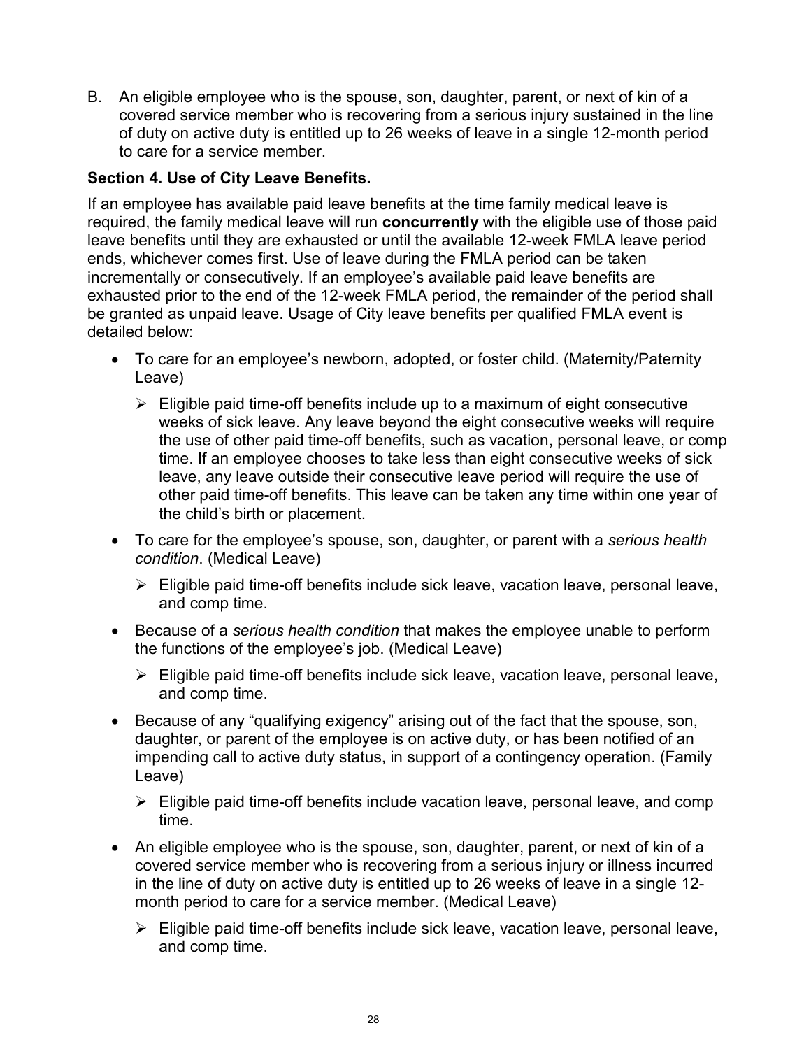B. An eligible employee who is the spouse, son, daughter, parent, or next of kin of a covered service member who is recovering from a serious injury sustained in the line of duty on active duty is entitled up to 26 weeks of leave in a single 12-month period to care for a service member.

**Section 4. Use of City Leave Benefits.**

If an employee has available paid leave benefits at the time family medical leave is required, the family medical leave will run **concurrently** with the eligible use of those paid leave benefits until they are exhausted or until the available 12-week FMLA leave period ends, whichever comes first. Use of leave during the FMLA period can be taken incrementally or consecutively. If an employee's available paid leave benefits are exhausted prior to the end of the 12-week FMLA period, the remainder of the period shall be granted as unpaid leave. Usage of City leave benefits per qualified FMLA event is detailed below:

- To care for an employee's newborn, adopted, or foster child. (Maternity/Paternity Leave)
  - Eligible paid time-off benefits include up to a maximum of eight consecutive weeks of sick leave. Any leave beyond the eight consecutive weeks will require the use of other paid time-off benefits, such as vacation, personal leave, or comp time. If an employee chooses to take less than eight consecutive weeks of sick leave, any leave outside their consecutive leave period will require the use of other paid time-off benefits. This leave can be taken any time within one year of the child's birth or placement.
- To care for the employee's spouse, son, daughter, or parent with a *serious health condition*. (Medical Leave)
  - Eligible paid time-off benefits include sick leave, vacation leave, personal leave, and comp time.
- Because of a *serious health condition* that makes the employee unable to perform the functions of the employee's job. (Medical Leave)
  - Eligible paid time-off benefits include sick leave, vacation leave, personal leave, and comp time.
- Because of any "qualifying exigency" arising out of the fact that the spouse, son, daughter, or parent of the employee is on active duty, or has been notified of an impending call to active duty status, in support of a contingency operation. (Family Leave)
  - Eligible paid time-off benefits include vacation leave, personal leave, and comp time.
- An eligible employee who is the spouse, son, daughter, parent, or next of kin of a covered service member who is recovering from a serious injury or illness incurred in the line of duty on active duty is entitled up to 26 weeks of leave in a single 12-month period to care for a service member. (Medical Leave)
  - Eligible paid time-off benefits include sick leave, vacation leave, personal leave, and comp time.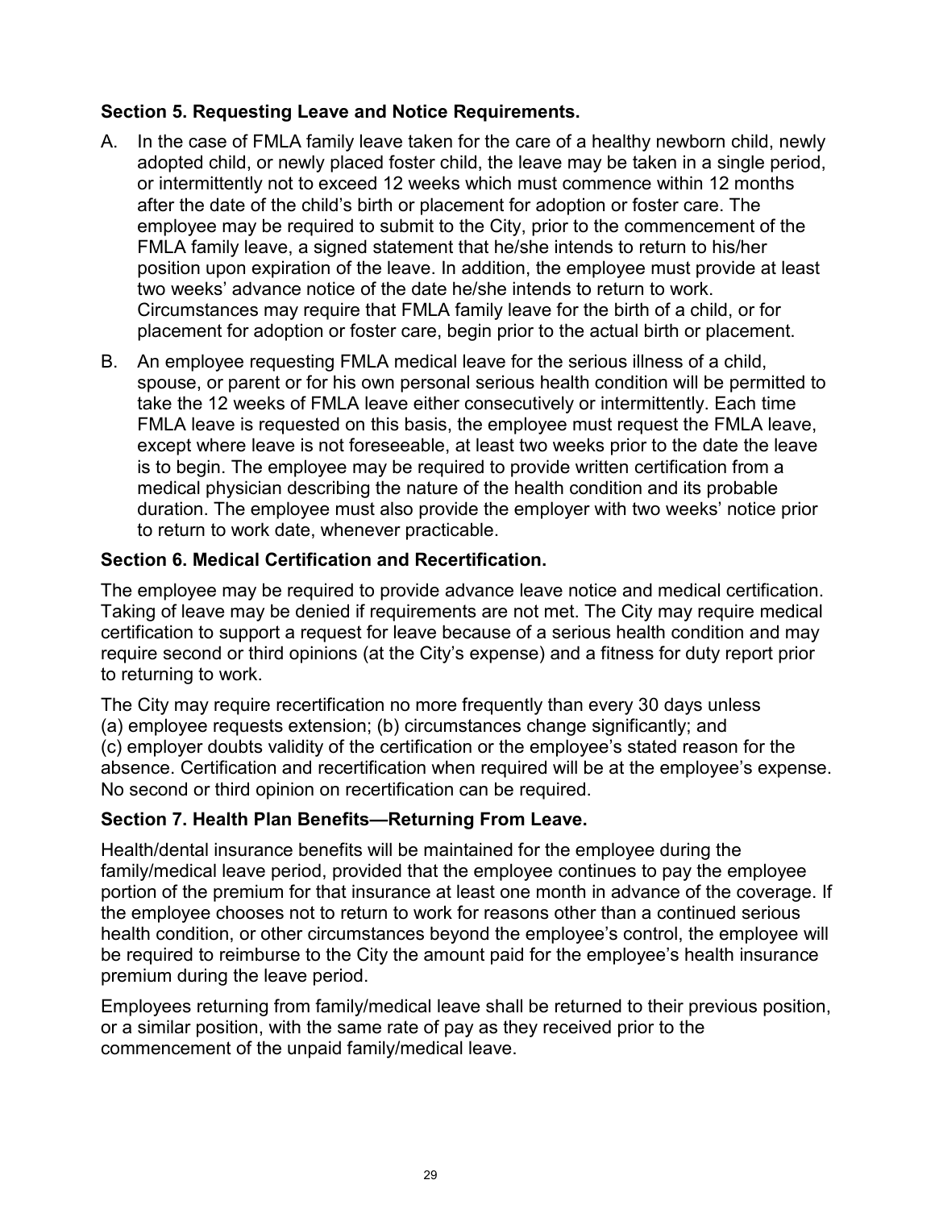### Section 5. Requesting Leave and Notice Requirements.

A. In the case of FMLA family leave taken for the care of a healthy newborn child, newly adopted child, or newly placed foster child, the leave may be taken in a single period, or intermittently not to exceed 12 weeks which must commence within 12 months after the date of the child's birth or placement for adoption or foster care. The employee may be required to submit to the City, prior to the commencement of the FMLA family leave, a signed statement that he/she intends to return to his/her position upon expiration of the leave. In addition, the employee must provide at least two weeks' advance notice of the date he/she intends to return to work. Circumstances may require that FMLA family leave for the birth of a child, or for placement for adoption or foster care, begin prior to the actual birth or placement.

B. An employee requesting FMLA medical leave for the serious illness of a child, spouse, or parent or for his own personal serious health condition will be permitted to take the 12 weeks of FMLA leave either consecutively or intermittently. Each time FMLA leave is requested on this basis, the employee must request the FMLA leave, except where leave is not foreseeable, at least two weeks prior to the date the leave is to begin. The employee may be required to provide written certification from a medical physician describing the nature of the health condition and its probable duration. The employee must also provide the employer with two weeks' notice prior to return to work date, whenever practicable.

### Section 6. Medical Certification and Recertification.

The employee may be required to provide advance leave notice and medical certification. Taking of leave may be denied if requirements are not met. The City may require medical certification to support a request for leave because of a serious health condition and may require second or third opinions (at the City's expense) and a fitness for duty report prior to returning to work.

The City may require recertification no more frequently than every 30 days unless (a) employee requests extension; (b) circumstances change significantly; and (c) employer doubts validity of the certification or the employee's stated reason for the absence. Certification and recertification when required will be at the employee's expense. No second or third opinion on recertification can be required.

### Section 7. Health Plan Benefits—Returning From Leave.

Health/dental insurance benefits will be maintained for the employee during the family/medical leave period, provided that the employee continues to pay the employee portion of the premium for that insurance at least one month in advance of the coverage. If the employee chooses not to return to work for reasons other than a continued serious health condition, or other circumstances beyond the employee's control, the employee will be required to reimburse to the City the amount paid for the employee's health insurance premium during the leave period.

Employees returning from family/medical leave shall be returned to their previous position, or a similar position, with the same rate of pay as they received prior to the commencement of the unpaid family/medical leave.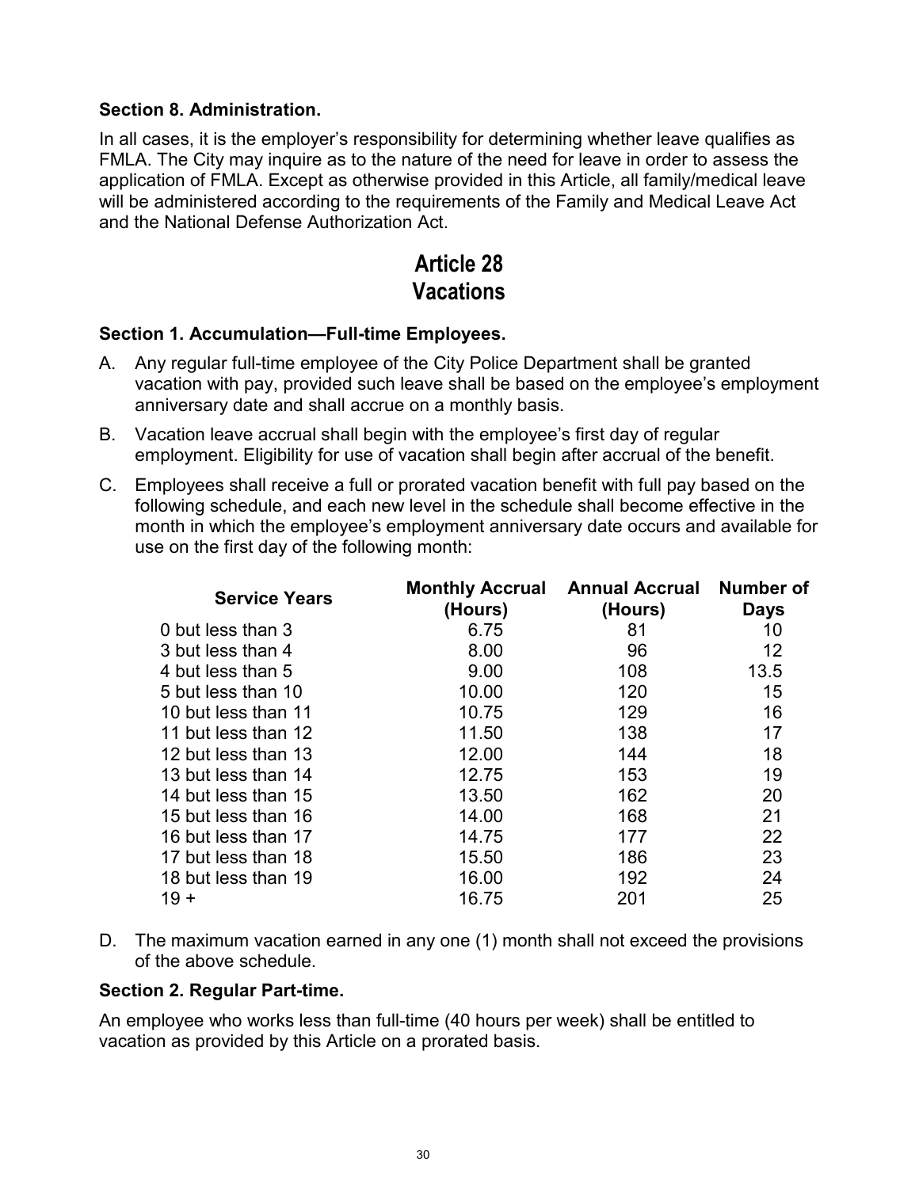### Section 8. Administration.

In all cases, it is the employer's responsibility for determining whether leave qualifies as FMLA. The City may inquire as to the nature of the need for leave in order to assess the application of FMLA. Except as otherwise provided in this Article, all family/medical leave will be administered according to the requirements of the Family and Medical Leave Act and the National Defense Authorization Act.

## Article 28
## Vacations

### Section 1. Accumulation—Full-time Employees.

A. Any regular full-time employee of the City Police Department shall be granted vacation with pay, provided such leave shall be based on the employee's employment anniversary date and shall accrue on a monthly basis.

B. Vacation leave accrual shall begin with the employee's first day of regular employment. Eligibility for use of vacation shall begin after accrual of the benefit.

C. Employees shall receive a full or prorated vacation benefit with full pay based on the following schedule, and each new level in the schedule shall become effective in the month in which the employee's employment anniversary date occurs and available for use on the first day of the following month:

| Service Years | Monthly Accrual (Hours) | Annual Accrual (Hours) | Number of Days |
|---|---|---|---|
| 0 but less than 3 | 6.75 | 81 | 10 |
| 3 but less than 4 | 8.00 | 96 | 12 |
| 4 but less than 5 | 9.00 | 108 | 13.5 |
| 5 but less than 10 | 10.00 | 120 | 15 |
| 10 but less than 11 | 10.75 | 129 | 16 |
| 11 but less than 12 | 11.50 | 138 | 17 |
| 12 but less than 13 | 12.00 | 144 | 18 |
| 13 but less than 14 | 12.75 | 153 | 19 |
| 14 but less than 15 | 13.50 | 162 | 20 |
| 15 but less than 16 | 14.00 | 168 | 21 |
| 16 but less than 17 | 14.75 | 177 | 22 |
| 17 but less than 18 | 15.50 | 186 | 23 |
| 18 but less than 19 | 16.00 | 192 | 24 |
| 19 + | 16.75 | 201 | 25 |

D. The maximum vacation earned in any one (1) month shall not exceed the provisions of the above schedule.

### Section 2. Regular Part-time.

An employee who works less than full-time (40 hours per week) shall be entitled to vacation as provided by this Article on a prorated basis.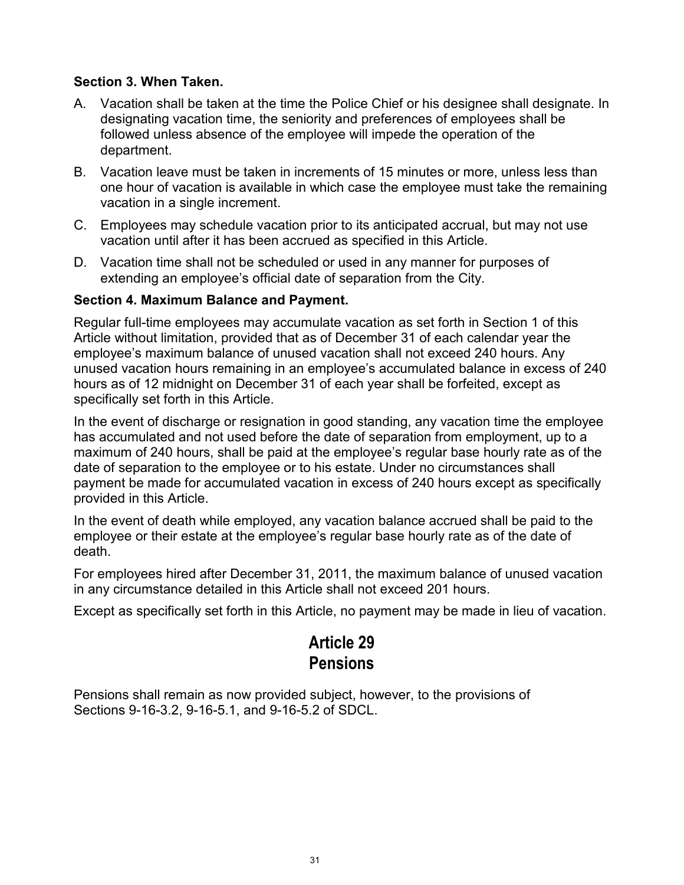### Section 3. When Taken.

A. Vacation shall be taken at the time the Police Chief or his designee shall designate. In designating vacation time, the seniority and preferences of employees shall be followed unless absence of the employee will impede the operation of the department.

B. Vacation leave must be taken in increments of 15 minutes or more, unless less than one hour of vacation is available in which case the employee must take the remaining vacation in a single increment.

C. Employees may schedule vacation prior to its anticipated accrual, but may not use vacation until after it has been accrued as specified in this Article.

D. Vacation time shall not be scheduled or used in any manner for purposes of extending an employee's official date of separation from the City.

### Section 4. Maximum Balance and Payment.

Regular full-time employees may accumulate vacation as set forth in Section 1 of this Article without limitation, provided that as of December 31 of each calendar year the employee's maximum balance of unused vacation shall not exceed 240 hours. Any unused vacation hours remaining in an employee's accumulated balance in excess of 240 hours as of 12 midnight on December 31 of each year shall be forfeited, except as specifically set forth in this Article.

In the event of discharge or resignation in good standing, any vacation time the employee has accumulated and not used before the date of separation from employment, up to a maximum of 240 hours, shall be paid at the employee's regular base hourly rate as of the date of separation to the employee or to his estate. Under no circumstances shall payment be made for accumulated vacation in excess of 240 hours except as specifically provided in this Article.

In the event of death while employed, any vacation balance accrued shall be paid to the employee or their estate at the employee's regular base hourly rate as of the date of death.

For employees hired after December 31, 2011, the maximum balance of unused vacation in any circumstance detailed in this Article shall not exceed 201 hours.

Except as specifically set forth in this Article, no payment may be made in lieu of vacation.

## Article 29
## Pensions

Pensions shall remain as now provided subject, however, to the provisions of Sections 9-16-3.2, 9-16-5.1, and 9-16-5.2 of SDCL.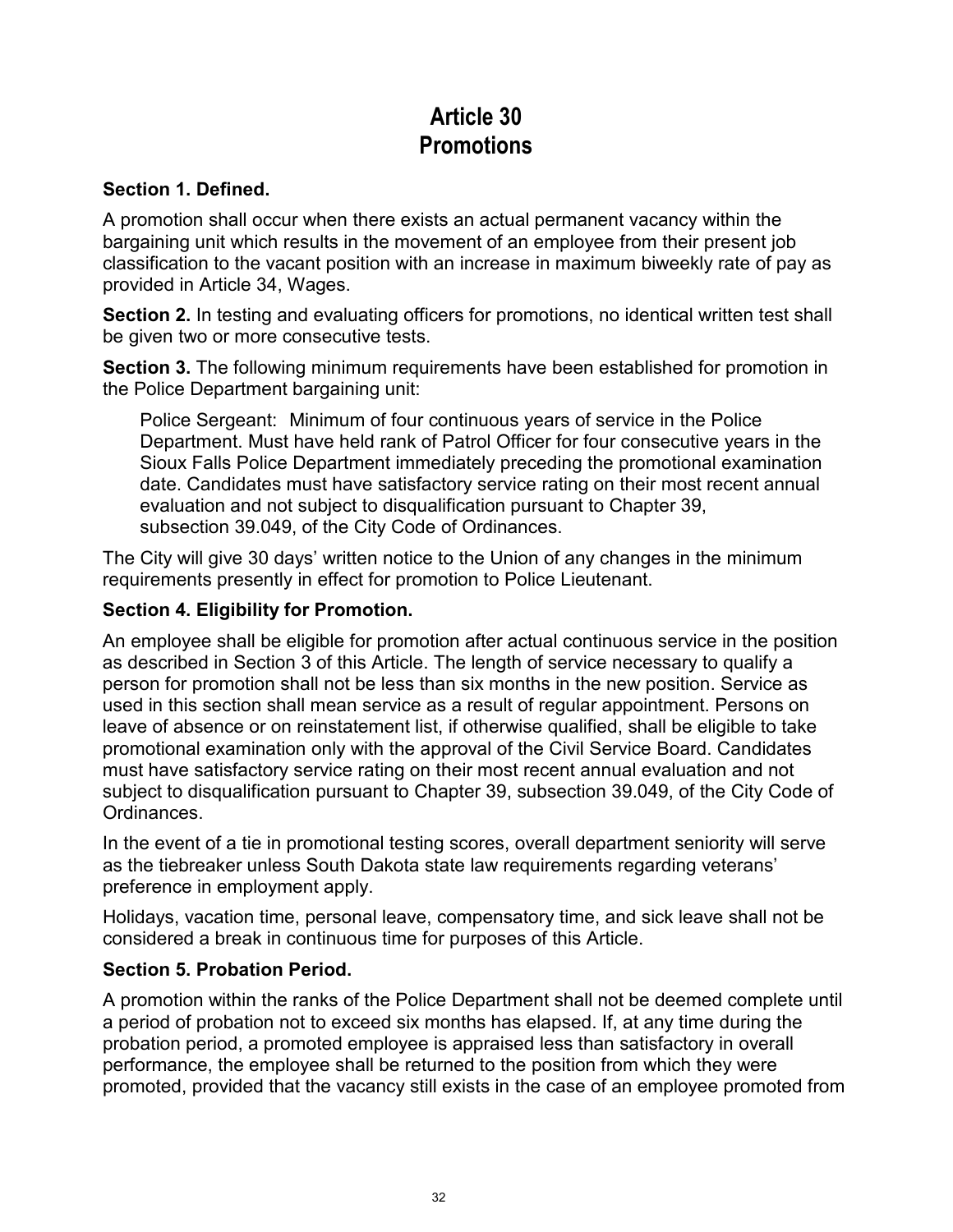# Article 30
# Promotions

**Section 1. Defined.**

A promotion shall occur when there exists an actual permanent vacancy within the bargaining unit which results in the movement of an employee from their present job classification to the vacant position with an increase in maximum biweekly rate of pay as provided in Article 34, Wages.

**Section 2.** In testing and evaluating officers for promotions, no identical written test shall be given two or more consecutive tests.

**Section 3.** The following minimum requirements have been established for promotion in the Police Department bargaining unit:

> Police Sergeant: Minimum of four continuous years of service in the Police Department. Must have held rank of Patrol Officer for four consecutive years in the Sioux Falls Police Department immediately preceding the promotional examination date. Candidates must have satisfactory service rating on their most recent annual evaluation and not subject to disqualification pursuant to Chapter 39, subsection 39.049, of the City Code of Ordinances.

The City will give 30 days' written notice to the Union of any changes in the minimum requirements presently in effect for promotion to Police Lieutenant.

**Section 4. Eligibility for Promotion.**

An employee shall be eligible for promotion after actual continuous service in the position as described in Section 3 of this Article. The length of service necessary to qualify a person for promotion shall not be less than six months in the new position. Service as used in this section shall mean service as a result of regular appointment. Persons on leave of absence or on reinstatement list, if otherwise qualified, shall be eligible to take promotional examination only with the approval of the Civil Service Board. Candidates must have satisfactory service rating on their most recent annual evaluation and not subject to disqualification pursuant to Chapter 39, subsection 39.049, of the City Code of Ordinances.

In the event of a tie in promotional testing scores, overall department seniority will serve as the tiebreaker unless South Dakota state law requirements regarding veterans' preference in employment apply.

Holidays, vacation time, personal leave, compensatory time, and sick leave shall not be considered a break in continuous time for purposes of this Article.

**Section 5. Probation Period.**

A promotion within the ranks of the Police Department shall not be deemed complete until a period of probation not to exceed six months has elapsed. If, at any time during the probation period, a promoted employee is appraised less than satisfactory in overall performance, the employee shall be returned to the position from which they were promoted, provided that the vacancy still exists in the case of an employee promoted from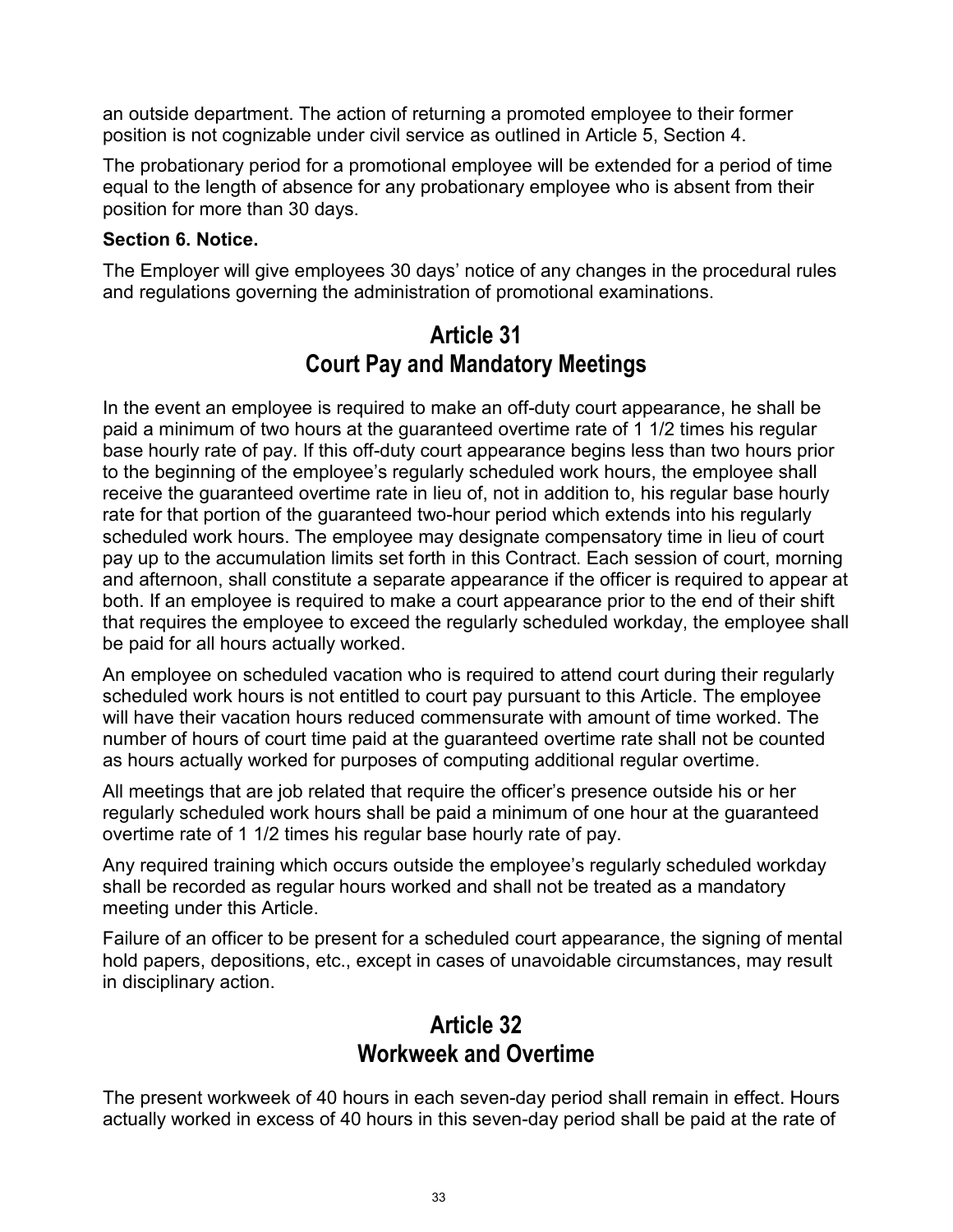an outside department. The action of returning a promoted employee to their former position is not cognizable under civil service as outlined in Article 5, Section 4.

The probationary period for a promotional employee will be extended for a period of time equal to the length of absence for any probationary employee who is absent from their position for more than 30 days.

**Section 6. Notice.**

The Employer will give employees 30 days' notice of any changes in the procedural rules and regulations governing the administration of promotional examinations.

# Article 31
# Court Pay and Mandatory Meetings

In the event an employee is required to make an off-duty court appearance, he shall be paid a minimum of two hours at the guaranteed overtime rate of 1 1/2 times his regular base hourly rate of pay. If this off-duty court appearance begins less than two hours prior to the beginning of the employee's regularly scheduled work hours, the employee shall receive the guaranteed overtime rate in lieu of, not in addition to, his regular base hourly rate for that portion of the guaranteed two-hour period which extends into his regularly scheduled work hours. The employee may designate compensatory time in lieu of court pay up to the accumulation limits set forth in this Contract. Each session of court, morning and afternoon, shall constitute a separate appearance if the officer is required to appear at both. If an employee is required to make a court appearance prior to the end of their shift that requires the employee to exceed the regularly scheduled workday, the employee shall be paid for all hours actually worked.

An employee on scheduled vacation who is required to attend court during their regularly scheduled work hours is not entitled to court pay pursuant to this Article. The employee will have their vacation hours reduced commensurate with amount of time worked. The number of hours of court time paid at the guaranteed overtime rate shall not be counted as hours actually worked for purposes of computing additional regular overtime.

All meetings that are job related that require the officer's presence outside his or her regularly scheduled work hours shall be paid a minimum of one hour at the guaranteed overtime rate of 1 1/2 times his regular base hourly rate of pay.

Any required training which occurs outside the employee's regularly scheduled workday shall be recorded as regular hours worked and shall not be treated as a mandatory meeting under this Article.

Failure of an officer to be present for a scheduled court appearance, the signing of mental hold papers, depositions, etc., except in cases of unavoidable circumstances, may result in disciplinary action.

# Article 32
# Workweek and Overtime

The present workweek of 40 hours in each seven-day period shall remain in effect. Hours actually worked in excess of 40 hours in this seven-day period shall be paid at the rate of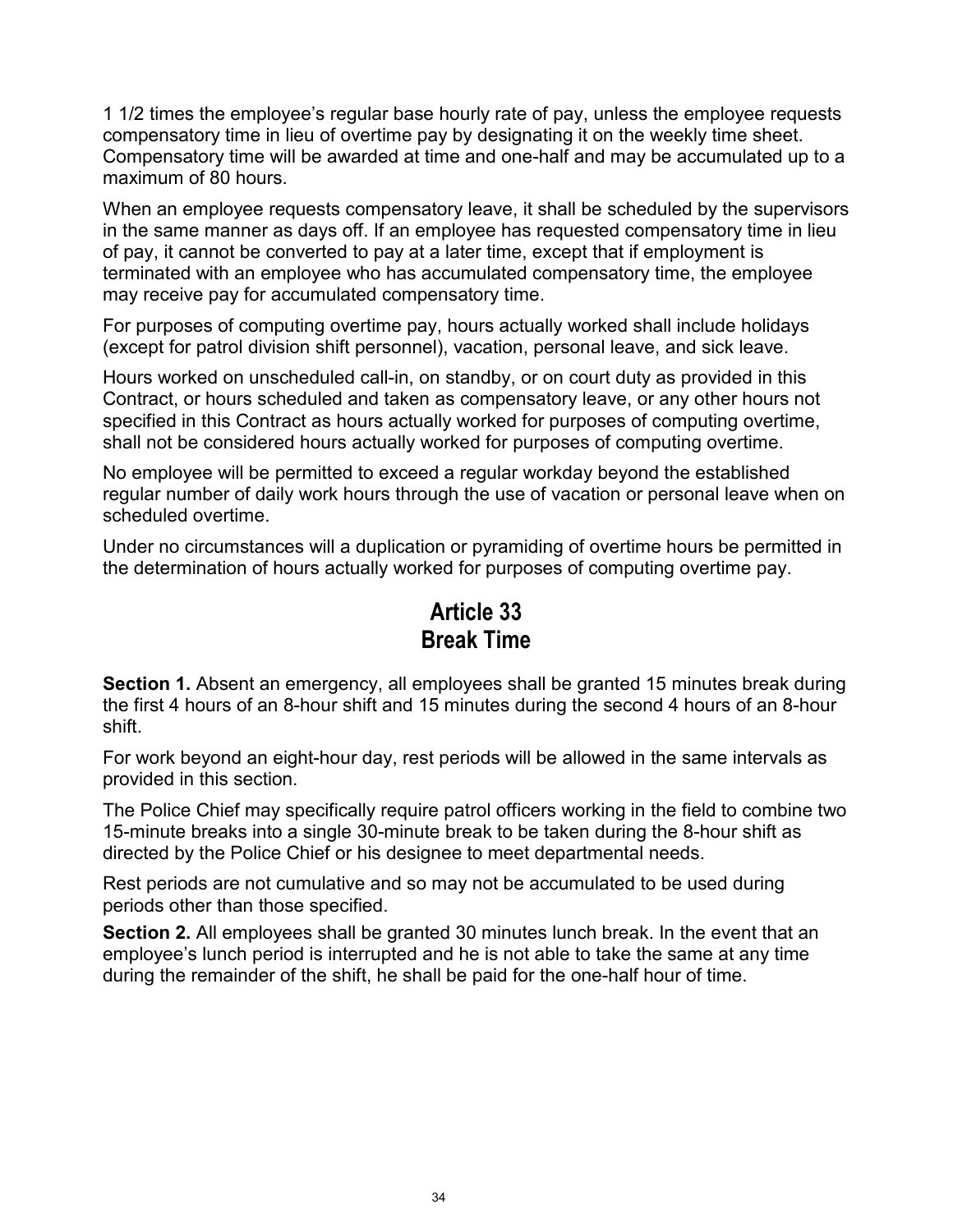1 1/2 times the employee’s regular base hourly rate of pay, unless the employee requests compensatory time in lieu of overtime pay by designating it on the weekly time sheet. Compensatory time will be awarded at time and one-half and may be accumulated up to a maximum of 80 hours.

When an employee requests compensatory leave, it shall be scheduled by the supervisors in the same manner as days off. If an employee has requested compensatory time in lieu of pay, it cannot be converted to pay at a later time, except that if employment is terminated with an employee who has accumulated compensatory time, the employee may receive pay for accumulated compensatory time.

For purposes of computing overtime pay, hours actually worked shall include holidays (except for patrol division shift personnel), vacation, personal leave, and sick leave.

Hours worked on unscheduled call-in, on standby, or on court duty as provided in this Contract, or hours scheduled and taken as compensatory leave, or any other hours not specified in this Contract as hours actually worked for purposes of computing overtime, shall not be considered hours actually worked for purposes of computing overtime.

No employee will be permitted to exceed a regular workday beyond the established regular number of daily work hours through the use of vacation or personal leave when on scheduled overtime.

Under no circumstances will a duplication or pyramiding of overtime hours be permitted in the determination of hours actually worked for purposes of computing overtime pay.

## Article 33
## Break Time

**Section 1.** Absent an emergency, all employees shall be granted 15 minutes break during the first 4 hours of an 8-hour shift and 15 minutes during the second 4 hours of an 8-hour shift.

For work beyond an eight-hour day, rest periods will be allowed in the same intervals as provided in this section.

The Police Chief may specifically require patrol officers working in the field to combine two 15-minute breaks into a single 30-minute break to be taken during the 8-hour shift as directed by the Police Chief or his designee to meet departmental needs.

Rest periods are not cumulative and so may not be accumulated to be used during periods other than those specified.

**Section 2.** All employees shall be granted 30 minutes lunch break. In the event that an employee’s lunch period is interrupted and he is not able to take the same at any time during the remainder of the shift, he shall be paid for the one-half hour of time.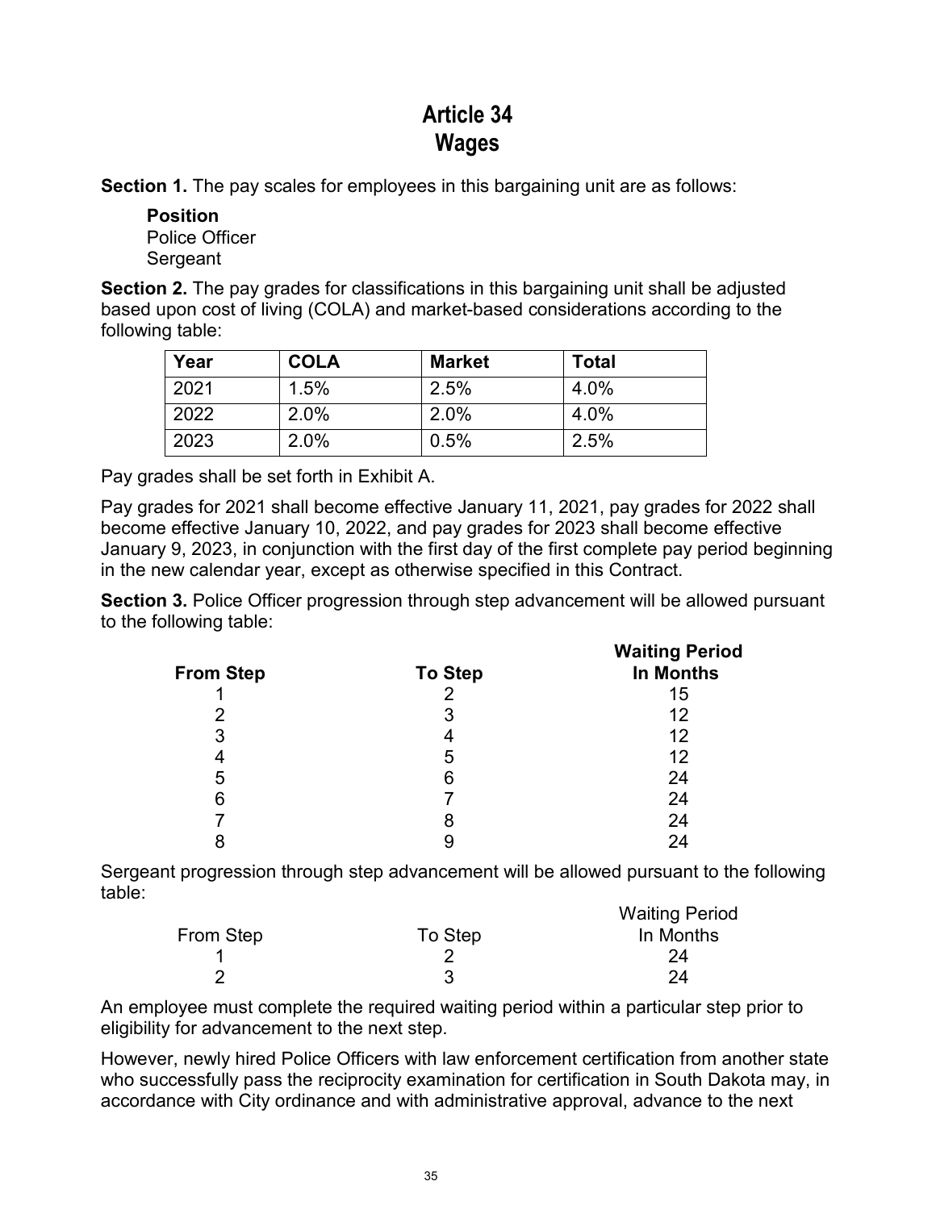# Article 34
# Wages

**Section 1.** The pay scales for employees in this bargaining unit are as follows:

**Position**
Police Officer
Sergeant

**Section 2.** The pay grades for classifications in this bargaining unit shall be adjusted based upon cost of living (COLA) and market-based considerations according to the following table:

| Year | COLA | Market | Total |
|---|---|---|---|
| 2021 | 1.5% | 2.5% | 4.0% |
| 2022 | 2.0% | 2.0% | 4.0% |
| 2023 | 2.0% | 0.5% | 2.5% |

Pay grades shall be set forth in Exhibit A.

Pay grades for 2021 shall become effective January 11, 2021, pay grades for 2022 shall become effective January 10, 2022, and pay grades for 2023 shall become effective January 9, 2023, in conjunction with the first day of the first complete pay period beginning in the new calendar year, except as otherwise specified in this Contract.

**Section 3.** Police Officer progression through step advancement will be allowed pursuant to the following table:

| From Step | To Step | Waiting Period In Months |
|---|---|---|
| 1 | 2 | 15 |
| 2 | 3 | 12 |
| 3 | 4 | 12 |
| 4 | 5 | 12 |
| 5 | 6 | 24 |
| 6 | 7 | 24 |
| 7 | 8 | 24 |
| 8 | 9 | 24 |

Sergeant progression through step advancement will be allowed pursuant to the following table:

| From Step | To Step | Waiting Period In Months |
|---|---|---|
| 1 | 2 | 24 |
| 2 | 3 | 24 |

An employee must complete the required waiting period within a particular step prior to eligibility for advancement to the next step.

However, newly hired Police Officers with law enforcement certification from another state who successfully pass the reciprocity examination for certification in South Dakota may, in accordance with City ordinance and with administrative approval, advance to the next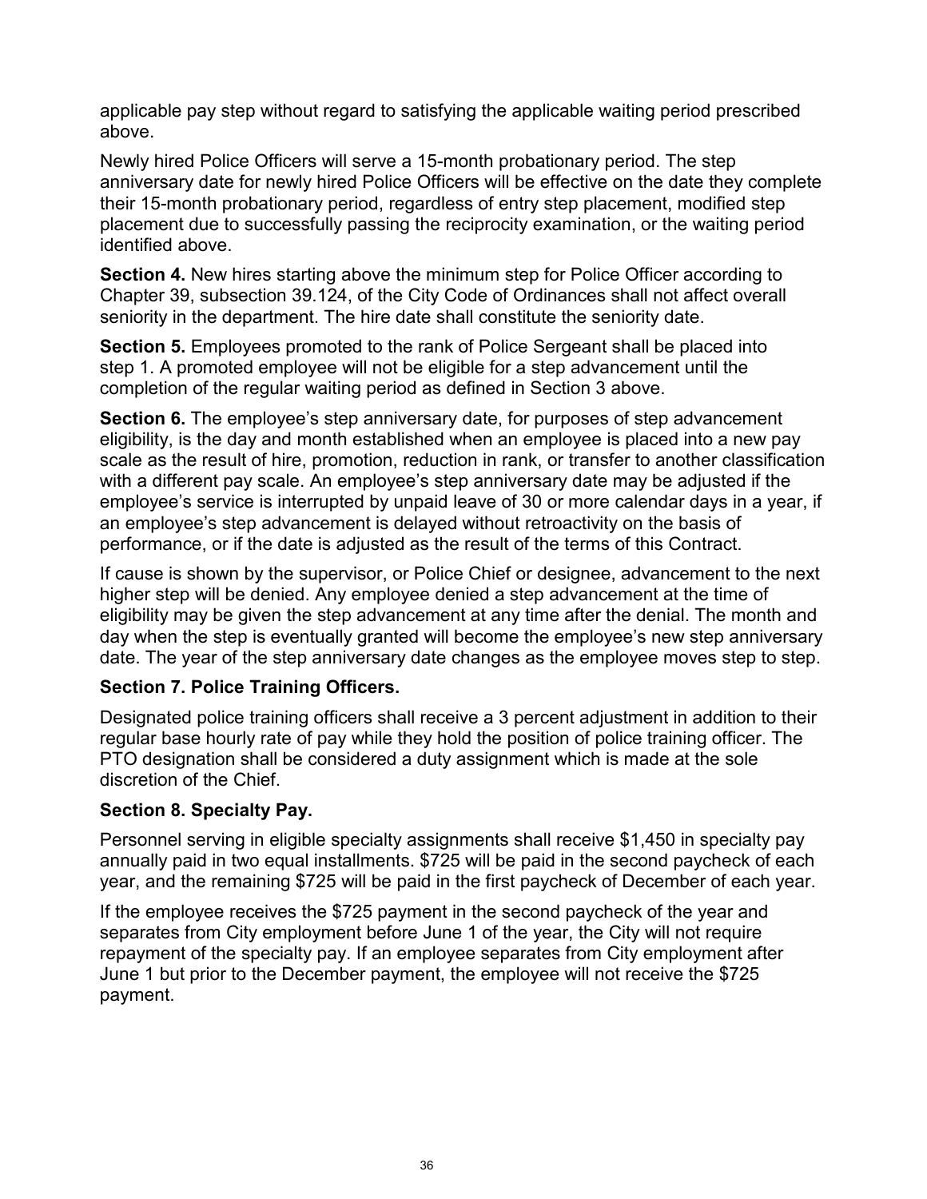applicable pay step without regard to satisfying the applicable waiting period prescribed above.

Newly hired Police Officers will serve a 15-month probationary period. The step anniversary date for newly hired Police Officers will be effective on the date they complete their 15-month probationary period, regardless of entry step placement, modified step placement due to successfully passing the reciprocity examination, or the waiting period identified above.

**Section 4.** New hires starting above the minimum step for Police Officer according to Chapter 39, subsection 39.124, of the City Code of Ordinances shall not affect overall seniority in the department. The hire date shall constitute the seniority date.

**Section 5.** Employees promoted to the rank of Police Sergeant shall be placed into step 1. A promoted employee will not be eligible for a step advancement until the completion of the regular waiting period as defined in Section 3 above.

**Section 6.** The employee's step anniversary date, for purposes of step advancement eligibility, is the day and month established when an employee is placed into a new pay scale as the result of hire, promotion, reduction in rank, or transfer to another classification with a different pay scale. An employee's step anniversary date may be adjusted if the employee's service is interrupted by unpaid leave of 30 or more calendar days in a year, if an employee's step advancement is delayed without retroactivity on the basis of performance, or if the date is adjusted as the result of the terms of this Contract.

If cause is shown by the supervisor, or Police Chief or designee, advancement to the next higher step will be denied. Any employee denied a step advancement at the time of eligibility may be given the step advancement at any time after the denial. The month and day when the step is eventually granted will become the employee's new step anniversary date. The year of the step anniversary date changes as the employee moves step to step.

**Section 7. Police Training Officers.**

Designated police training officers shall receive a 3 percent adjustment in addition to their regular base hourly rate of pay while they hold the position of police training officer. The PTO designation shall be considered a duty assignment which is made at the sole discretion of the Chief.

**Section 8. Specialty Pay.**

Personnel serving in eligible specialty assignments shall receive $1,450 in specialty pay annually paid in two equal installments. $725 will be paid in the second paycheck of each year, and the remaining $725 will be paid in the first paycheck of December of each year.

If the employee receives the $725 payment in the second paycheck of the year and separates from City employment before June 1 of the year, the City will not require repayment of the specialty pay. If an employee separates from City employment after June 1 but prior to the December payment, the employee will not receive the $725 payment.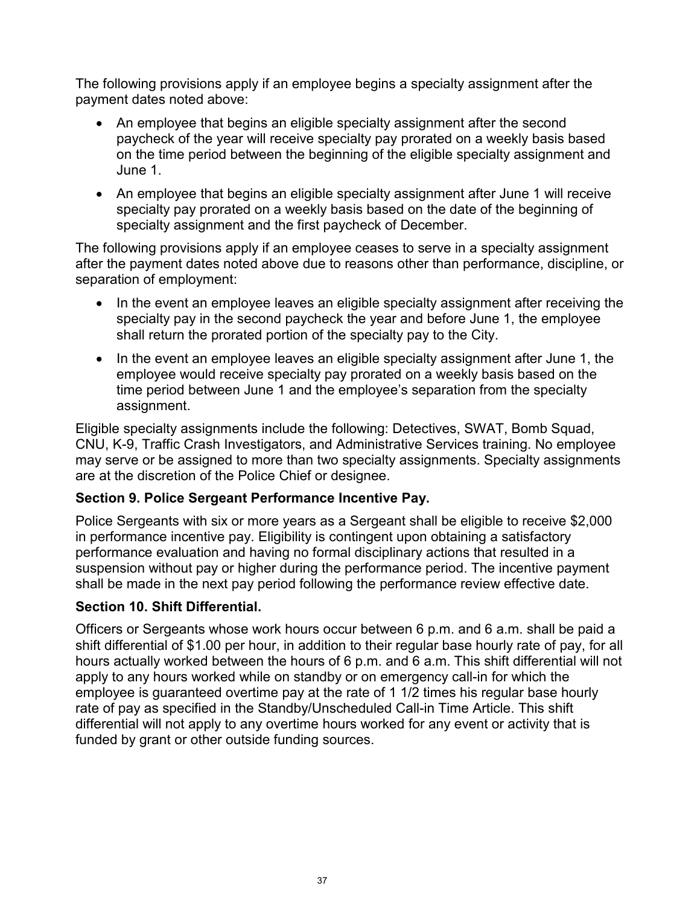The following provisions apply if an employee begins a specialty assignment after the payment dates noted above:

- An employee that begins an eligible specialty assignment after the second paycheck of the year will receive specialty pay prorated on a weekly basis based on the time period between the beginning of the eligible specialty assignment and June 1.
- An employee that begins an eligible specialty assignment after June 1 will receive specialty pay prorated on a weekly basis based on the date of the beginning of specialty assignment and the first paycheck of December.

The following provisions apply if an employee ceases to serve in a specialty assignment after the payment dates noted above due to reasons other than performance, discipline, or separation of employment:

- In the event an employee leaves an eligible specialty assignment after receiving the specialty pay in the second paycheck the year and before June 1, the employee shall return the prorated portion of the specialty pay to the City.
- In the event an employee leaves an eligible specialty assignment after June 1, the employee would receive specialty pay prorated on a weekly basis based on the time period between June 1 and the employee's separation from the specialty assignment.

Eligible specialty assignments include the following: Detectives, SWAT, Bomb Squad, CNU, K-9, Traffic Crash Investigators, and Administrative Services training. No employee may serve or be assigned to more than two specialty assignments. Specialty assignments are at the discretion of the Police Chief or designee.

**Section 9. Police Sergeant Performance Incentive Pay.**

Police Sergeants with six or more years as a Sergeant shall be eligible to receive $2,000 in performance incentive pay. Eligibility is contingent upon obtaining a satisfactory performance evaluation and having no formal disciplinary actions that resulted in a suspension without pay or higher during the performance period. The incentive payment shall be made in the next pay period following the performance review effective date.

**Section 10. Shift Differential.**

Officers or Sergeants whose work hours occur between 6 p.m. and 6 a.m. shall be paid a shift differential of $1.00 per hour, in addition to their regular base hourly rate of pay, for all hours actually worked between the hours of 6 p.m. and 6 a.m. This shift differential will not apply to any hours worked while on standby or on emergency call-in for which the employee is guaranteed overtime pay at the rate of 1 1/2 times his regular base hourly rate of pay as specified in the Standby/Unscheduled Call-in Time Article. This shift differential will not apply to any overtime hours worked for any event or activity that is funded by grant or other outside funding sources.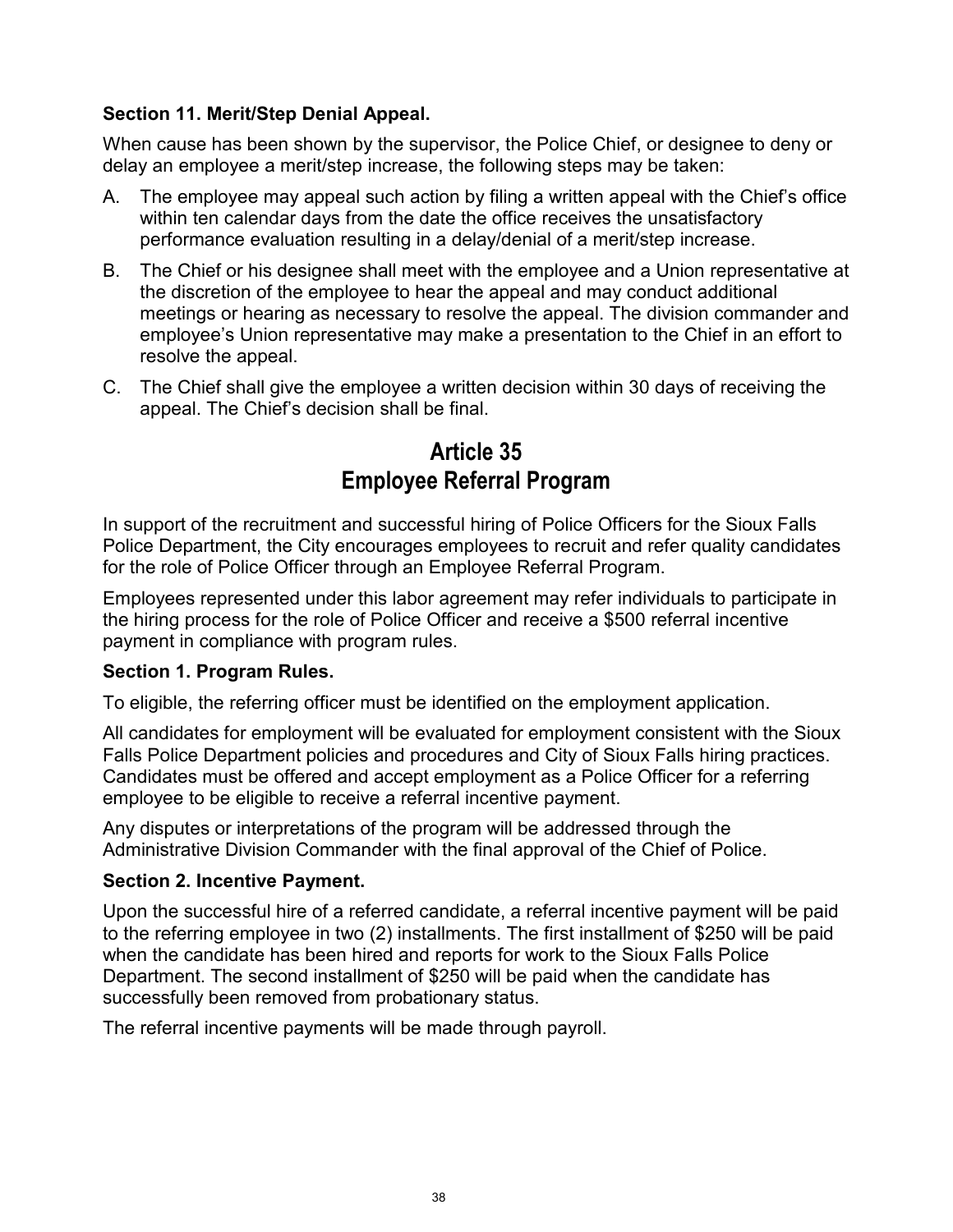**Section 11. Merit/Step Denial Appeal.**

When cause has been shown by the supervisor, the Police Chief, or designee to deny or delay an employee a merit/step increase, the following steps may be taken:

A. The employee may appeal such action by filing a written appeal with the Chief's office within ten calendar days from the date the office receives the unsatisfactory performance evaluation resulting in a delay/denial of a merit/step increase.

B. The Chief or his designee shall meet with the employee and a Union representative at the discretion of the employee to hear the appeal and may conduct additional meetings or hearing as necessary to resolve the appeal. The division commander and employee's Union representative may make a presentation to the Chief in an effort to resolve the appeal.

C. The Chief shall give the employee a written decision within 30 days of receiving the appeal. The Chief's decision shall be final.

# Article 35
# Employee Referral Program

In support of the recruitment and successful hiring of Police Officers for the Sioux Falls Police Department, the City encourages employees to recruit and refer quality candidates for the role of Police Officer through an Employee Referral Program.

Employees represented under this labor agreement may refer individuals to participate in the hiring process for the role of Police Officer and receive a $500 referral incentive payment in compliance with program rules.

**Section 1. Program Rules.**

To eligible, the referring officer must be identified on the employment application.

All candidates for employment will be evaluated for employment consistent with the Sioux Falls Police Department policies and procedures and City of Sioux Falls hiring practices. Candidates must be offered and accept employment as a Police Officer for a referring employee to be eligible to receive a referral incentive payment.

Any disputes or interpretations of the program will be addressed through the Administrative Division Commander with the final approval of the Chief of Police.

**Section 2. Incentive Payment.**

Upon the successful hire of a referred candidate, a referral incentive payment will be paid to the referring employee in two (2) installments. The first installment of $250 will be paid when the candidate has been hired and reports for work to the Sioux Falls Police Department. The second installment of $250 will be paid when the candidate has successfully been removed from probationary status.

The referral incentive payments will be made through payroll.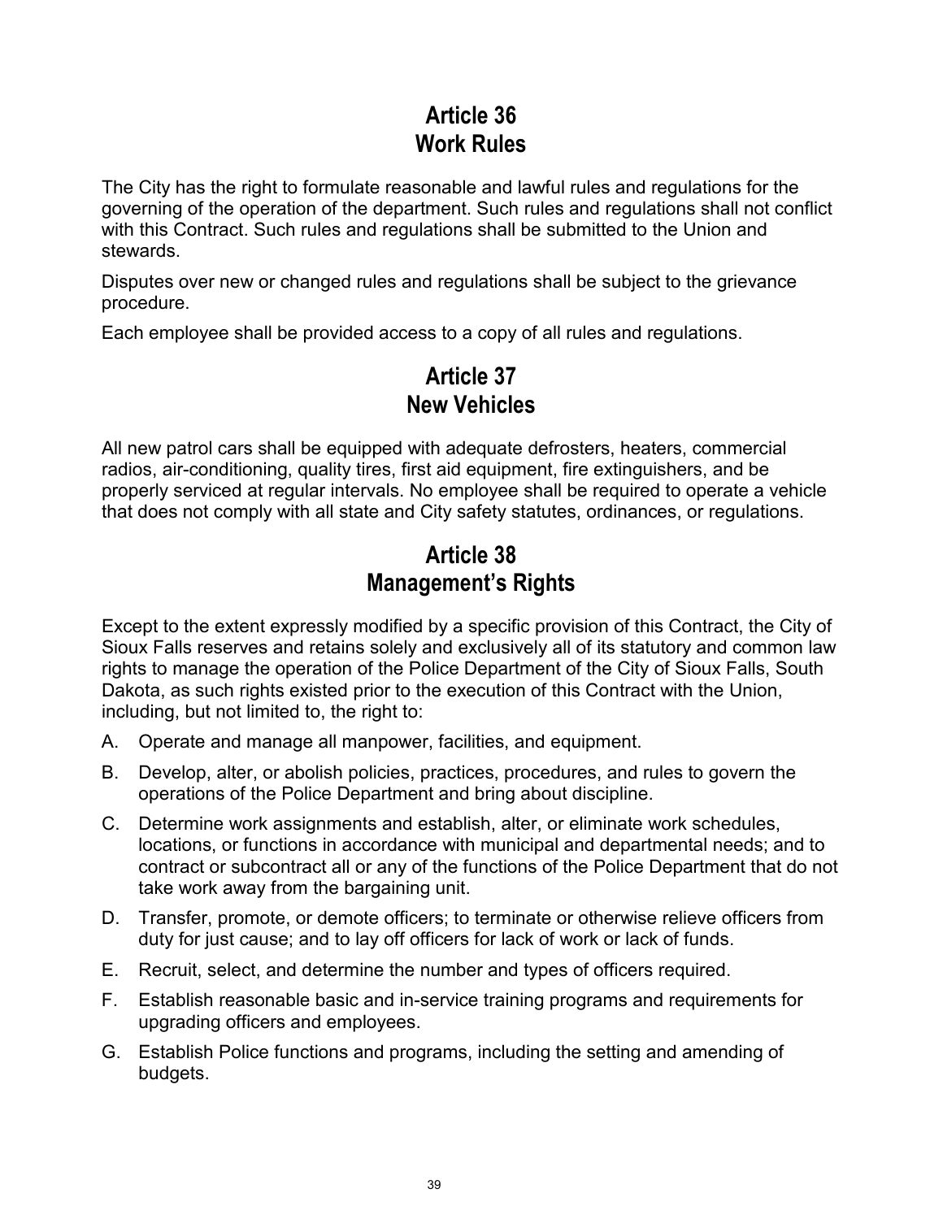## Article 36
## Work Rules

The City has the right to formulate reasonable and lawful rules and regulations for the governing of the operation of the department. Such rules and regulations shall not conflict with this Contract. Such rules and regulations shall be submitted to the Union and stewards.

Disputes over new or changed rules and regulations shall be subject to the grievance procedure.

Each employee shall be provided access to a copy of all rules and regulations.

## Article 37
## New Vehicles

All new patrol cars shall be equipped with adequate defrosters, heaters, commercial radios, air-conditioning, quality tires, first aid equipment, fire extinguishers, and be properly serviced at regular intervals. No employee shall be required to operate a vehicle that does not comply with all state and City safety statutes, ordinances, or regulations.

## Article 38
## Management's Rights

Except to the extent expressly modified by a specific provision of this Contract, the City of Sioux Falls reserves and retains solely and exclusively all of its statutory and common law rights to manage the operation of the Police Department of the City of Sioux Falls, South Dakota, as such rights existed prior to the execution of this Contract with the Union, including, but not limited to, the right to:

A. Operate and manage all manpower, facilities, and equipment.

B. Develop, alter, or abolish policies, practices, procedures, and rules to govern the operations of the Police Department and bring about discipline.

C. Determine work assignments and establish, alter, or eliminate work schedules, locations, or functions in accordance with municipal and departmental needs; and to contract or subcontract all or any of the functions of the Police Department that do not take work away from the bargaining unit.

D. Transfer, promote, or demote officers; to terminate or otherwise relieve officers from duty for just cause; and to lay off officers for lack of work or lack of funds.

E. Recruit, select, and determine the number and types of officers required.

F. Establish reasonable basic and in-service training programs and requirements for upgrading officers and employees.

G. Establish Police functions and programs, including the setting and amending of budgets.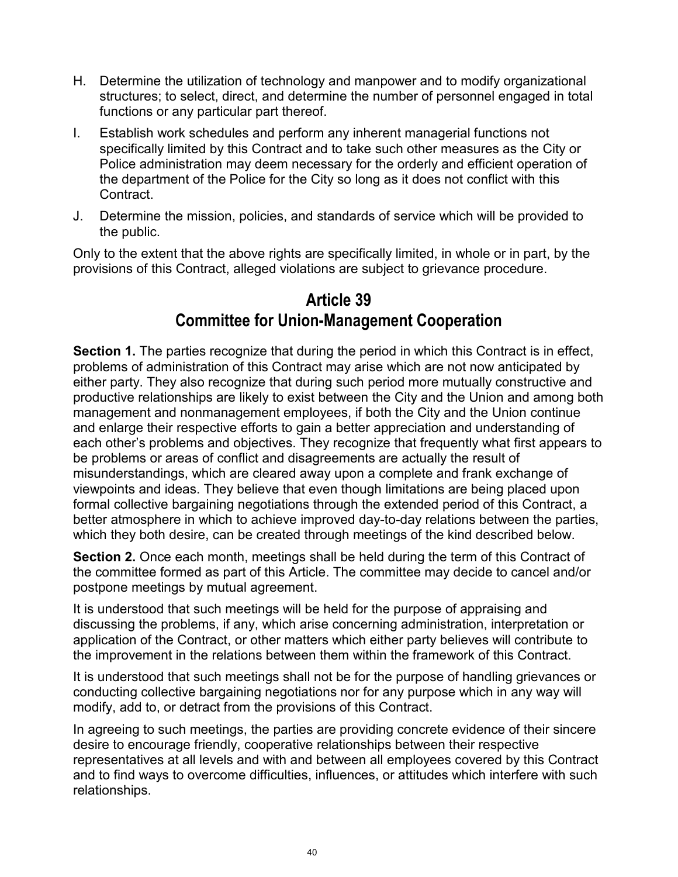H. Determine the utilization of technology and manpower and to modify organizational structures; to select, direct, and determine the number of personnel engaged in total functions or any particular part thereof.

I. Establish work schedules and perform any inherent managerial functions not specifically limited by this Contract and to take such other measures as the City or Police administration may deem necessary for the orderly and efficient operation of the department of the Police for the City so long as it does not conflict with this Contract.

J. Determine the mission, policies, and standards of service which will be provided to the public.

Only to the extent that the above rights are specifically limited, in whole or in part, by the provisions of this Contract, alleged violations are subject to grievance procedure.

# Article 39
# Committee for Union-Management Cooperation

**Section 1.** The parties recognize that during the period in which this Contract is in effect, problems of administration of this Contract may arise which are not now anticipated by either party. They also recognize that during such period more mutually constructive and productive relationships are likely to exist between the City and the Union and among both management and nonmanagement employees, if both the City and the Union continue and enlarge their respective efforts to gain a better appreciation and understanding of each other's problems and objectives. They recognize that frequently what first appears to be problems or areas of conflict and disagreements are actually the result of misunderstandings, which are cleared away upon a complete and frank exchange of viewpoints and ideas. They believe that even though limitations are being placed upon formal collective bargaining negotiations through the extended period of this Contract, a better atmosphere in which to achieve improved day-to-day relations between the parties, which they both desire, can be created through meetings of the kind described below.

**Section 2.** Once each month, meetings shall be held during the term of this Contract of the committee formed as part of this Article. The committee may decide to cancel and/or postpone meetings by mutual agreement.

It is understood that such meetings will be held for the purpose of appraising and discussing the problems, if any, which arise concerning administration, interpretation or application of the Contract, or other matters which either party believes will contribute to the improvement in the relations between them within the framework of this Contract.

It is understood that such meetings shall not be for the purpose of handling grievances or conducting collective bargaining negotiations nor for any purpose which in any way will modify, add to, or detract from the provisions of this Contract.

In agreeing to such meetings, the parties are providing concrete evidence of their sincere desire to encourage friendly, cooperative relationships between their respective representatives at all levels and with and between all employees covered by this Contract and to find ways to overcome difficulties, influences, or attitudes which interfere with such relationships.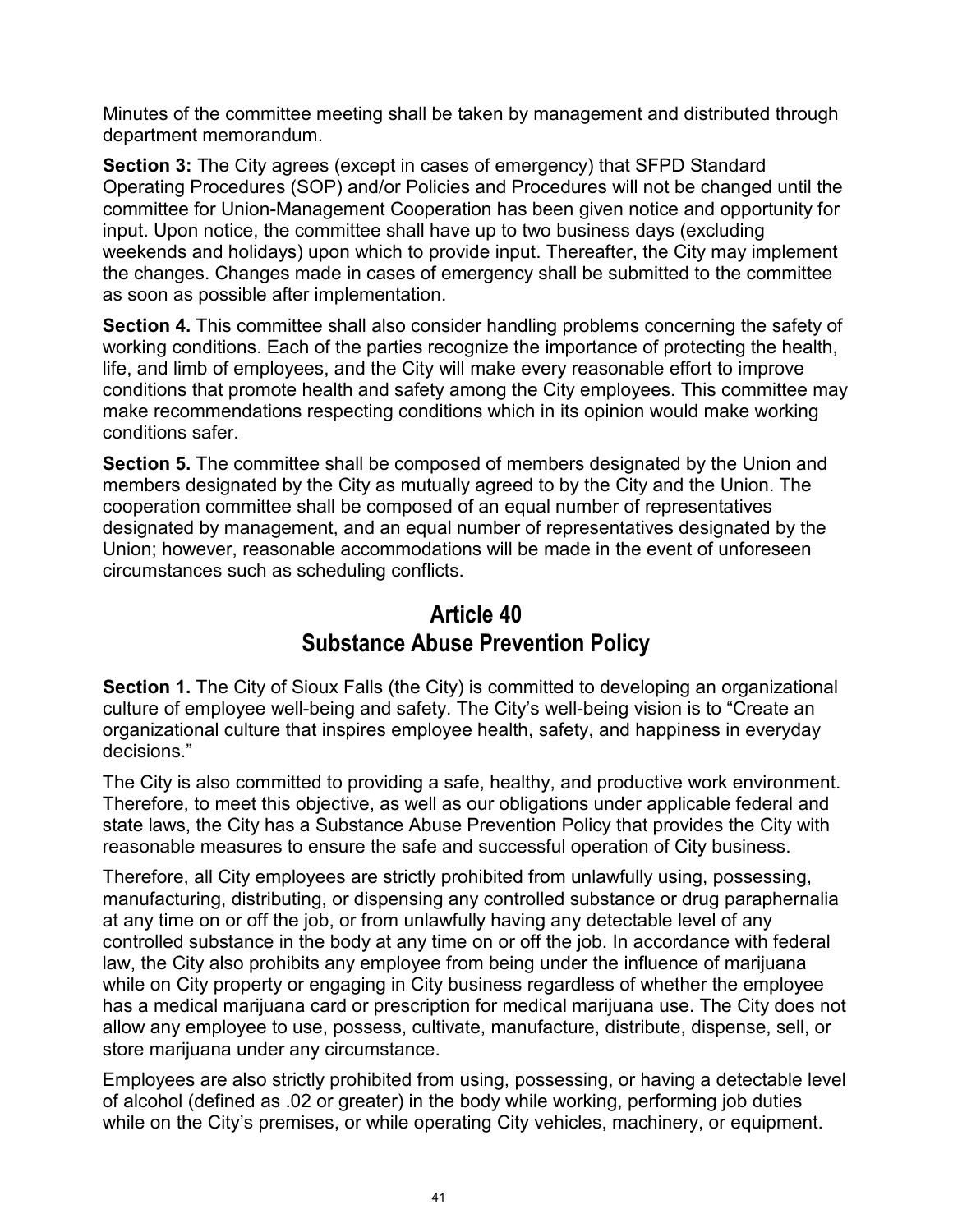Minutes of the committee meeting shall be taken by management and distributed through department memorandum.

**Section 3:** The City agrees (except in cases of emergency) that SFPD Standard Operating Procedures (SOP) and/or Policies and Procedures will not be changed until the committee for Union-Management Cooperation has been given notice and opportunity for input. Upon notice, the committee shall have up to two business days (excluding weekends and holidays) upon which to provide input. Thereafter, the City may implement the changes. Changes made in cases of emergency shall be submitted to the committee as soon as possible after implementation.

**Section 4.** This committee shall also consider handling problems concerning the safety of working conditions. Each of the parties recognize the importance of protecting the health, life, and limb of employees, and the City will make every reasonable effort to improve conditions that promote health and safety among the City employees. This committee may make recommendations respecting conditions which in its opinion would make working conditions safer.

**Section 5.** The committee shall be composed of members designated by the Union and members designated by the City as mutually agreed to by the City and the Union. The cooperation committee shall be composed of an equal number of representatives designated by management, and an equal number of representatives designated by the Union; however, reasonable accommodations will be made in the event of unforeseen circumstances such as scheduling conflicts.

## Article 40
## Substance Abuse Prevention Policy

**Section 1.** The City of Sioux Falls (the City) is committed to developing an organizational culture of employee well-being and safety. The City's well-being vision is to "Create an organizational culture that inspires employee health, safety, and happiness in everyday decisions."

The City is also committed to providing a safe, healthy, and productive work environment. Therefore, to meet this objective, as well as our obligations under applicable federal and state laws, the City has a Substance Abuse Prevention Policy that provides the City with reasonable measures to ensure the safe and successful operation of City business.

Therefore, all City employees are strictly prohibited from unlawfully using, possessing, manufacturing, distributing, or dispensing any controlled substance or drug paraphernalia at any time on or off the job, or from unlawfully having any detectable level of any controlled substance in the body at any time on or off the job. In accordance with federal law, the City also prohibits any employee from being under the influence of marijuana while on City property or engaging in City business regardless of whether the employee has a medical marijuana card or prescription for medical marijuana use. The City does not allow any employee to use, possess, cultivate, manufacture, distribute, dispense, sell, or store marijuana under any circumstance.

Employees are also strictly prohibited from using, possessing, or having a detectable level of alcohol (defined as .02 or greater) in the body while working, performing job duties while on the City's premises, or while operating City vehicles, machinery, or equipment.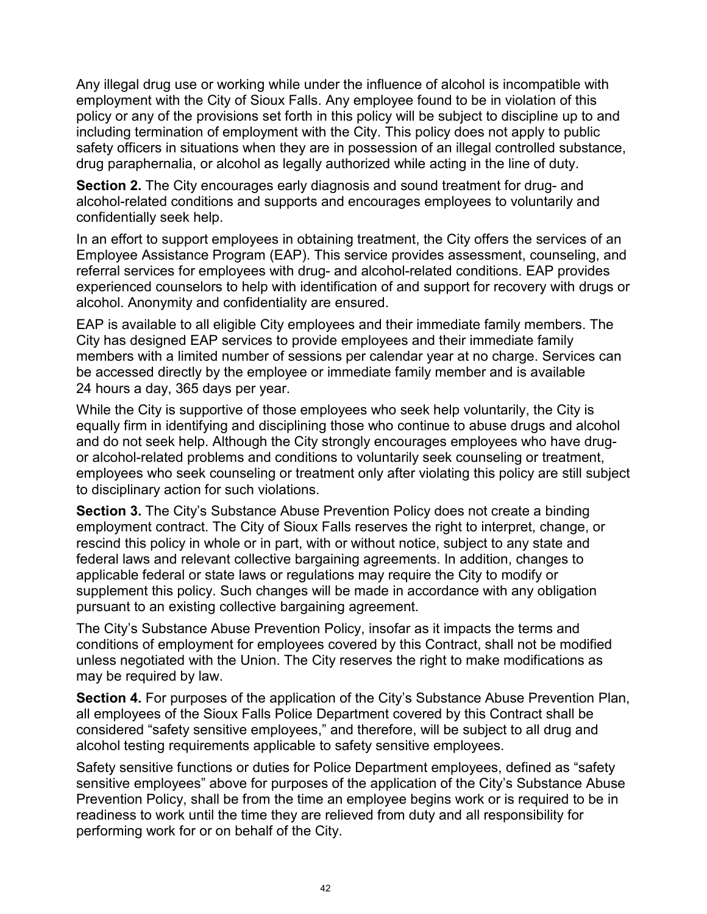Any illegal drug use or working while under the influence of alcohol is incompatible with employment with the City of Sioux Falls. Any employee found to be in violation of this policy or any of the provisions set forth in this policy will be subject to discipline up to and including termination of employment with the City. This policy does not apply to public safety officers in situations when they are in possession of an illegal controlled substance, drug paraphernalia, or alcohol as legally authorized while acting in the line of duty.

**Section 2.** The City encourages early diagnosis and sound treatment for drug- and alcohol-related conditions and supports and encourages employees to voluntarily and confidentially seek help.

In an effort to support employees in obtaining treatment, the City offers the services of an Employee Assistance Program (EAP). This service provides assessment, counseling, and referral services for employees with drug- and alcohol-related conditions. EAP provides experienced counselors to help with identification of and support for recovery with drugs or alcohol. Anonymity and confidentiality are ensured.

EAP is available to all eligible City employees and their immediate family members. The City has designed EAP services to provide employees and their immediate family members with a limited number of sessions per calendar year at no charge. Services can be accessed directly by the employee or immediate family member and is available 24 hours a day, 365 days per year.

While the City is supportive of those employees who seek help voluntarily, the City is equally firm in identifying and disciplining those who continue to abuse drugs and alcohol and do not seek help. Although the City strongly encourages employees who have drug- or alcohol-related problems and conditions to voluntarily seek counseling or treatment, employees who seek counseling or treatment only after violating this policy are still subject to disciplinary action for such violations.

**Section 3.** The City's Substance Abuse Prevention Policy does not create a binding employment contract. The City of Sioux Falls reserves the right to interpret, change, or rescind this policy in whole or in part, with or without notice, subject to any state and federal laws and relevant collective bargaining agreements. In addition, changes to applicable federal or state laws or regulations may require the City to modify or supplement this policy. Such changes will be made in accordance with any obligation pursuant to an existing collective bargaining agreement.

The City's Substance Abuse Prevention Policy, insofar as it impacts the terms and conditions of employment for employees covered by this Contract, shall not be modified unless negotiated with the Union. The City reserves the right to make modifications as may be required by law.

**Section 4.** For purposes of the application of the City's Substance Abuse Prevention Plan, all employees of the Sioux Falls Police Department covered by this Contract shall be considered "safety sensitive employees," and therefore, will be subject to all drug and alcohol testing requirements applicable to safety sensitive employees.

Safety sensitive functions or duties for Police Department employees, defined as "safety sensitive employees" above for purposes of the application of the City's Substance Abuse Prevention Policy, shall be from the time an employee begins work or is required to be in readiness to work until the time they are relieved from duty and all responsibility for performing work for or on behalf of the City.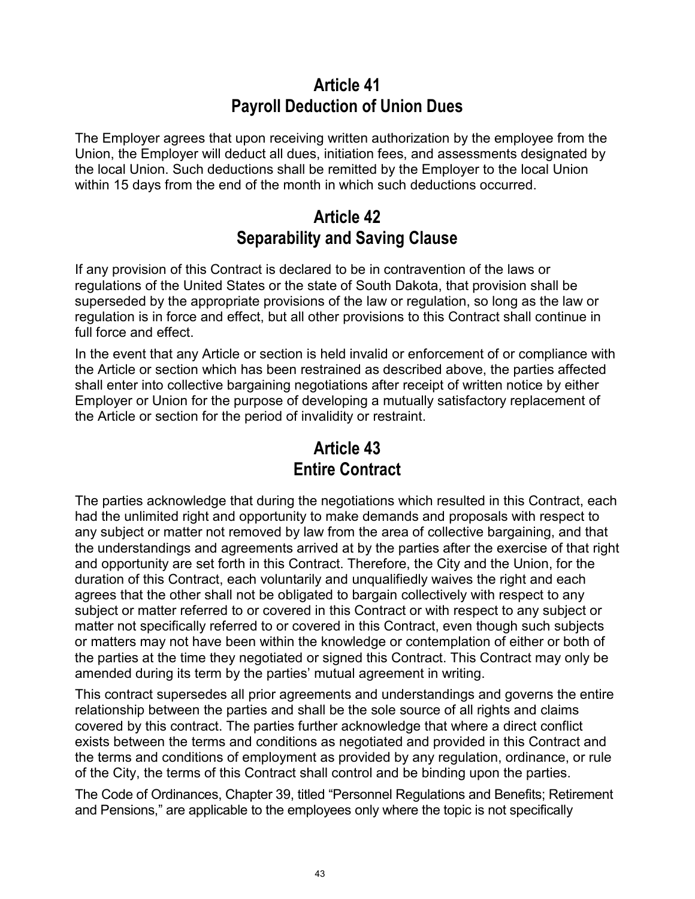# Article 41
# Payroll Deduction of Union Dues

The Employer agrees that upon receiving written authorization by the employee from the Union, the Employer will deduct all dues, initiation fees, and assessments designated by the local Union. Such deductions shall be remitted by the Employer to the local Union within 15 days from the end of the month in which such deductions occurred.

# Article 42
# Separability and Saving Clause

If any provision of this Contract is declared to be in contravention of the laws or regulations of the United States or the state of South Dakota, that provision shall be superseded by the appropriate provisions of the law or regulation, so long as the law or regulation is in force and effect, but all other provisions to this Contract shall continue in full force and effect.

In the event that any Article or section is held invalid or enforcement of or compliance with the Article or section which has been restrained as described above, the parties affected shall enter into collective bargaining negotiations after receipt of written notice by either Employer or Union for the purpose of developing a mutually satisfactory replacement of the Article or section for the period of invalidity or restraint.

# Article 43
# Entire Contract

The parties acknowledge that during the negotiations which resulted in this Contract, each had the unlimited right and opportunity to make demands and proposals with respect to any subject or matter not removed by law from the area of collective bargaining, and that the understandings and agreements arrived at by the parties after the exercise of that right and opportunity are set forth in this Contract. Therefore, the City and the Union, for the duration of this Contract, each voluntarily and unqualifiedly waives the right and each agrees that the other shall not be obligated to bargain collectively with respect to any subject or matter referred to or covered in this Contract or with respect to any subject or matter not specifically referred to or covered in this Contract, even though such subjects or matters may not have been within the knowledge or contemplation of either or both of the parties at the time they negotiated or signed this Contract. This Contract may only be amended during its term by the parties' mutual agreement in writing.

This contract supersedes all prior agreements and understandings and governs the entire relationship between the parties and shall be the sole source of all rights and claims covered by this contract. The parties further acknowledge that where a direct conflict exists between the terms and conditions as negotiated and provided in this Contract and the terms and conditions of employment as provided by any regulation, ordinance, or rule of the City, the terms of this Contract shall control and be binding upon the parties.

The Code of Ordinances, Chapter 39, titled "Personnel Regulations and Benefits; Retirement and Pensions," are applicable to the employees only where the topic is not specifically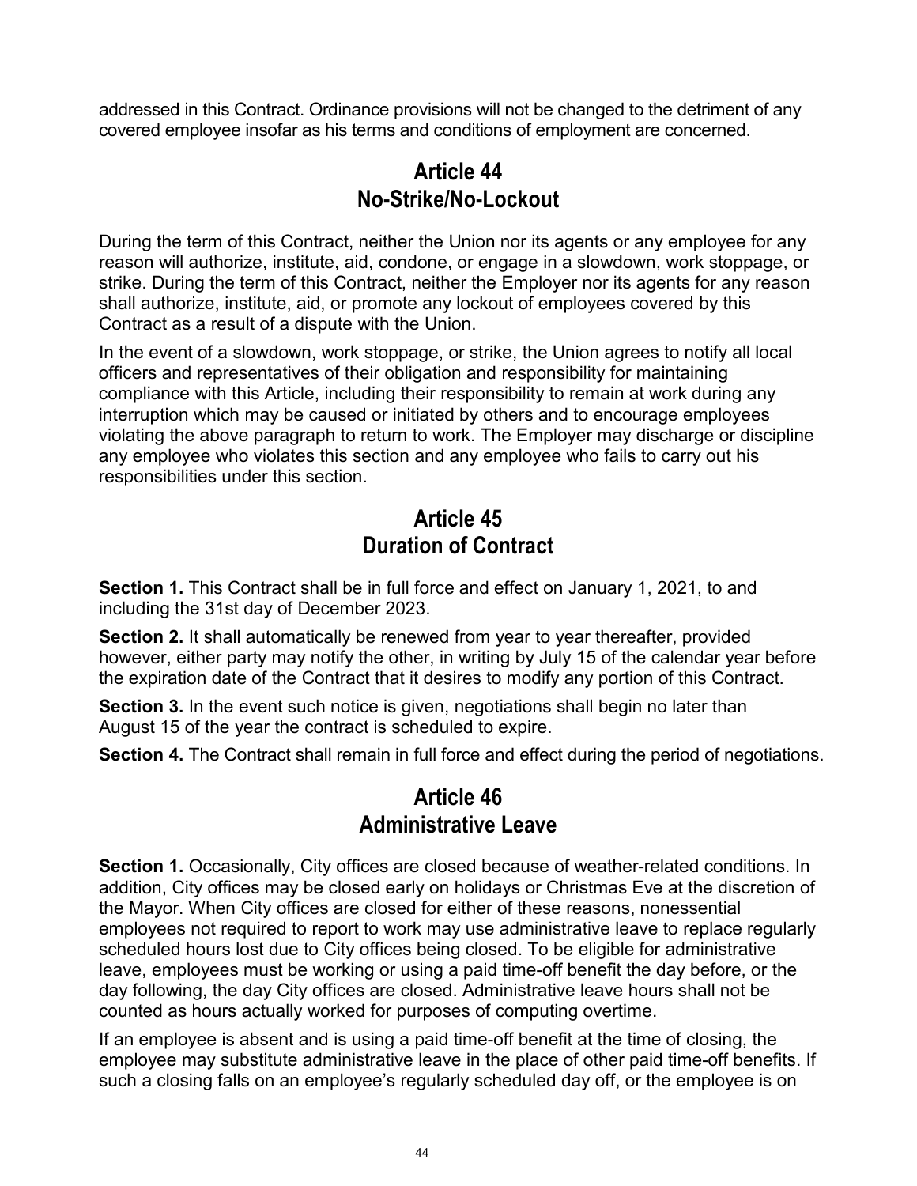addressed in this Contract. Ordinance provisions will not be changed to the detriment of any covered employee insofar as his terms and conditions of employment are concerned.

## Article 44
## No-Strike/No-Lockout

During the term of this Contract, neither the Union nor its agents or any employee for any reason will authorize, institute, aid, condone, or engage in a slowdown, work stoppage, or strike. During the term of this Contract, neither the Employer nor its agents for any reason shall authorize, institute, aid, or promote any lockout of employees covered by this Contract as a result of a dispute with the Union.

In the event of a slowdown, work stoppage, or strike, the Union agrees to notify all local officers and representatives of their obligation and responsibility for maintaining compliance with this Article, including their responsibility to remain at work during any interruption which may be caused or initiated by others and to encourage employees violating the above paragraph to return to work. The Employer may discharge or discipline any employee who violates this section and any employee who fails to carry out his responsibilities under this section.

## Article 45
## Duration of Contract

**Section 1.** This Contract shall be in full force and effect on January 1, 2021, to and including the 31st day of December 2023.

**Section 2.** It shall automatically be renewed from year to year thereafter, provided however, either party may notify the other, in writing by July 15 of the calendar year before the expiration date of the Contract that it desires to modify any portion of this Contract.

**Section 3.** In the event such notice is given, negotiations shall begin no later than August 15 of the year the contract is scheduled to expire.

**Section 4.** The Contract shall remain in full force and effect during the period of negotiations.

## Article 46
## Administrative Leave

**Section 1.** Occasionally, City offices are closed because of weather-related conditions. In addition, City offices may be closed early on holidays or Christmas Eve at the discretion of the Mayor. When City offices are closed for either of these reasons, nonessential employees not required to report to work may use administrative leave to replace regularly scheduled hours lost due to City offices being closed. To be eligible for administrative leave, employees must be working or using a paid time-off benefit the day before, or the day following, the day City offices are closed. Administrative leave hours shall not be counted as hours actually worked for purposes of computing overtime.

If an employee is absent and is using a paid time-off benefit at the time of closing, the employee may substitute administrative leave in the place of other paid time-off benefits. If such a closing falls on an employee's regularly scheduled day off, or the employee is on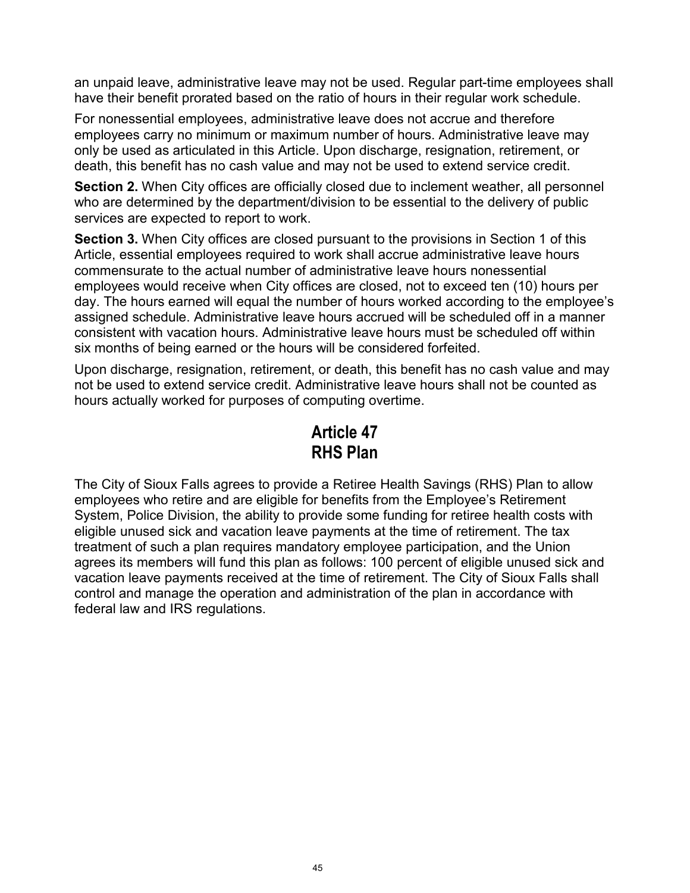an unpaid leave, administrative leave may not be used. Regular part-time employees shall have their benefit prorated based on the ratio of hours in their regular work schedule.

For nonessential employees, administrative leave does not accrue and therefore employees carry no minimum or maximum number of hours. Administrative leave may only be used as articulated in this Article. Upon discharge, resignation, retirement, or death, this benefit has no cash value and may not be used to extend service credit.

**Section 2.** When City offices are officially closed due to inclement weather, all personnel who are determined by the department/division to be essential to the delivery of public services are expected to report to work.

**Section 3.** When City offices are closed pursuant to the provisions in Section 1 of this Article, essential employees required to work shall accrue administrative leave hours commensurate to the actual number of administrative leave hours nonessential employees would receive when City offices are closed, not to exceed ten (10) hours per day. The hours earned will equal the number of hours worked according to the employee's assigned schedule. Administrative leave hours accrued will be scheduled off in a manner consistent with vacation hours. Administrative leave hours must be scheduled off within six months of being earned or the hours will be considered forfeited.

Upon discharge, resignation, retirement, or death, this benefit has no cash value and may not be used to extend service credit. Administrative leave hours shall not be counted as hours actually worked for purposes of computing overtime.

## Article 47
## RHS Plan

The City of Sioux Falls agrees to provide a Retiree Health Savings (RHS) Plan to allow employees who retire and are eligible for benefits from the Employee's Retirement System, Police Division, the ability to provide some funding for retiree health costs with eligible unused sick and vacation leave payments at the time of retirement. The tax treatment of such a plan requires mandatory employee participation, and the Union agrees its members will fund this plan as follows: 100 percent of eligible unused sick and vacation leave payments received at the time of retirement. The City of Sioux Falls shall control and manage the operation and administration of the plan in accordance with federal law and IRS regulations.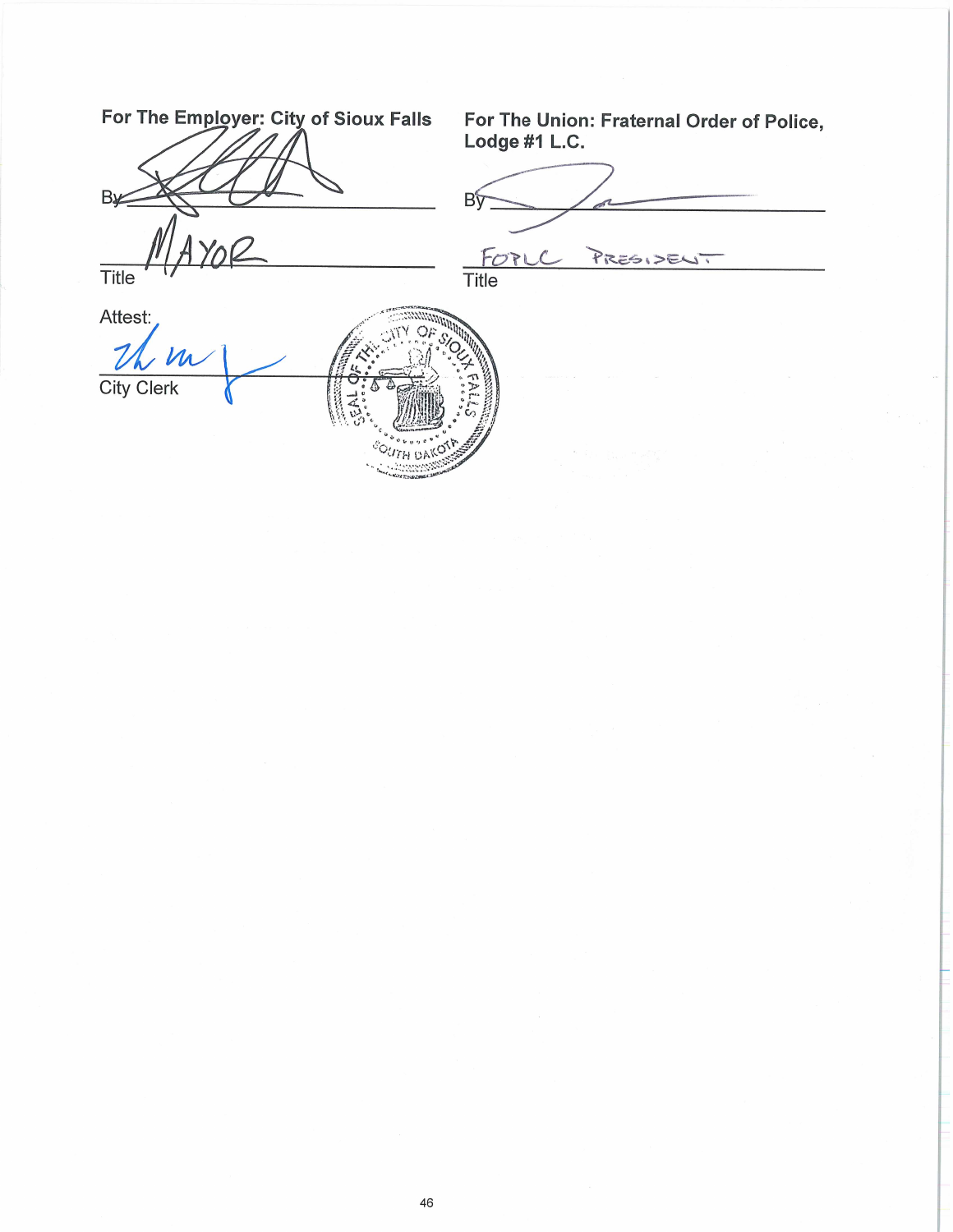**For The Employer: City of Sioux Falls**

By ______________________________

Title MAYOR

**For The Union: Fraternal Order of Police, Lodge #1 L.C.**

By ______________________________

Title FOPLC PRESIDENT

Attest:

______________________________

City Clerk

SEAL OF THE CITY OF SIOUX FALLS SOUTH DAKOTA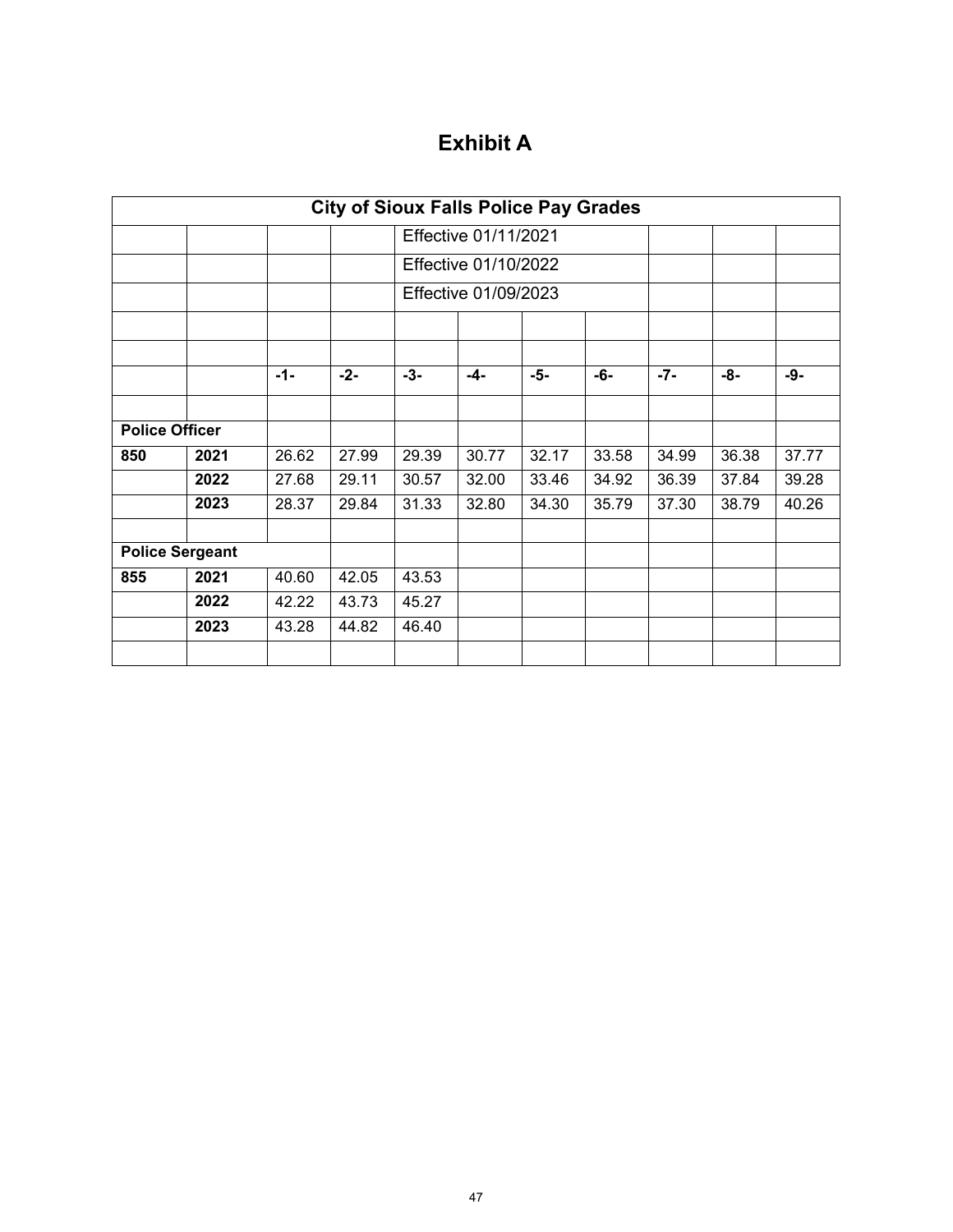# Exhibit A

| City of Sioux Falls Police Pay Grades | | | | | | | | | | |
|---|---|---|---|---|---|---|---|---|---|---|
| | | | | Effective 01/11/2021 | | | | | | |
| | | | | Effective 01/10/2022 | | | | | | |
| | | | | Effective 01/09/2023 | | | | | | |
| | | | | | | | | | | |
| | | | | | | | | | | |
| | | **-1-** | **-2-** | **-3-** | **-4-** | **-5-** | **-6-** | **-7-** | **-8-** | **-9-** |
| | | | | | | | | | | |
| **Police Officer** | | | | | | | | | | |
| **850** | **2021** | 26.62 | 27.99 | 29.39 | 30.77 | 32.17 | 33.58 | 34.99 | 36.38 | 37.77 |
| | **2022** | 27.68 | 29.11 | 30.57 | 32.00 | 33.46 | 34.92 | 36.39 | 37.84 | 39.28 |
| | **2023** | 28.37 | 29.84 | 31.33 | 32.80 | 34.30 | 35.79 | 37.30 | 38.79 | 40.26 |
| | | | | | | | | | | |
| **Police Sergeant** | | | | | | | | | | |
| **855** | **2021** | 40.60 | 42.05 | 43.53 | | | | | | |
| | **2022** | 42.22 | 43.73 | 45.27 | | | | | | |
| | **2023** | 43.28 | 44.82 | 46.40 | | | | | | |
| | | | | | | | | | | |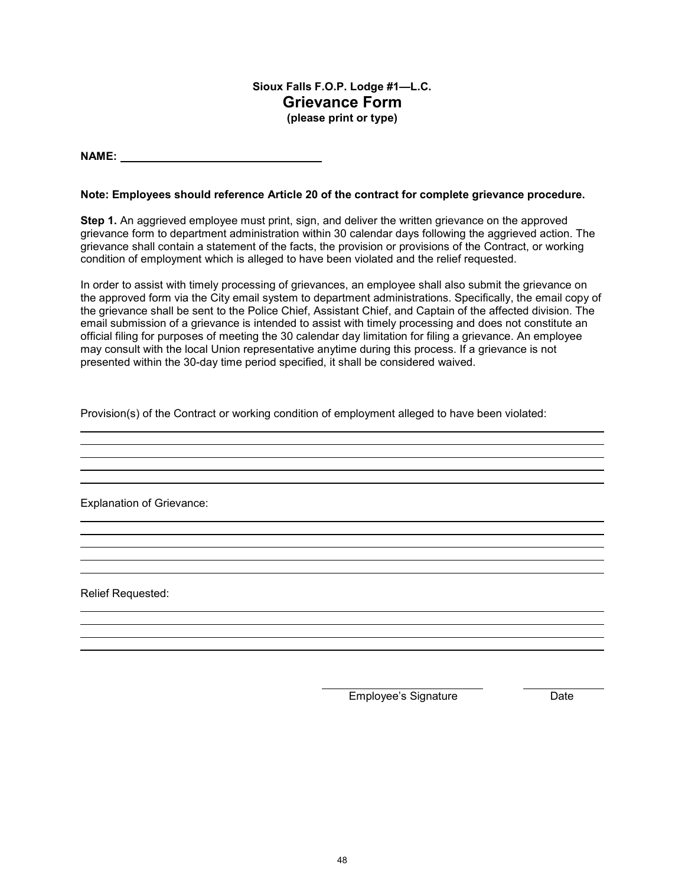**Sioux Falls F.O.P. Lodge #1—L.C.**

# Grievance Form

**(please print or type)**

**NAME:** ________________________________

**Note: Employees should reference Article 20 of the contract for complete grievance procedure.**

**Step 1.** An aggrieved employee must print, sign, and deliver the written grievance on the approved grievance form to department administration within 30 calendar days following the aggrieved action. The grievance shall contain a statement of the facts, the provision or provisions of the Contract, or working condition of employment which is alleged to have been violated and the relief requested.

In order to assist with timely processing of grievances, an employee shall also submit the grievance on the approved form via the City email system to department administrations. Specifically, the email copy of the grievance shall be sent to the Police Chief, Assistant Chief, and Captain of the affected division. The email submission of a grievance is intended to assist with timely processing and does not constitute an official filing for purposes of meeting the 30 calendar day limitation for filing a grievance. An employee may consult with the local Union representative anytime during this process. If a grievance is not presented within the 30-day time period specified, it shall be considered waived.

Provision(s) of the Contract or working condition of employment alleged to have been violated:

______________________________________________________________________

______________________________________________________________________

______________________________________________________________________

______________________________________________________________________

Explanation of Grievance:

______________________________________________________________________

______________________________________________________________________

______________________________________________________________________

______________________________________________________________________

______________________________________________________________________

Relief Requested:

______________________________________________________________________

______________________________________________________________________

______________________________________________________________________

______________________________________________________________________

______________________________ ______________

Employee's Signature Date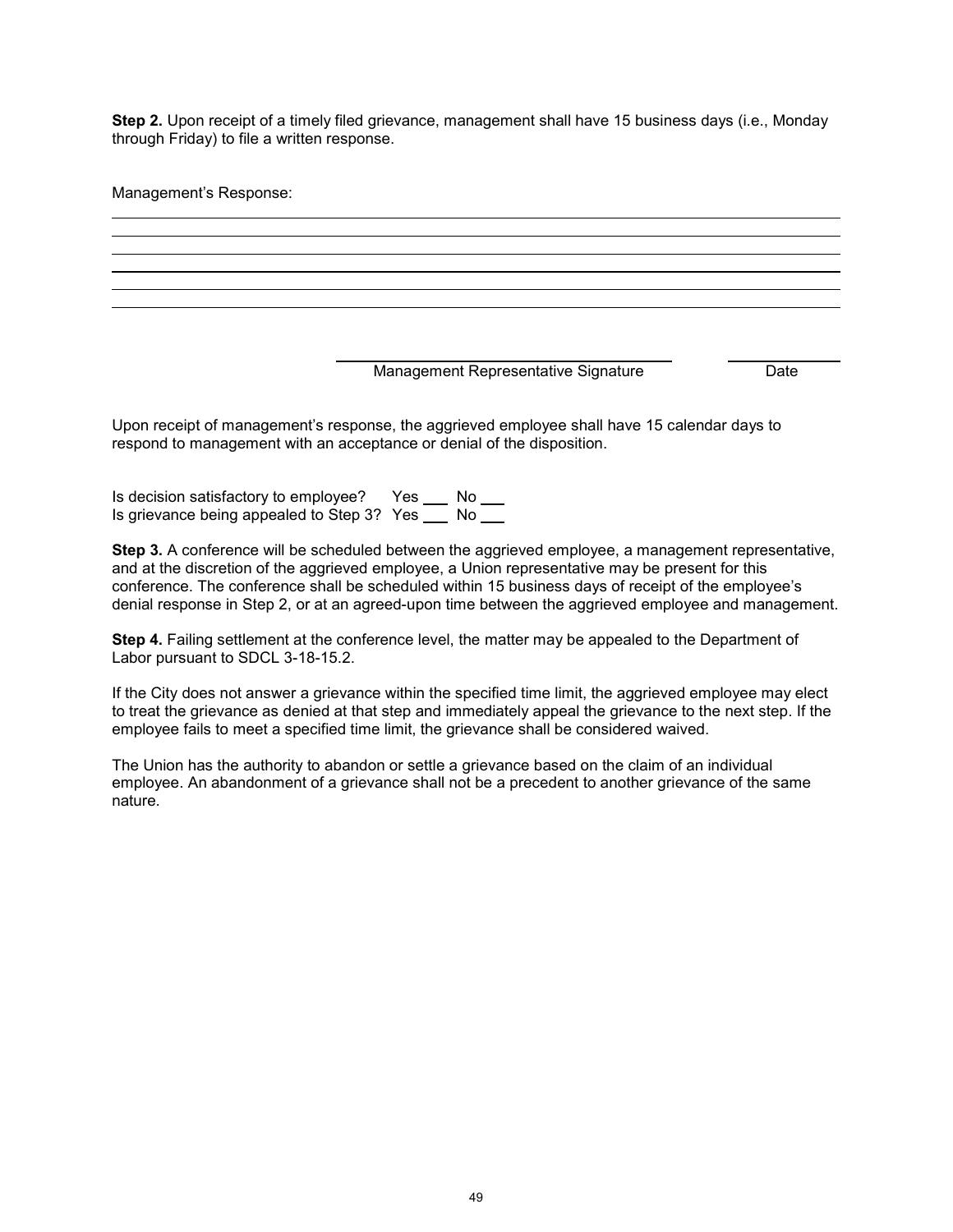**Step 2.** Upon receipt of a timely filed grievance, management shall have 15 business days (i.e., Monday through Friday) to file a written response.

Management's Response:

\_\_\_\_\_\_\_\_\_\_\_\_\_\_\_\_\_\_\_\_\_\_\_\_\_\_\_\_\_\_\_\_\_\_\_\_\_\_\_\_\_\_\_\_\_\_\_\_\_\_\_\_\_\_\_\_\_\_\_\_\_\_\_\_\_\_\_\_\_\_\_\_\_\_\_\_\_\_

\_\_\_\_\_\_\_\_\_\_\_\_\_\_\_\_\_\_\_\_\_\_\_\_\_\_\_\_\_\_\_\_\_\_\_\_\_\_\_\_\_\_\_\_\_\_\_\_\_\_\_\_\_\_\_\_\_\_\_\_\_\_\_\_\_\_\_\_\_\_\_\_\_\_\_\_\_\_

\_\_\_\_\_\_\_\_\_\_\_\_\_\_\_\_\_\_\_\_\_\_\_\_\_\_\_\_\_\_\_\_\_\_\_\_\_\_\_\_\_\_\_\_\_\_\_\_\_\_\_\_\_\_\_\_\_\_\_\_\_\_\_\_\_\_\_\_\_\_\_\_\_\_\_\_\_\_

\_\_\_\_\_\_\_\_\_\_\_\_\_\_\_\_\_\_\_\_\_\_\_\_\_\_\_\_\_\_\_\_\_\_\_\_\_\_\_\_\_\_\_\_\_\_\_\_\_\_\_\_\_\_\_\_\_\_\_\_\_\_\_\_\_\_\_\_\_\_\_\_\_\_\_\_\_\_

\_\_\_\_\_\_\_\_\_\_\_\_\_\_\_\_\_\_\_\_\_\_\_\_\_\_\_\_\_\_\_\_\_\_\_\_\_\_\_\_\_\_\_\_\_\_\_\_\_\_\_\_\_\_\_\_\_\_\_\_\_\_\_\_\_\_\_\_\_\_\_\_\_\_\_\_\_\_

\_\_\_\_\_\_\_\_\_\_\_\_\_\_\_\_\_\_\_\_\_\_\_\_\_\_\_\_\_\_\_\_\_\_\_\_\_\_\_\_\_\_\_\_\_\_\_\_\_\_\_\_\_\_\_\_\_\_\_\_\_\_\_\_\_\_\_\_\_\_\_\_\_\_\_\_\_\_

\_\_\_\_\_\_\_\_\_\_\_\_\_\_\_\_\_\_\_\_\_\_\_\_\_\_\_\_\_\_\_\_\_\_\_\_\_\_\_\_ \_\_\_\_\_\_\_\_\_\_\_\_\_\_\_
Management Representative Signature Date

Upon receipt of management's response, the aggrieved employee shall have 15 calendar days to respond to management with an acceptance or denial of the disposition.

Is decision satisfactory to employee? Yes \_\_\_ No \_\_\_
Is grievance being appealed to Step 3? Yes \_\_\_ No \_\_\_

**Step 3.** A conference will be scheduled between the aggrieved employee, a management representative, and at the discretion of the aggrieved employee, a Union representative may be present for this conference. The conference shall be scheduled within 15 business days of receipt of the employee's denial response in Step 2, or at an agreed-upon time between the aggrieved employee and management.

**Step 4.** Failing settlement at the conference level, the matter may be appealed to the Department of Labor pursuant to SDCL 3-18-15.2.

If the City does not answer a grievance within the specified time limit, the aggrieved employee may elect to treat the grievance as denied at that step and immediately appeal the grievance to the next step. If the employee fails to meet a specified time limit, the grievance shall be considered waived.

The Union has the authority to abandon or settle a grievance based on the claim of an individual employee. An abandonment of a grievance shall not be a precedent to another grievance of the same nature.